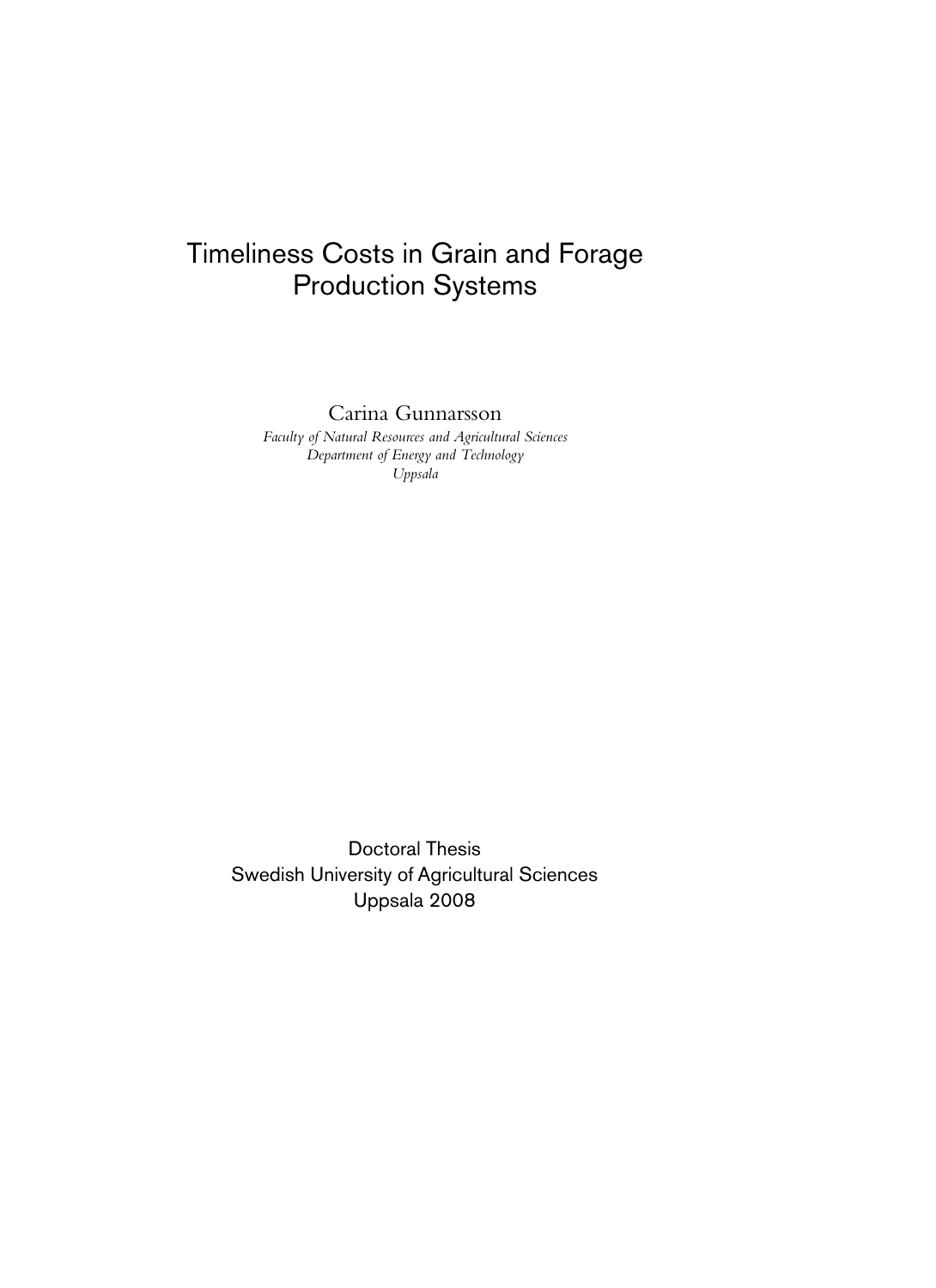# Timeliness Costs in Grain and Forage Production Systems

Carina Gunnarsson

*Faculty of Natural Resources and Agricultural Sciences*
*Department of Energy and Technology*
*Uppsala*

Doctoral Thesis
Swedish University of Agricultural Sciences
Uppsala 2008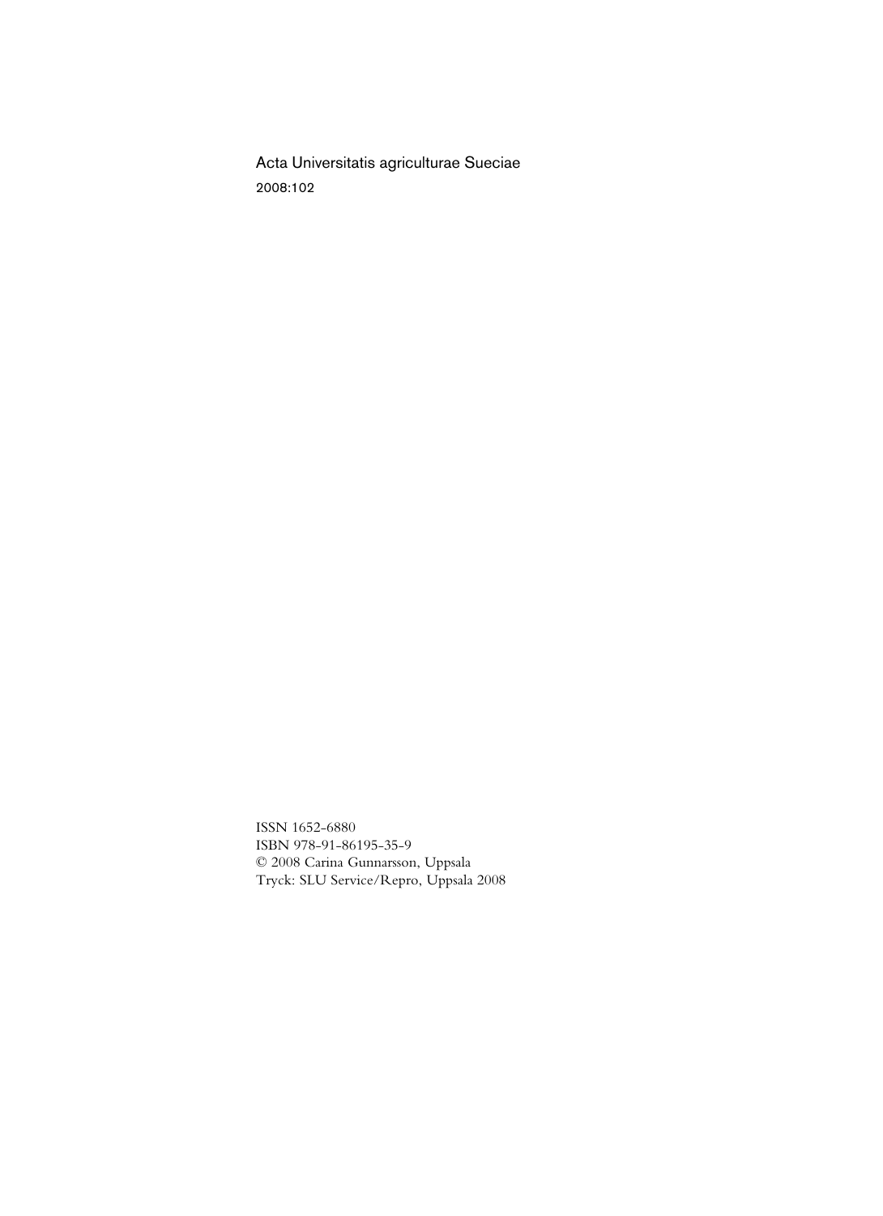Acta Universitatis agriculturae Sueciae
2008:102

ISSN 1652-6880
ISBN 978-91-86195-35-9
© 2008 Carina Gunnarsson, Uppsala
Tryck: SLU Service/Repro, Uppsala 2008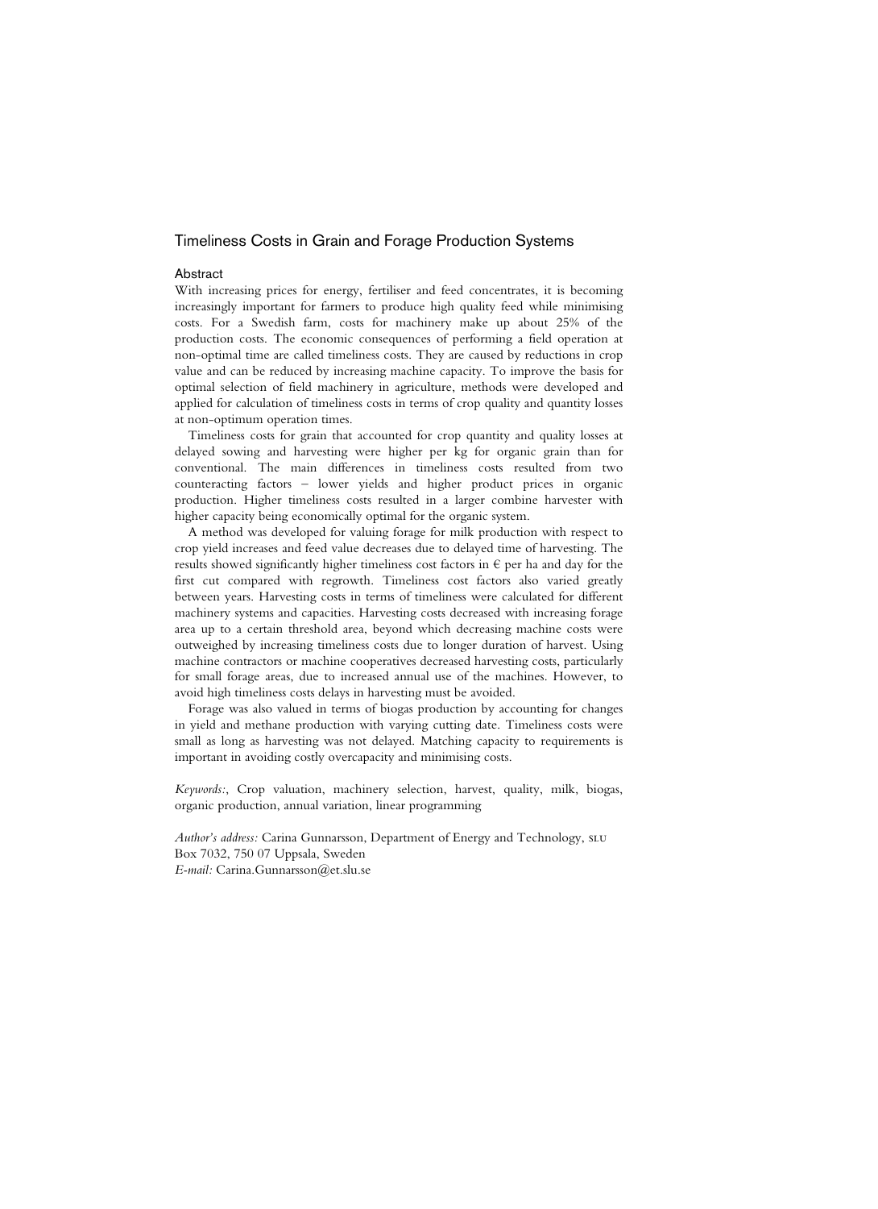# Timeliness Costs in Grain and Forage Production Systems

## Abstract

With increasing prices for energy, fertiliser and feed concentrates, it is becoming increasingly important for farmers to produce high quality feed while minimising costs. For a Swedish farm, costs for machinery make up about 25% of the production costs. The economic consequences of performing a field operation at non-optimal time are called timeliness costs. They are caused by reductions in crop value and can be reduced by increasing machine capacity. To improve the basis for optimal selection of field machinery in agriculture, methods were developed and applied for calculation of timeliness costs in terms of crop quality and quantity losses at non-optimum operation times.

Timeliness costs for grain that accounted for crop quantity and quality losses at delayed sowing and harvesting were higher per kg for organic grain than for conventional. The main differences in timeliness costs resulted from two counteracting factors – lower yields and higher product prices in organic production. Higher timeliness costs resulted in a larger combine harvester with higher capacity being economically optimal for the organic system.

A method was developed for valuing forage for milk production with respect to crop yield increases and feed value decreases due to delayed time of harvesting. The results showed significantly higher timeliness cost factors in € per ha and day for the first cut compared with regrowth. Timeliness cost factors also varied greatly between years. Harvesting costs in terms of timeliness were calculated for different machinery systems and capacities. Harvesting costs decreased with increasing forage area up to a certain threshold area, beyond which decreasing machine costs were outweighed by increasing timeliness costs due to longer duration of harvest. Using machine contractors or machine cooperatives decreased harvesting costs, particularly for small forage areas, due to increased annual use of the machines. However, to avoid high timeliness costs delays in harvesting must be avoided.

Forage was also valued in terms of biogas production by accounting for changes in yield and methane production with varying cutting date. Timeliness costs were small as long as harvesting was not delayed. Matching capacity to requirements is important in avoiding costly overcapacity and minimising costs.

*Keywords:*, Crop valuation, machinery selection, harvest, quality, milk, biogas, organic production, annual variation, linear programming

*Author's address:* Carina Gunnarsson, Department of Energy and Technology, SLU
Box 7032, 750 07 Uppsala, Sweden
*E-mail:* Carina.Gunnarsson@et.slu.se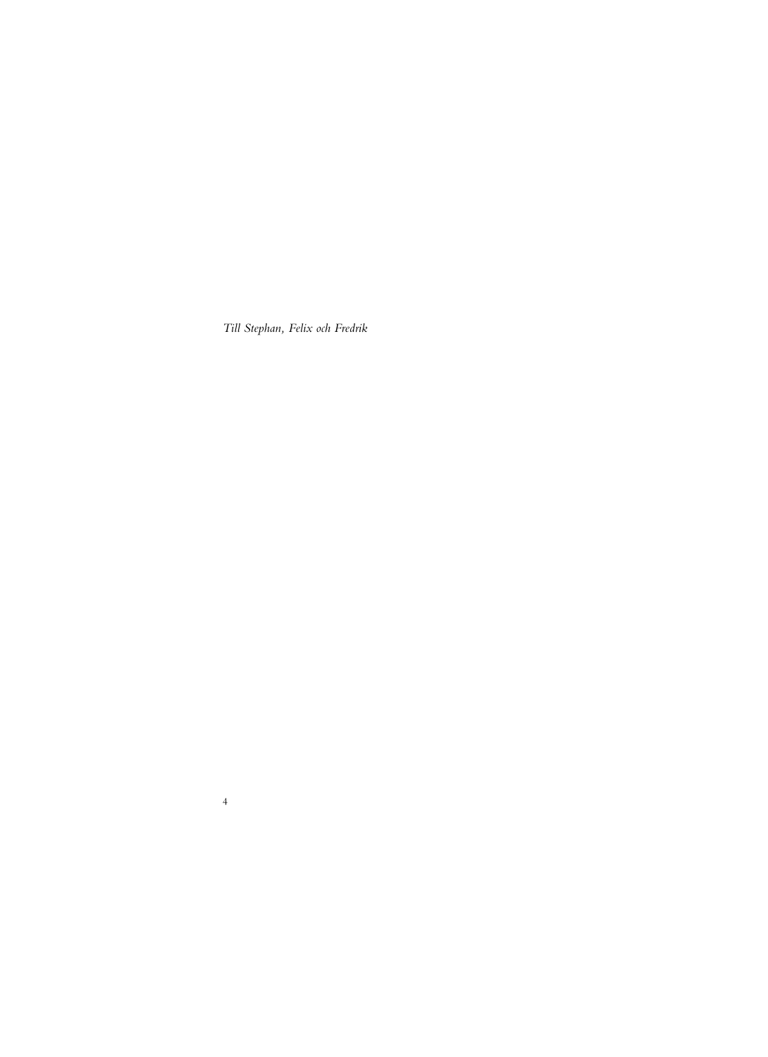*Till Stephan, Felix och Fredrik*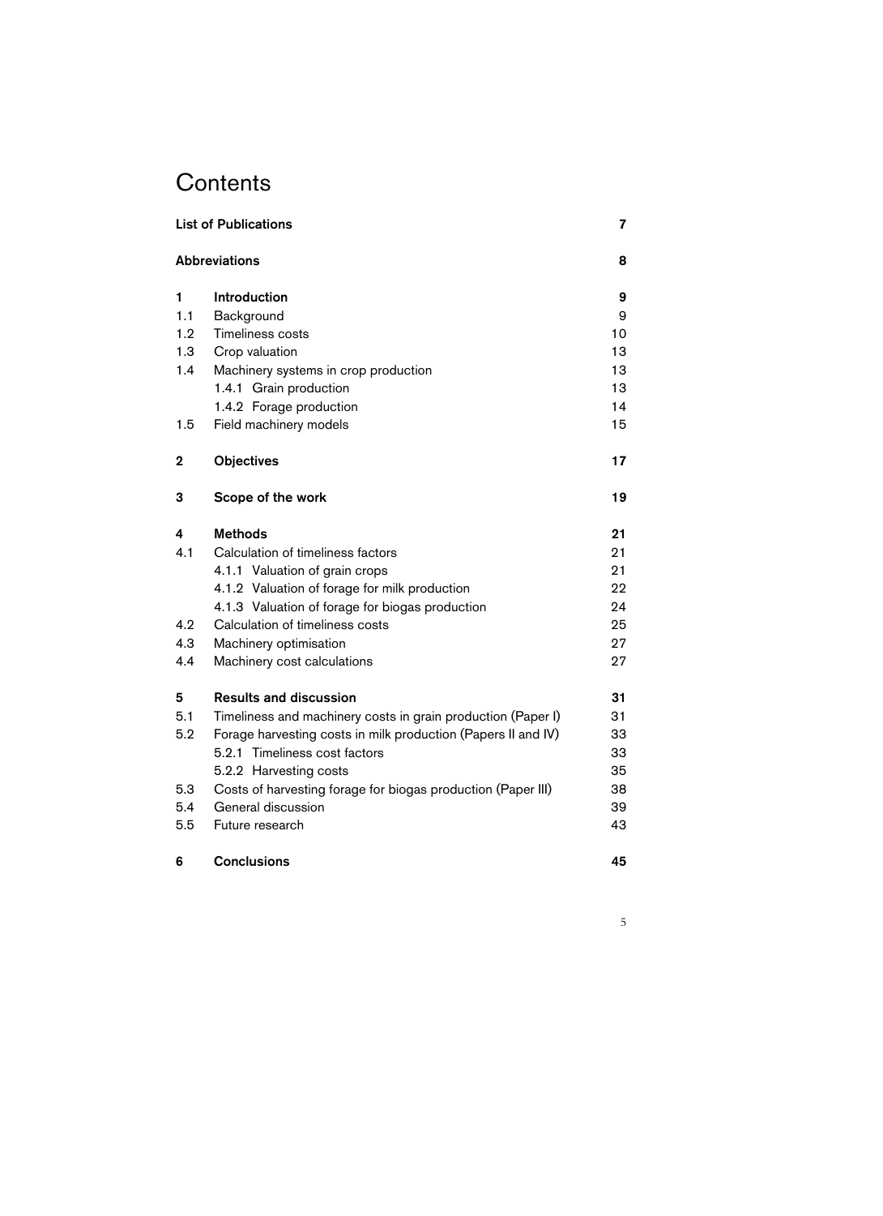# Contents

| | | |
|---|---|---|
| **List of Publications** | | **7** |
| **Abbreviations** | | **8** |
| **1** | **Introduction** | **9** |
| 1.1 | Background | 9 |
| 1.2 | Timeliness costs | 10 |
| 1.3 | Crop valuation | 13 |
| 1.4 | Machinery systems in crop production | 13 |
| | 1.4.1 Grain production | 13 |
| | 1.4.2 Forage production | 14 |
| 1.5 | Field machinery models | 15 |
| **2** | **Objectives** | **17** |
| **3** | **Scope of the work** | **19** |
| **4** | **Methods** | **21** |
| 4.1 | Calculation of timeliness factors | 21 |
| | 4.1.1 Valuation of grain crops | 21 |
| | 4.1.2 Valuation of forage for milk production | 22 |
| | 4.1.3 Valuation of forage for biogas production | 24 |
| 4.2 | Calculation of timeliness costs | 25 |
| 4.3 | Machinery optimisation | 27 |
| 4.4 | Machinery cost calculations | 27 |
| **5** | **Results and discussion** | **31** |
| 5.1 | Timeliness and machinery costs in grain production (Paper I) | 31 |
| 5.2 | Forage harvesting costs in milk production (Papers II and IV) | 33 |
| | 5.2.1 Timeliness cost factors | 33 |
| | 5.2.2 Harvesting costs | 35 |
| 5.3 | Costs of harvesting forage for biogas production (Paper III) | 38 |
| 5.4 | General discussion | 39 |
| 5.5 | Future research | 43 |
| **6** | **Conclusions** | **45** |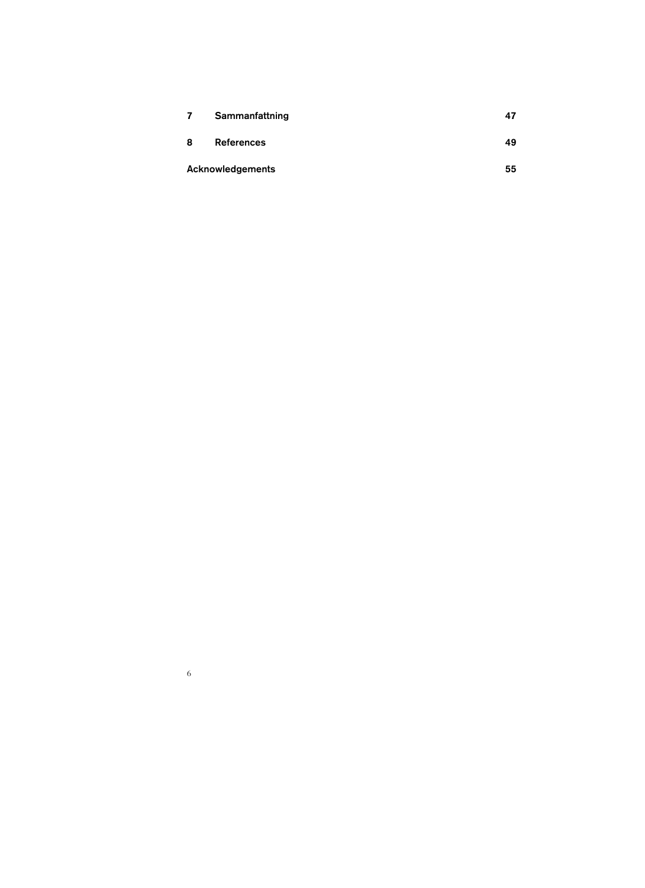| | | |
|---|---|---|
| **7** | **Sammanfattning** | **47** |
| **8** | **References** | **49** |
| **Acknowledgements** | | **55** |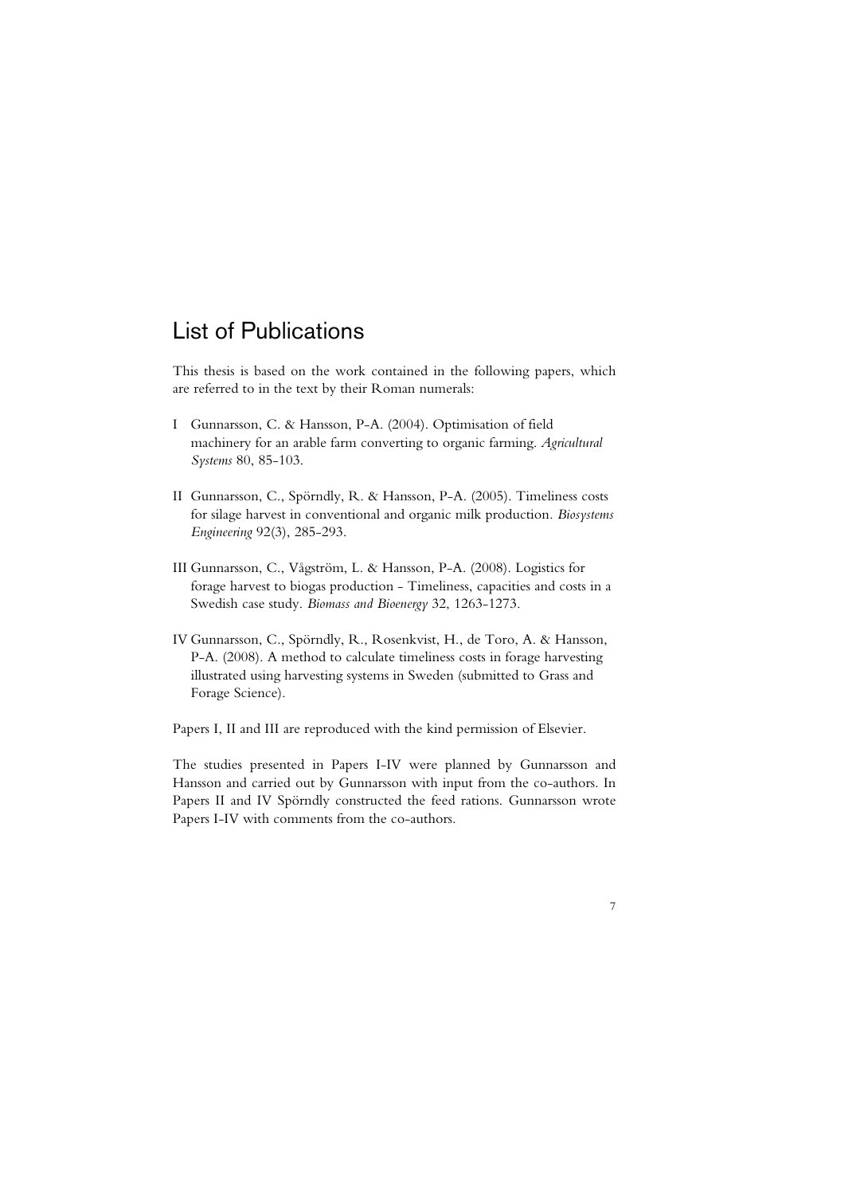# List of Publications

This thesis is based on the work contained in the following papers, which are referred to in the text by their Roman numerals:

I Gunnarsson, C. & Hansson, P-A. (2004). Optimisation of field machinery for an arable farm converting to organic farming. *Agricultural Systems* 80, 85-103.

II Gunnarsson, C., Spörndly, R. & Hansson, P-A. (2005). Timeliness costs for silage harvest in conventional and organic milk production. *Biosystems Engineering* 92(3), 285-293.

III Gunnarsson, C., Vågström, L. & Hansson, P-A. (2008). Logistics for forage harvest to biogas production - Timeliness, capacities and costs in a Swedish case study. *Biomass and Bioenergy* 32, 1263-1273.

IV Gunnarsson, C., Spörndly, R., Rosenkvist, H., de Toro, A. & Hansson, P-A. (2008). A method to calculate timeliness costs in forage harvesting illustrated using harvesting systems in Sweden (submitted to Grass and Forage Science).

Papers I, II and III are reproduced with the kind permission of Elsevier.

The studies presented in Papers I-IV were planned by Gunnarsson and Hansson and carried out by Gunnarsson with input from the co-authors. In Papers II and IV Spörndly constructed the feed rations. Gunnarsson wrote Papers I-IV with comments from the co-authors.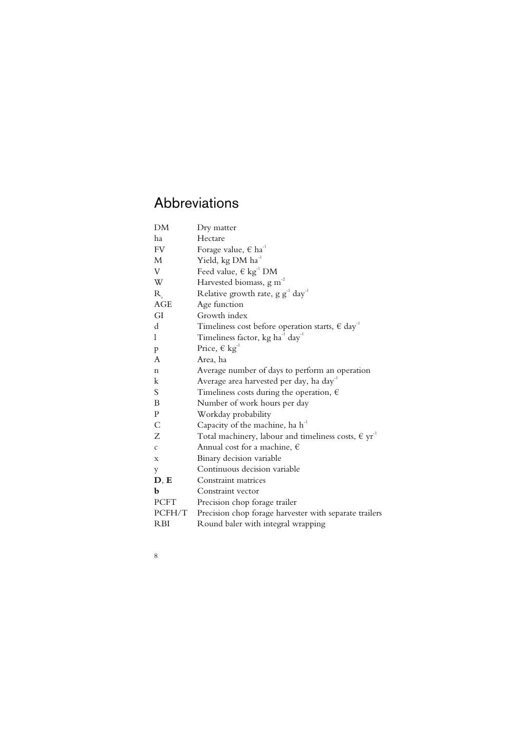# Abbreviations

| | |
|---|---|
| DM | Dry matter |
| ha | Hectare |
| FV | Forage value, € $ha^{-1}$ |
| M | Yield, kg DM $ha^{-1}$ |
| V | Feed value, € $kg^{-1}$ DM |
| W | Harvested biomass, g $m^{-2}$ |
| $R_s$ | Relative growth rate, g $g^{-1}$ $day^{-1}$ |
| AGE | Age function |
| GI | Growth index |
| d | Timeliness cost before operation starts, € $day^{-1}$ |
| l | Timeliness factor, kg $ha^{-1}$ $day^{-1}$ |
| p | Price, € $kg^{-1}$ |
| A | Area, ha |
| n | Average number of days to perform an operation |
| k | Average area harvested per day, ha $day^{-1}$ |
| S | Timeliness costs during the operation, € |
| B | Number of work hours per day |
| P | Workday probability |
| C | Capacity of the machine, ha $h^{-1}$ |
| Z | Total machinery, labour and timeliness costs, € $yr^{-1}$ |
| c | Annual cost for a machine, € |
| x | Binary decision variable |
| y | Continuous decision variable |
| **D**, **E** | Constraint matrices |
| **b** | Constraint vector |
| PCFT | Precision chop forage trailer |
| PCFH/T | Precision chop forage harvester with separate trailers |
| RBI | Round baler with integral wrapping |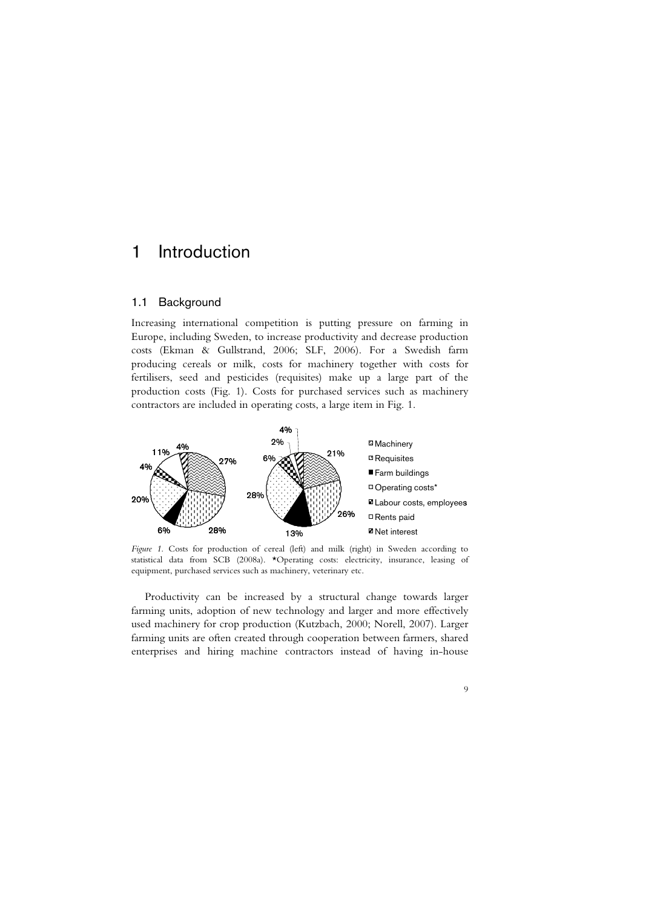# 1 Introduction

## 1.1 Background

Increasing international competition is putting pressure on farming in Europe, including Sweden, to increase productivity and decrease production costs (Ekman & Gullstrand, 2006; SLF, 2006). For a Swedish farm producing cereals or milk, costs for machinery together with costs for fertilisers, seed and pesticides (requisites) make up a large part of the production costs (Fig. 1). Costs for purchased services such as machinery contractors are included in operating costs, a large item in Fig. 1.

*Figure 1.* Costs for production of cereal (left) and milk (right) in Sweden according to statistical data from SCB (2008a). *Operating costs: electricity, insurance, leasing of equipment, purchased services such as machinery, veterinary etc.

Productivity can be increased by a structural change towards larger farming units, adoption of new technology and larger and more effectively used machinery for crop production (Kutzbach, 2000; Norell, 2007). Larger farming units are often created through cooperation between farmers, shared enterprises and hiring machine contractors instead of having in-house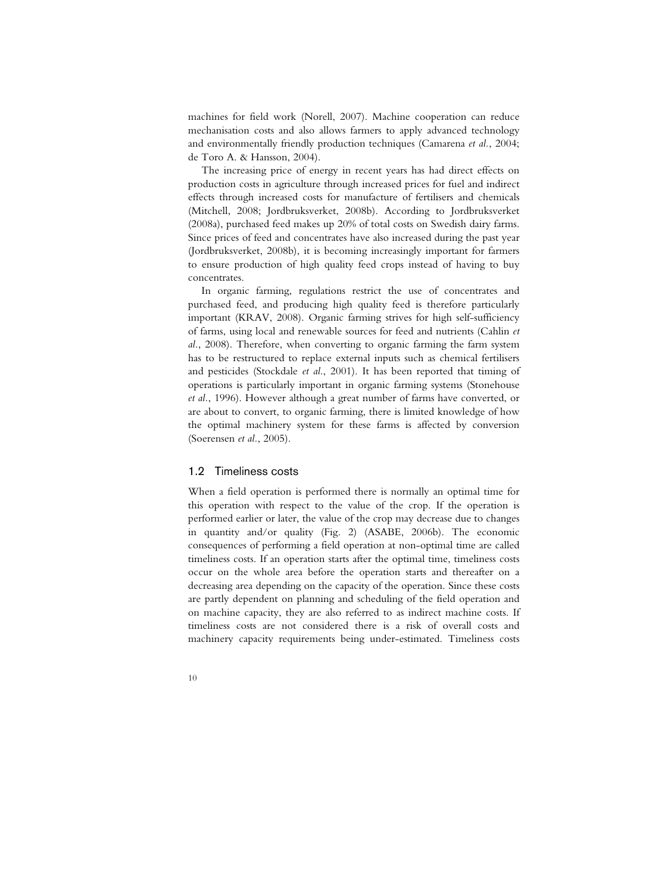machines for field work (Norell, 2007). Machine cooperation can reduce mechanisation costs and also allows farmers to apply advanced technology and environmentally friendly production techniques (Camarena *et al.*, 2004; de Toro A. & Hansson, 2004).

The increasing price of energy in recent years has had direct effects on production costs in agriculture through increased prices for fuel and indirect effects through increased costs for manufacture of fertilisers and chemicals (Mitchell, 2008; Jordbruksverket, 2008b). According to Jordbruksverket (2008a), purchased feed makes up 20% of total costs on Swedish dairy farms. Since prices of feed and concentrates have also increased during the past year (Jordbruksverket, 2008b), it is becoming increasingly important for farmers to ensure production of high quality feed crops instead of having to buy concentrates.

In organic farming, regulations restrict the use of concentrates and purchased feed, and producing high quality feed is therefore particularly important (KRAV, 2008). Organic farming strives for high self-sufficiency of farms, using local and renewable sources for feed and nutrients (Cahlin *et al.*, 2008). Therefore, when converting to organic farming the farm system has to be restructured to replace external inputs such as chemical fertilisers and pesticides (Stockdale *et al.*, 2001). It has been reported that timing of operations is particularly important in organic farming systems (Stonehouse *et al.*, 1996). However although a great number of farms have converted, or are about to convert, to organic farming, there is limited knowledge of how the optimal machinery system for these farms is affected by conversion (Soerensen *et al.*, 2005).

## 1.2 Timeliness costs

When a field operation is performed there is normally an optimal time for this operation with respect to the value of the crop. If the operation is performed earlier or later, the value of the crop may decrease due to changes in quantity and/or quality (Fig. 2) (ASABE, 2006b). The economic consequences of performing a field operation at non-optimal time are called timeliness costs. If an operation starts after the optimal time, timeliness costs occur on the whole area before the operation starts and thereafter on a decreasing area depending on the capacity of the operation. Since these costs are partly dependent on planning and scheduling of the field operation and on machine capacity, they are also referred to as indirect machine costs. If timeliness costs are not considered there is a risk of overall costs and machinery capacity requirements being under-estimated. Timeliness costs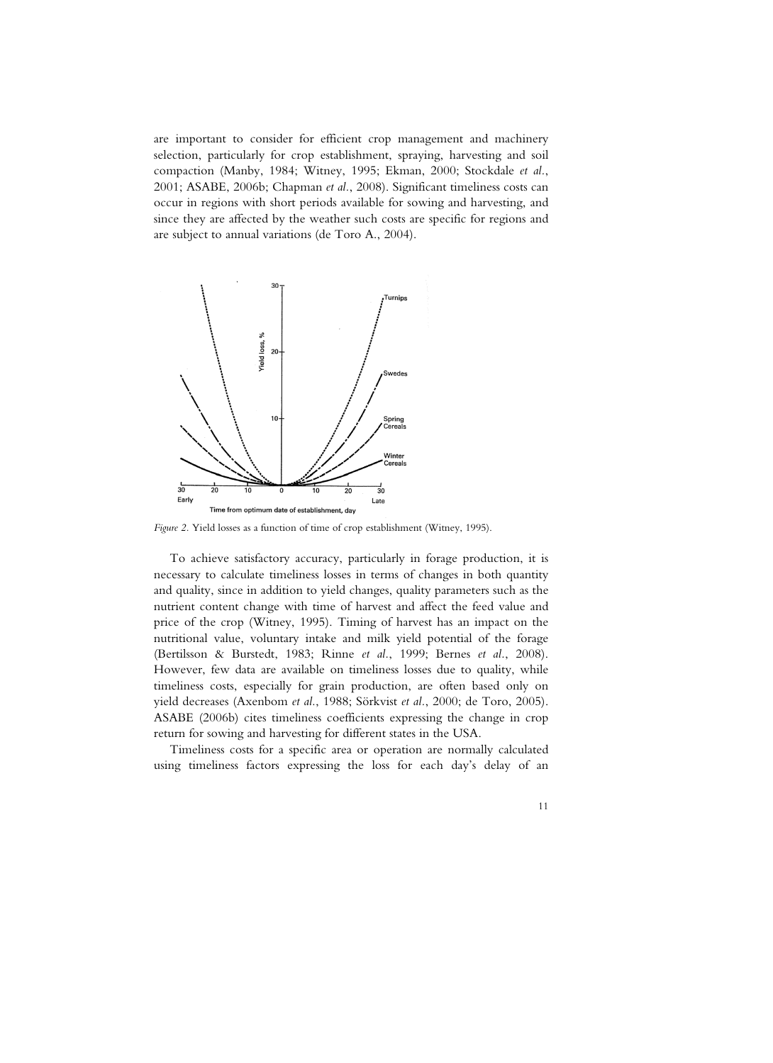are important to consider for efficient crop management and machinery selection, particularly for crop establishment, spraying, harvesting and soil compaction (Manby, 1984; Witney, 1995; Ekman, 2000; Stockdale *et al.*, 2001; ASABE, 2006b; Chapman *et al.*, 2008). Significant timeliness costs can occur in regions with short periods available for sowing and harvesting, and since they are affected by the weather such costs are specific for regions and are subject to annual variations (de Toro A., 2004).

*Figure 2.* Yield losses as a function of time of crop establishment (Witney, 1995).

To achieve satisfactory accuracy, particularly in forage production, it is necessary to calculate timeliness losses in terms of changes in both quantity and quality, since in addition to yield changes, quality parameters such as the nutrient content change with time of harvest and affect the feed value and price of the crop (Witney, 1995). Timing of harvest has an impact on the nutritional value, voluntary intake and milk yield potential of the forage (Bertilsson & Burstedt, 1983; Rinne *et al.*, 1999; Bernes *et al.*, 2008). However, few data are available on timeliness losses due to quality, while timeliness costs, especially for grain production, are often based only on yield decreases (Axenbom *et al.*, 1988; Sörkvist *et al.*, 2000; de Toro, 2005). ASABE (2006b) cites timeliness coefficients expressing the change in crop return for sowing and harvesting for different states in the USA.

Timeliness costs for a specific area or operation are normally calculated using timeliness factors expressing the loss for each day's delay of an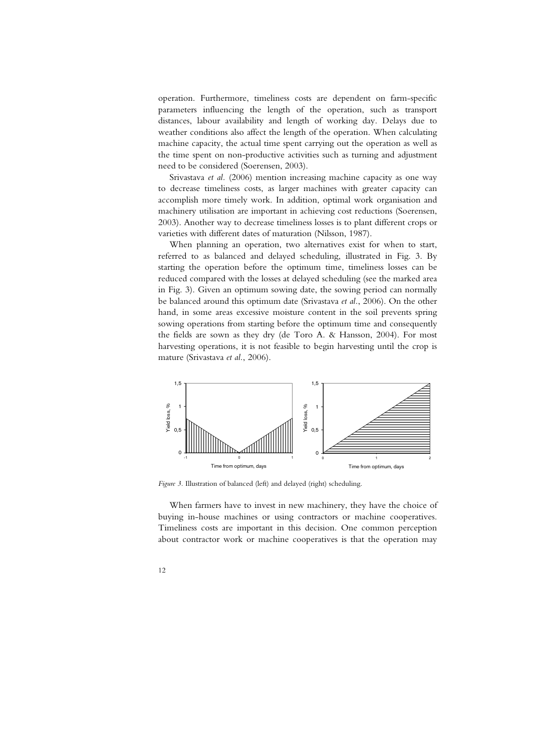operation. Furthermore, timeliness costs are dependent on farm-specific parameters influencing the length of the operation, such as transport distances, labour availability and length of working day. Delays due to weather conditions also affect the length of the operation. When calculating machine capacity, the actual time spent carrying out the operation as well as the time spent on non-productive activities such as turning and adjustment need to be considered (Soerensen, 2003).

Srivastava *et al.* (2006) mention increasing machine capacity as one way to decrease timeliness costs, as larger machines with greater capacity can accomplish more timely work. In addition, optimal work organisation and machinery utilisation are important in achieving cost reductions (Soerensen, 2003). Another way to decrease timeliness losses is to plant different crops or varieties with different dates of maturation (Nilsson, 1987).

When planning an operation, two alternatives exist for when to start, referred to as balanced and delayed scheduling, illustrated in Fig. 3. By starting the operation before the optimum time, timeliness losses can be reduced compared with the losses at delayed scheduling (see the marked area in Fig. 3). Given an optimum sowing date, the sowing period can normally be balanced around this optimum date (Srivastava *et al.*, 2006). On the other hand, in some areas excessive moisture content in the soil prevents spring sowing operations from starting before the optimum time and consequently the fields are sown as they dry (de Toro A. & Hansson, 2004). For most harvesting operations, it is not feasible to begin harvesting until the crop is mature (Srivastava *et al.*, 2006).

*Figure 3.* Illustration of balanced (left) and delayed (right) scheduling.

When farmers have to invest in new machinery, they have the choice of buying in-house machines or using contractors or machine cooperatives. Timeliness costs are important in this decision. One common perception about contractor work or machine cooperatives is that the operation may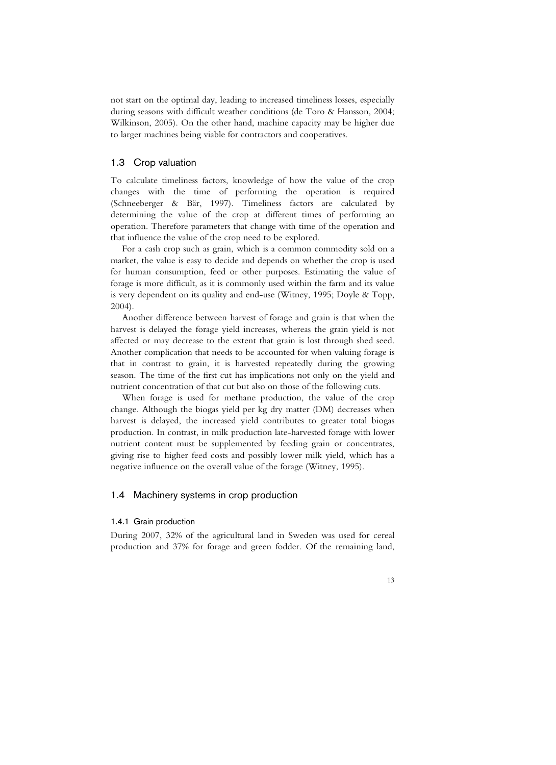not start on the optimal day, leading to increased timeliness losses, especially during seasons with difficult weather conditions (de Toro & Hansson, 2004; Wilkinson, 2005). On the other hand, machine capacity may be higher due to larger machines being viable for contractors and cooperatives.

## 1.3 Crop valuation

To calculate timeliness factors, knowledge of how the value of the crop changes with the time of performing the operation is required (Schneeberger & Bär, 1997). Timeliness factors are calculated by determining the value of the crop at different times of performing an operation. Therefore parameters that change with time of the operation and that influence the value of the crop need to be explored.

For a cash crop such as grain, which is a common commodity sold on a market, the value is easy to decide and depends on whether the crop is used for human consumption, feed or other purposes. Estimating the value of forage is more difficult, as it is commonly used within the farm and its value is very dependent on its quality and end-use (Witney, 1995; Doyle & Topp, 2004).

Another difference between harvest of forage and grain is that when the harvest is delayed the forage yield increases, whereas the grain yield is not affected or may decrease to the extent that grain is lost through shed seed. Another complication that needs to be accounted for when valuing forage is that in contrast to grain, it is harvested repeatedly during the growing season. The time of the first cut has implications not only on the yield and nutrient concentration of that cut but also on those of the following cuts.

When forage is used for methane production, the value of the crop change. Although the biogas yield per kg dry matter (DM) decreases when harvest is delayed, the increased yield contributes to greater total biogas production. In contrast, in milk production late-harvested forage with lower nutrient content must be supplemented by feeding grain or concentrates, giving rise to higher feed costs and possibly lower milk yield, which has a negative influence on the overall value of the forage (Witney, 1995).

## 1.4 Machinery systems in crop production

### 1.4.1 Grain production

During 2007, 32% of the agricultural land in Sweden was used for cereal production and 37% for forage and green fodder. Of the remaining land,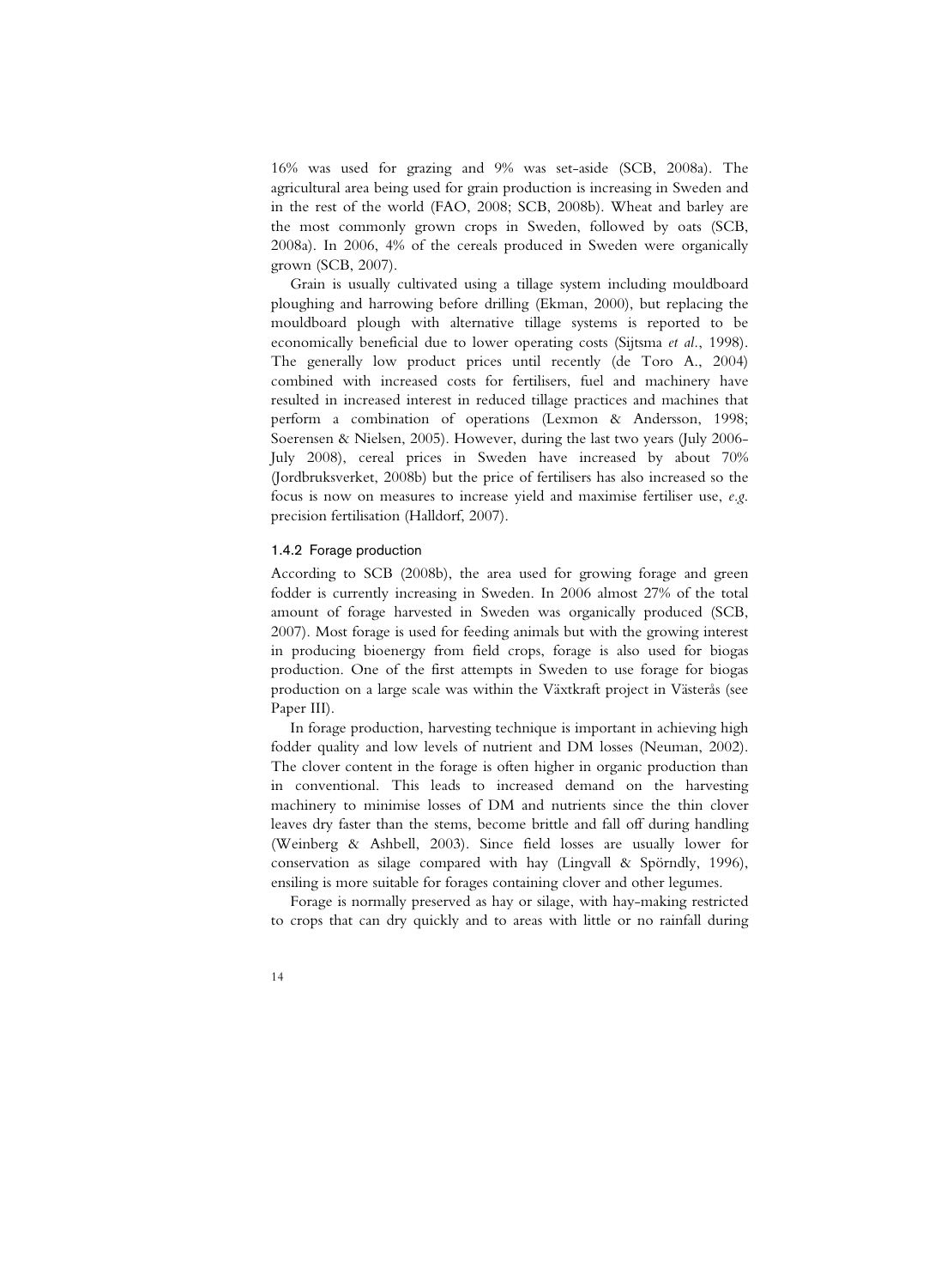16% was used for grazing and 9% was set-aside (SCB, 2008a). The agricultural area being used for grain production is increasing in Sweden and in the rest of the world (FAO, 2008; SCB, 2008b). Wheat and barley are the most commonly grown crops in Sweden, followed by oats (SCB, 2008a). In 2006, 4% of the cereals produced in Sweden were organically grown (SCB, 2007).

Grain is usually cultivated using a tillage system including mouldboard ploughing and harrowing before drilling (Ekman, 2000), but replacing the mouldboard plough with alternative tillage systems is reported to be economically beneficial due to lower operating costs (Sijtsma *et al*., 1998). The generally low product prices until recently (de Toro A., 2004) combined with increased costs for fertilisers, fuel and machinery have resulted in increased interest in reduced tillage practices and machines that perform a combination of operations (Lexmon & Andersson, 1998; Soerensen & Nielsen, 2005). However, during the last two years (July 2006-July 2008), cereal prices in Sweden have increased by about 70% (Jordbruksverket, 2008b) but the price of fertilisers has also increased so the focus is now on measures to increase yield and maximise fertiliser use, *e.g.* precision fertilisation (Halldorf, 2007).

### 1.4.2 Forage production

According to SCB (2008b), the area used for growing forage and green fodder is currently increasing in Sweden. In 2006 almost 27% of the total amount of forage harvested in Sweden was organically produced (SCB, 2007). Most forage is used for feeding animals but with the growing interest in producing bioenergy from field crops, forage is also used for biogas production. One of the first attempts in Sweden to use forage for biogas production on a large scale was within the Växtkraft project in Västerås (see Paper III).

In forage production, harvesting technique is important in achieving high fodder quality and low levels of nutrient and DM losses (Neuman, 2002). The clover content in the forage is often higher in organic production than in conventional. This leads to increased demand on the harvesting machinery to minimise losses of DM and nutrients since the thin clover leaves dry faster than the stems, become brittle and fall off during handling (Weinberg & Ashbell, 2003). Since field losses are usually lower for conservation as silage compared with hay (Lingvall & Spörndly, 1996), ensiling is more suitable for forages containing clover and other legumes.

Forage is normally preserved as hay or silage, with hay-making restricted to crops that can dry quickly and to areas with little or no rainfall during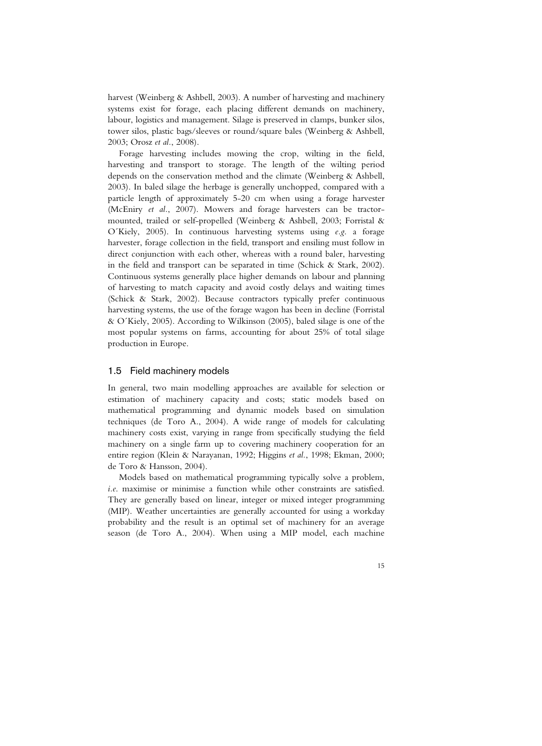harvest (Weinberg & Ashbell, 2003). A number of harvesting and machinery systems exist for forage, each placing different demands on machinery, labour, logistics and management. Silage is preserved in clamps, bunker silos, tower silos, plastic bags/sleeves or round/square bales (Weinberg & Ashbell, 2003; Orosz *et al.*, 2008).

Forage harvesting includes mowing the crop, wilting in the field, harvesting and transport to storage. The length of the wilting period depends on the conservation method and the climate (Weinberg & Ashbell, 2003). In baled silage the herbage is generally unchopped, compared with a particle length of approximately 5-20 cm when using a forage harvester (McEniry *et al.*, 2007). Mowers and forage harvesters can be tractor-mounted, trailed or self-propelled (Weinberg & Ashbell, 2003; Forristal & O´Kiely, 2005). In continuous harvesting systems using *e.g.* a forage harvester, forage collection in the field, transport and ensiling must follow in direct conjunction with each other, whereas with a round baler, harvesting in the field and transport can be separated in time (Schick & Stark, 2002). Continuous systems generally place higher demands on labour and planning of harvesting to match capacity and avoid costly delays and waiting times (Schick & Stark, 2002). Because contractors typically prefer continuous harvesting systems, the use of the forage wagon has been in decline (Forristal & O´Kiely, 2005). According to Wilkinson (2005), baled silage is one of the most popular systems on farms, accounting for about 25% of total silage production in Europe.

## 1.5 Field machinery models

In general, two main modelling approaches are available for selection or estimation of machinery capacity and costs; static models based on mathematical programming and dynamic models based on simulation techniques (de Toro A., 2004). A wide range of models for calculating machinery costs exist, varying in range from specifically studying the field machinery on a single farm up to covering machinery cooperation for an entire region (Klein & Narayanan, 1992; Higgins *et al.*, 1998; Ekman, 2000; de Toro & Hansson, 2004).

Models based on mathematical programming typically solve a problem, *i.e.* maximise or minimise a function while other constraints are satisfied. They are generally based on linear, integer or mixed integer programming (MIP). Weather uncertainties are generally accounted for using a workday probability and the result is an optimal set of machinery for an average season (de Toro A., 2004). When using a MIP model, each machine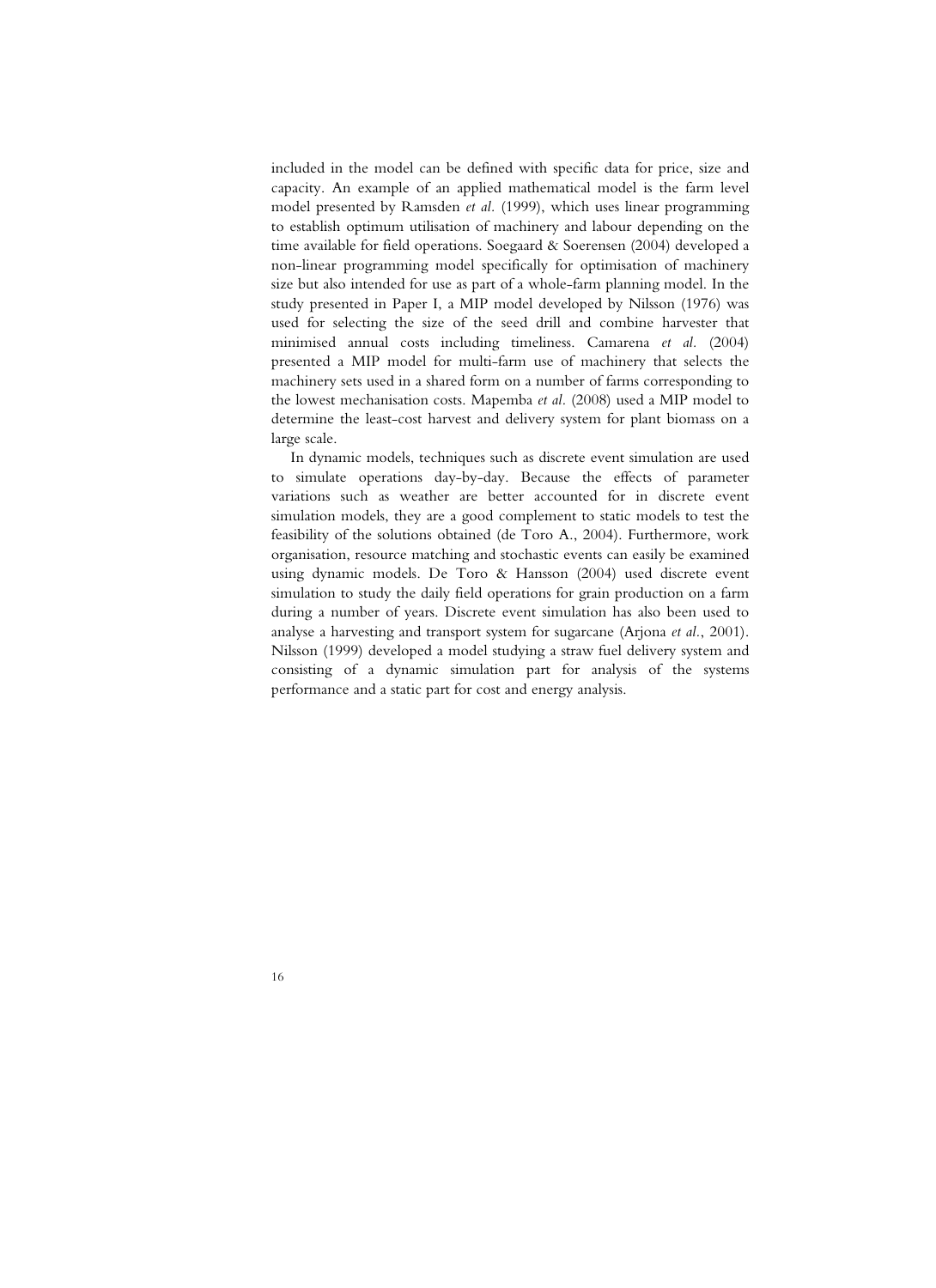included in the model can be defined with specific data for price, size and capacity. An example of an applied mathematical model is the farm level model presented by Ramsden *et al.* (1999), which uses linear programming to establish optimum utilisation of machinery and labour depending on the time available for field operations. Soegaard & Soerensen (2004) developed a non-linear programming model specifically for optimisation of machinery size but also intended for use as part of a whole-farm planning model. In the study presented in Paper I, a MIP model developed by Nilsson (1976) was used for selecting the size of the seed drill and combine harvester that minimised annual costs including timeliness. Camarena *et al.* (2004) presented a MIP model for multi-farm use of machinery that selects the machinery sets used in a shared form on a number of farms corresponding to the lowest mechanisation costs. Mapemba *et al.* (2008) used a MIP model to determine the least-cost harvest and delivery system for plant biomass on a large scale.

In dynamic models, techniques such as discrete event simulation are used to simulate operations day-by-day. Because the effects of parameter variations such as weather are better accounted for in discrete event simulation models, they are a good complement to static models to test the feasibility of the solutions obtained (de Toro A., 2004). Furthermore, work organisation, resource matching and stochastic events can easily be examined using dynamic models. De Toro & Hansson (2004) used discrete event simulation to study the daily field operations for grain production on a farm during a number of years. Discrete event simulation has also been used to analyse a harvesting and transport system for sugarcane (Arjona *et al.*, 2001). Nilsson (1999) developed a model studying a straw fuel delivery system and consisting of a dynamic simulation part for analysis of the systems performance and a static part for cost and energy analysis.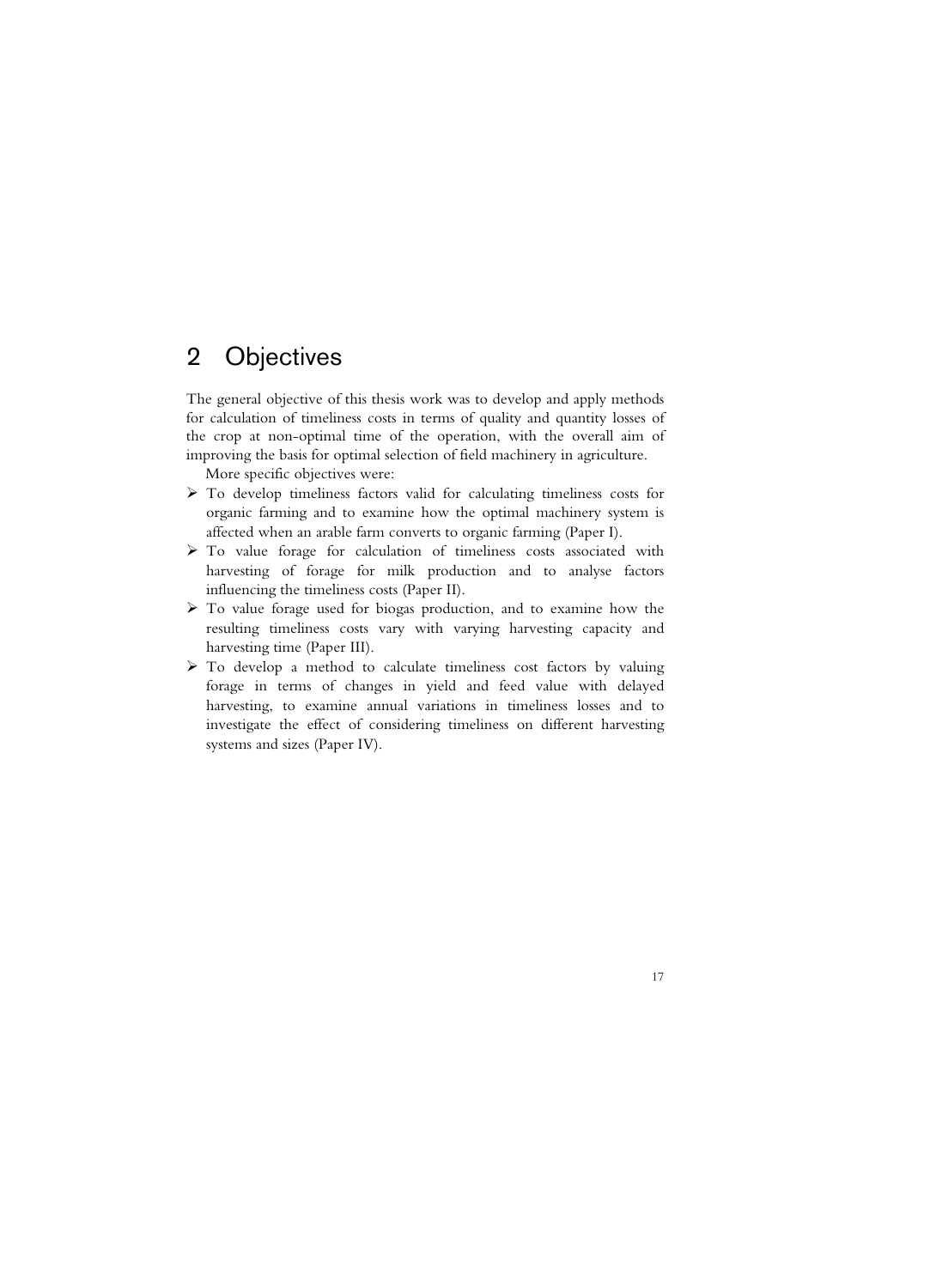# 2 Objectives

The general objective of this thesis work was to develop and apply methods for calculation of timeliness costs in terms of quality and quantity losses of the crop at non-optimal time of the operation, with the overall aim of improving the basis for optimal selection of field machinery in agriculture.

More specific objectives were:

- To develop timeliness factors valid for calculating timeliness costs for organic farming and to examine how the optimal machinery system is affected when an arable farm converts to organic farming (Paper I).
- To value forage for calculation of timeliness costs associated with harvesting of forage for milk production and to analyse factors influencing the timeliness costs (Paper II).
- To value forage used for biogas production, and to examine how the resulting timeliness costs vary with varying harvesting capacity and harvesting time (Paper III).
- To develop a method to calculate timeliness cost factors by valuing forage in terms of changes in yield and feed value with delayed harvesting, to examine annual variations in timeliness losses and to investigate the effect of considering timeliness on different harvesting systems and sizes (Paper IV).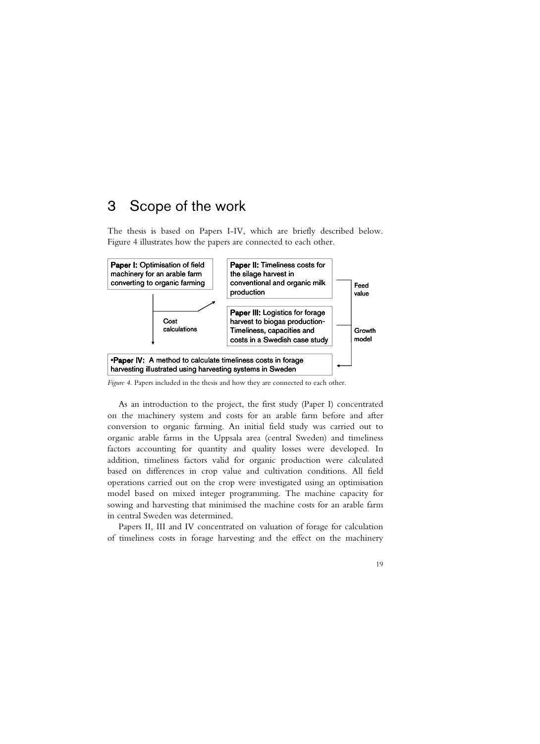# 3 Scope of the work

The thesis is based on Papers I-IV, which are briefly described below. Figure 4 illustrates how the papers are connected to each other.

**Paper I:** Optimisation of field machinery for an arable farm converting to organic farming

**Paper II:** Timeliness costs for the silage harvest in conventional and organic milk production

**Paper III:** Logistics for forage harvest to biogas production- Timeliness, capacities and costs in a Swedish case study

Cost calculations

Feed value

Growth model

**Paper IV:** A method to calculate timeliness costs in forage harvesting illustrated using harvesting systems in Sweden

*Figure 4.* Papers included in the thesis and how they are connected to each other.

As an introduction to the project, the first study (Paper I) concentrated on the machinery system and costs for an arable farm before and after conversion to organic farming. An initial field study was carried out to organic arable farms in the Uppsala area (central Sweden) and timeliness factors accounting for quantity and quality losses were developed. In addition, timeliness factors valid for organic production were calculated based on differences in crop value and cultivation conditions. All field operations carried out on the crop were investigated using an optimisation model based on mixed integer programming. The machine capacity for sowing and harvesting that minimised the machine costs for an arable farm in central Sweden was determined.

Papers II, III and IV concentrated on valuation of forage for calculation of timeliness costs in forage harvesting and the effect on the machinery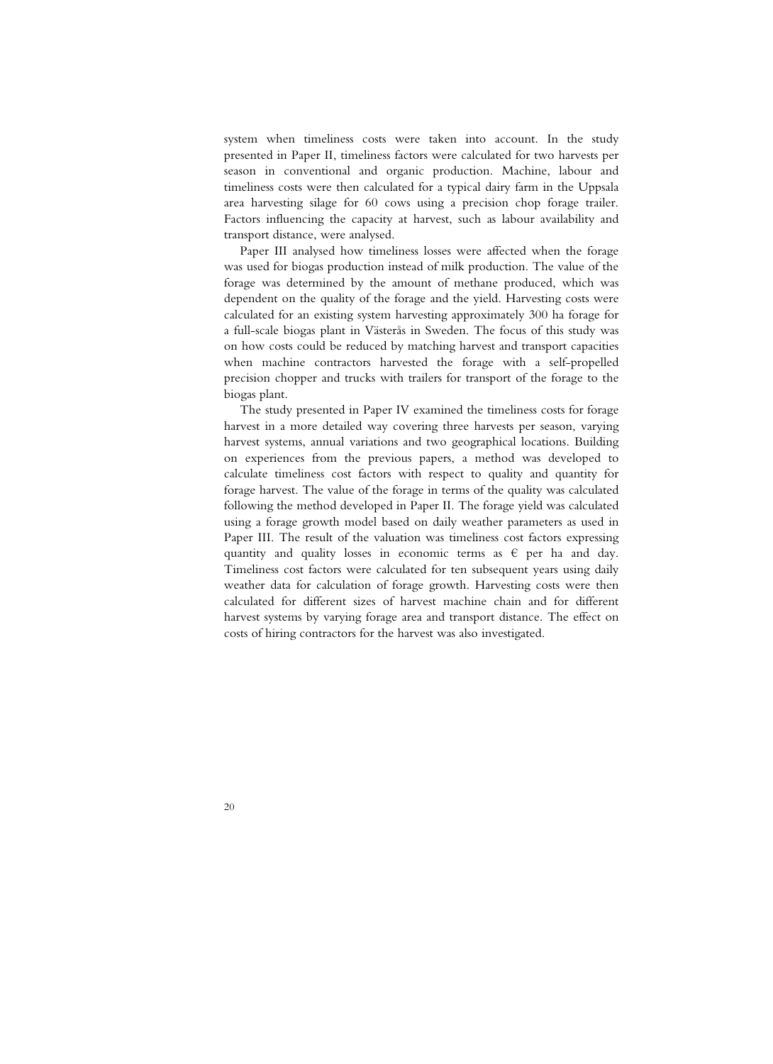system when timeliness costs were taken into account. In the study presented in Paper II, timeliness factors were calculated for two harvests per season in conventional and organic production. Machine, labour and timeliness costs were then calculated for a typical dairy farm in the Uppsala area harvesting silage for 60 cows using a precision chop forage trailer. Factors influencing the capacity at harvest, such as labour availability and transport distance, were analysed.

Paper III analysed how timeliness losses were affected when the forage was used for biogas production instead of milk production. The value of the forage was determined by the amount of methane produced, which was dependent on the quality of the forage and the yield. Harvesting costs were calculated for an existing system harvesting approximately 300 ha forage for a full-scale biogas plant in Västerås in Sweden. The focus of this study was on how costs could be reduced by matching harvest and transport capacities when machine contractors harvested the forage with a self-propelled precision chopper and trucks with trailers for transport of the forage to the biogas plant.

The study presented in Paper IV examined the timeliness costs for forage harvest in a more detailed way covering three harvests per season, varying harvest systems, annual variations and two geographical locations. Building on experiences from the previous papers, a method was developed to calculate timeliness cost factors with respect to quality and quantity for forage harvest. The value of the forage in terms of the quality was calculated following the method developed in Paper II. The forage yield was calculated using a forage growth model based on daily weather parameters as used in Paper III. The result of the valuation was timeliness cost factors expressing quantity and quality losses in economic terms as € per ha and day. Timeliness cost factors were calculated for ten subsequent years using daily weather data for calculation of forage growth. Harvesting costs were then calculated for different sizes of harvest machine chain and for different harvest systems by varying forage area and transport distance. The effect on costs of hiring contractors for the harvest was also investigated.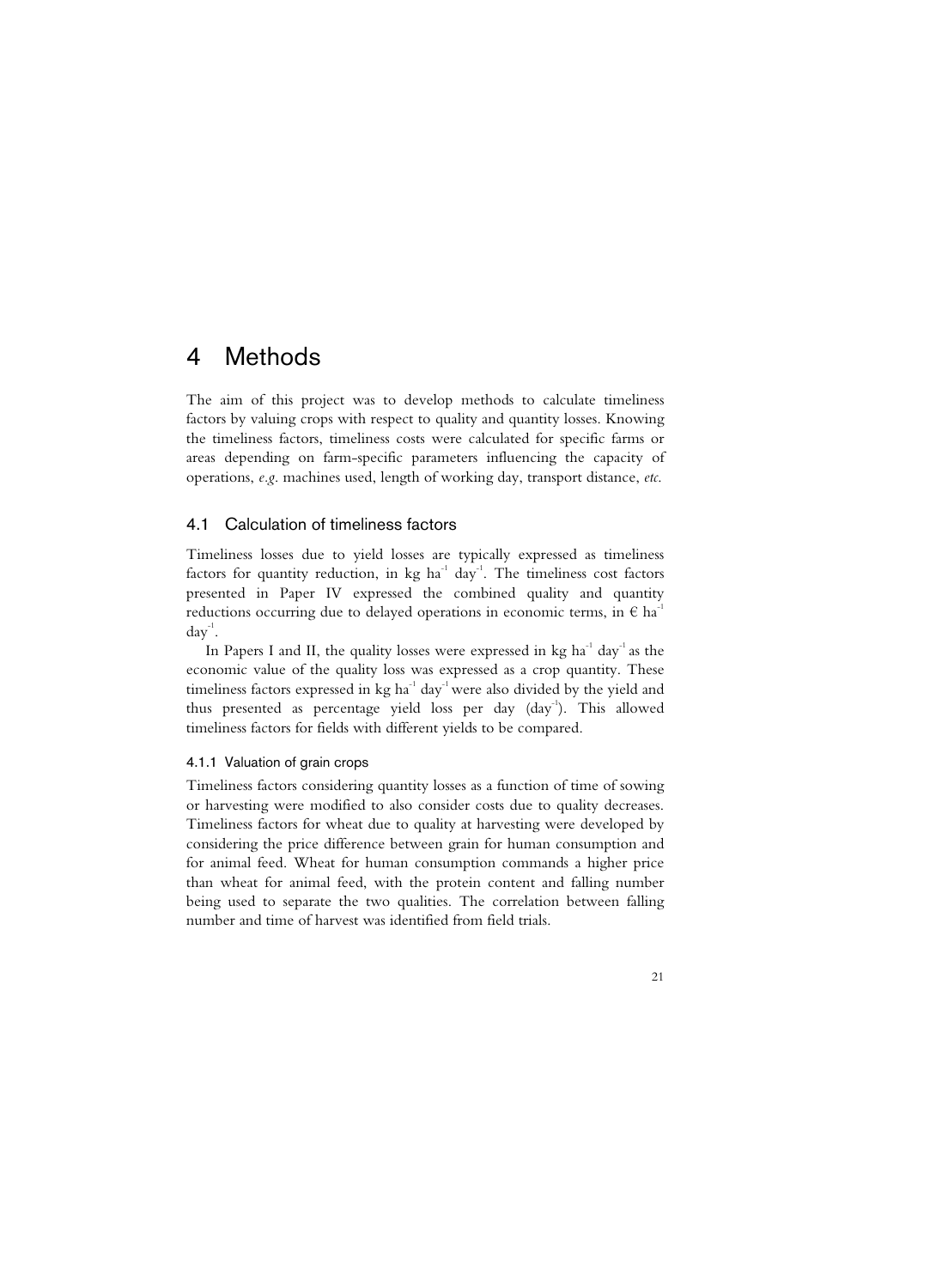# 4 Methods

The aim of this project was to develop methods to calculate timeliness factors by valuing crops with respect to quality and quantity losses. Knowing the timeliness factors, timeliness costs were calculated for specific farms or areas depending on farm-specific parameters influencing the capacity of operations, *e.g.* machines used, length of working day, transport distance, *etc.*

## 4.1 Calculation of timeliness factors

Timeliness losses due to yield losses are typically expressed as timeliness factors for quantity reduction, in kg $ha^{-1}$ $day^{-1}$. The timeliness cost factors presented in Paper IV expressed the combined quality and quantity reductions occurring due to delayed operations in economic terms, in € $ha^{-1}$ $day^{-1}$.

In Papers I and II, the quality losses were expressed in kg $ha^{-1}$ $day^{-1}$ as the economic value of the quality loss was expressed as a crop quantity. These timeliness factors expressed in kg $ha^{-1}$ $day^{-1}$ were also divided by the yield and thus presented as percentage yield loss per day ($day^{-1}$). This allowed timeliness factors for fields with different yields to be compared.

### 4.1.1 Valuation of grain crops

Timeliness factors considering quantity losses as a function of time of sowing or harvesting were modified to also consider costs due to quality decreases. Timeliness factors for wheat due to quality at harvesting were developed by considering the price difference between grain for human consumption and for animal feed. Wheat for human consumption commands a higher price than wheat for animal feed, with the protein content and falling number being used to separate the two qualities. The correlation between falling number and time of harvest was identified from field trials.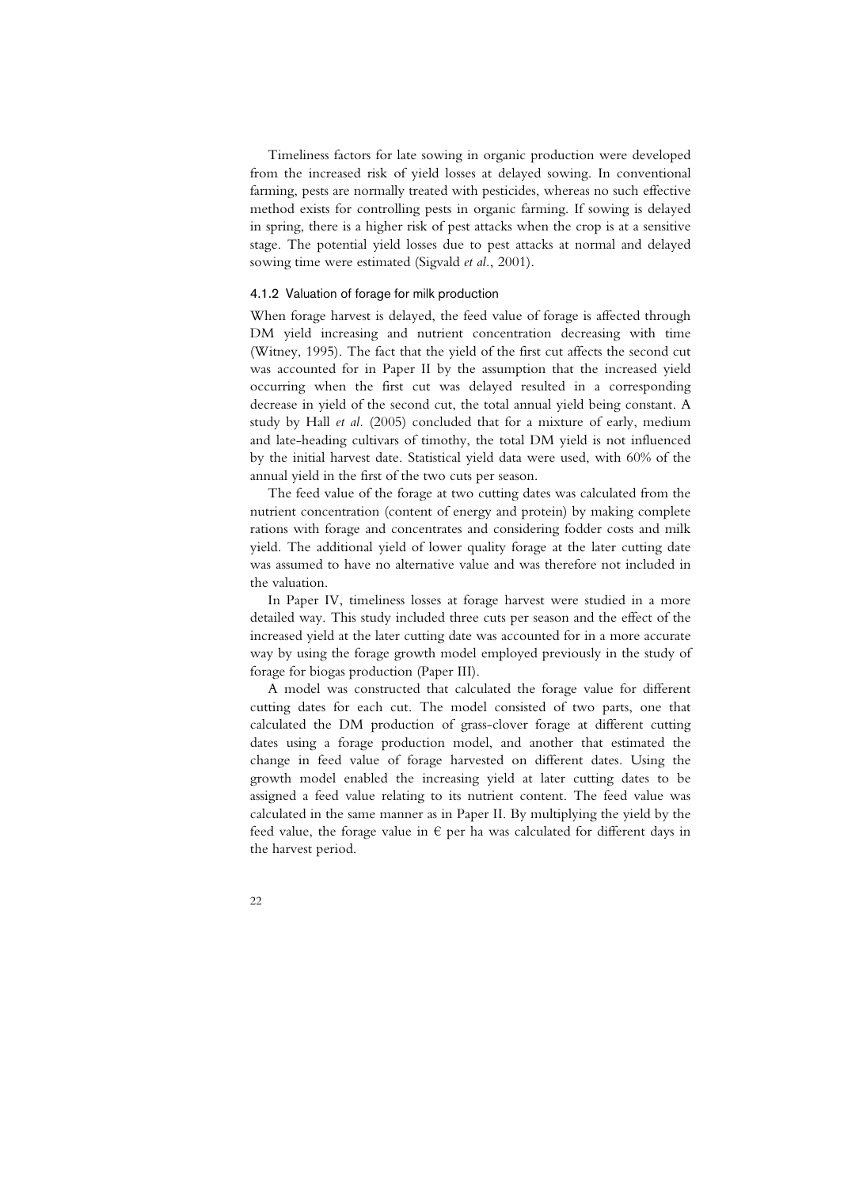Timeliness factors for late sowing in organic production were developed from the increased risk of yield losses at delayed sowing. In conventional farming, pests are normally treated with pesticides, whereas no such effective method exists for controlling pests in organic farming. If sowing is delayed in spring, there is a higher risk of pest attacks when the crop is at a sensitive stage. The potential yield losses due to pest attacks at normal and delayed sowing time were estimated (Sigvald *et al.*, 2001).

### 4.1.2 Valuation of forage for milk production

When forage harvest is delayed, the feed value of forage is affected through DM yield increasing and nutrient concentration decreasing with time (Witney, 1995). The fact that the yield of the first cut affects the second cut was accounted for in Paper II by the assumption that the increased yield occurring when the first cut was delayed resulted in a corresponding decrease in yield of the second cut, the total annual yield being constant. A study by Hall *et al.* (2005) concluded that for a mixture of early, medium and late-heading cultivars of timothy, the total DM yield is not influenced by the initial harvest date. Statistical yield data were used, with 60% of the annual yield in the first of the two cuts per season.

The feed value of the forage at two cutting dates was calculated from the nutrient concentration (content of energy and protein) by making complete rations with forage and concentrates and considering fodder costs and milk yield. The additional yield of lower quality forage at the later cutting date was assumed to have no alternative value and was therefore not included in the valuation.

In Paper IV, timeliness losses at forage harvest were studied in a more detailed way. This study included three cuts per season and the effect of the increased yield at the later cutting date was accounted for in a more accurate way by using the forage growth model employed previously in the study of forage for biogas production (Paper III).

A model was constructed that calculated the forage value for different cutting dates for each cut. The model consisted of two parts, one that calculated the DM production of grass-clover forage at different cutting dates using a forage production model, and another that estimated the change in feed value of forage harvested on different dates. Using the growth model enabled the increasing yield at later cutting dates to be assigned a feed value relating to its nutrient content. The feed value was calculated in the same manner as in Paper II. By multiplying the yield by the feed value, the forage value in € per ha was calculated for different days in the harvest period.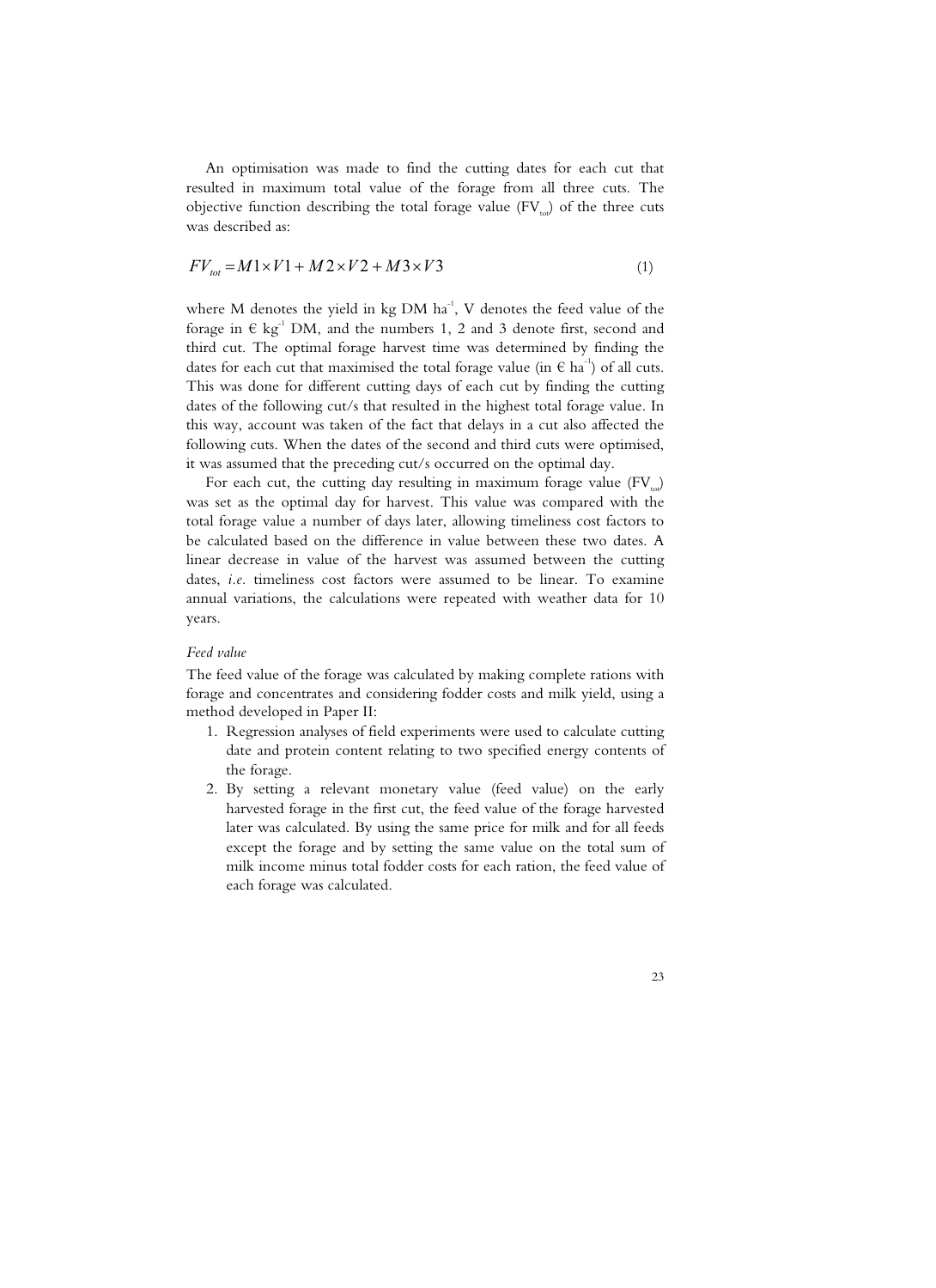An optimisation was made to find the cutting dates for each cut that resulted in maximum total value of the forage from all three cuts. The objective function describing the total forage value ($FV_{tot}$) of the three cuts was described as:

$$FV_{tot} = M1 \times V1 + M2 \times V2 + M3 \times V3 \tag{1}$$

where M denotes the yield in kg DM ha$^{-1}$, V denotes the feed value of the forage in € kg$^{-1}$ DM, and the numbers 1, 2 and 3 denote first, second and third cut. The optimal forage harvest time was determined by finding the dates for each cut that maximised the total forage value (in € ha$^{-1}$) of all cuts. This was done for different cutting days of each cut by finding the cutting dates of the following cut/s that resulted in the highest total forage value. In this way, account was taken of the fact that delays in a cut also affected the following cuts. When the dates of the second and third cuts were optimised, it was assumed that the preceding cut/s occurred on the optimal day.

For each cut, the cutting day resulting in maximum forage value ($FV_{tot}$) was set as the optimal day for harvest. This value was compared with the total forage value a number of days later, allowing timeliness cost factors to be calculated based on the difference in value between these two dates. A linear decrease in value of the harvest was assumed between the cutting dates, *i.e.* timeliness cost factors were assumed to be linear. To examine annual variations, the calculations were repeated with weather data for 10 years.

*Feed value*

The feed value of the forage was calculated by making complete rations with forage and concentrates and considering fodder costs and milk yield, using a method developed in Paper II:

1. Regression analyses of field experiments were used to calculate cutting date and protein content relating to two specified energy contents of the forage.
2. By setting a relevant monetary value (feed value) on the early harvested forage in the first cut, the feed value of the forage harvested later was calculated. By using the same price for milk and for all feeds except the forage and by setting the same value on the total sum of milk income minus total fodder costs for each ration, the feed value of each forage was calculated.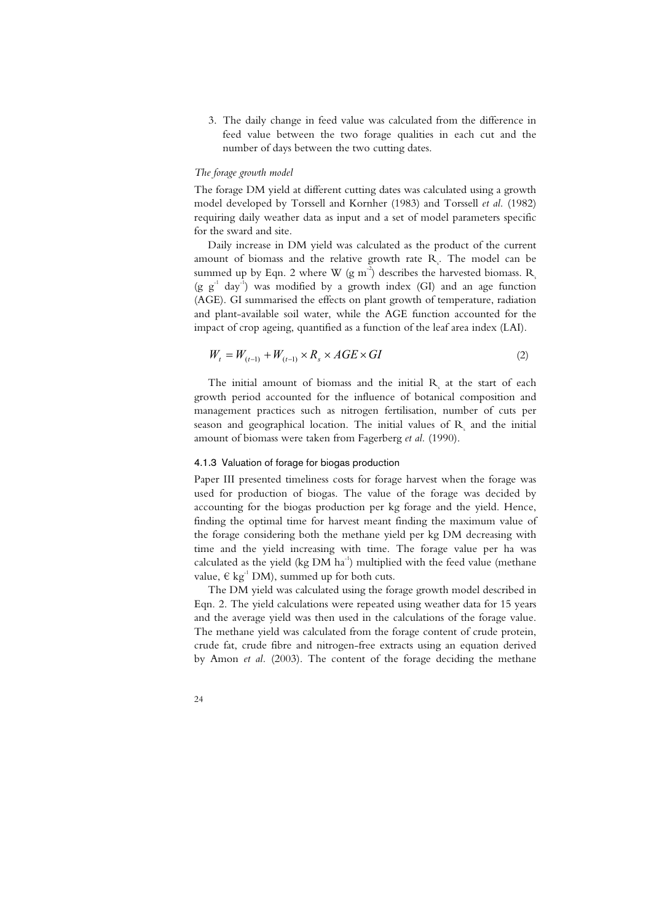3. The daily change in feed value was calculated from the difference in feed value between the two forage qualities in each cut and the number of days between the two cutting dates.

*The forage growth model*

The forage DM yield at different cutting dates was calculated using a growth model developed by Torssell and Kornher (1983) and Torssell *et al.* (1982) requiring daily weather data as input and a set of model parameters specific for the sward and site.

Daily increase in DM yield was calculated as the product of the current amount of biomass and the relative growth rate $R_s$. The model can be summed up by Eqn. 2 where W (g m$^{-2}$) describes the harvested biomass. $R_s$ (g g$^{-1}$ day$^{-1}$) was modified by a growth index (GI) and an age function (AGE). GI summarised the effects on plant growth of temperature, radiation and plant-available soil water, while the AGE function accounted for the impact of crop ageing, quantified as a function of the leaf area index (LAI).

$$W_t = W_{(t-1)} + W_{(t-1)} \times R_s \times AGE \times GI \tag{2}$$

The initial amount of biomass and the initial $R_s$ at the start of each growth period accounted for the influence of botanical composition and management practices such as nitrogen fertilisation, number of cuts per season and geographical location. The initial values of $R_s$ and the initial amount of biomass were taken from Fagerberg *et al.* (1990).

### 4.1.3 Valuation of forage for biogas production

Paper III presented timeliness costs for forage harvest when the forage was used for production of biogas. The value of the forage was decided by accounting for the biogas production per kg forage and the yield. Hence, finding the optimal time for harvest meant finding the maximum value of the forage considering both the methane yield per kg DM decreasing with time and the yield increasing with time. The forage value per ha was calculated as the yield (kg DM ha$^{-1}$) multiplied with the feed value (methane value, € kg$^{-1}$ DM), summed up for both cuts.

The DM yield was calculated using the forage growth model described in Eqn. 2. The yield calculations were repeated using weather data for 15 years and the average yield was then used in the calculations of the forage value. The methane yield was calculated from the forage content of crude protein, crude fat, crude fibre and nitrogen-free extracts using an equation derived by Amon *et al.* (2003). The content of the forage deciding the methane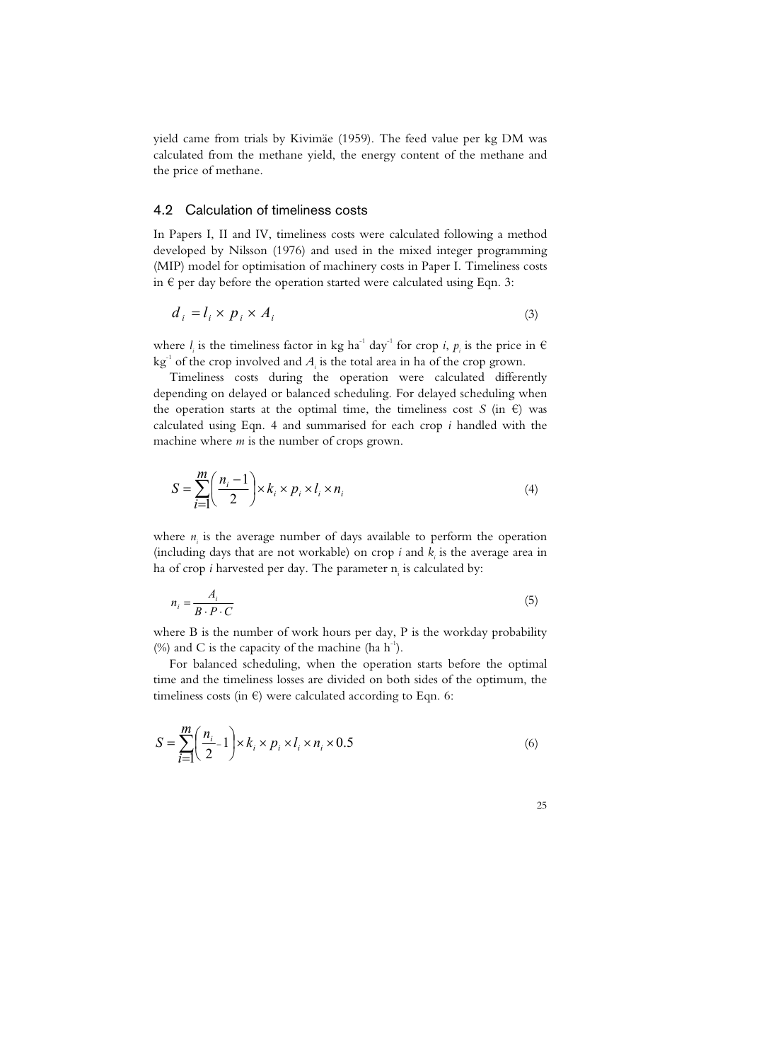yield came from trials by Kivimäe (1959). The feed value per kg DM was calculated from the methane yield, the energy content of the methane and the price of methane.

## 4.2 Calculation of timeliness costs

In Papers I, II and IV, timeliness costs were calculated following a method developed by Nilsson (1976) and used in the mixed integer programming (MIP) model for optimisation of machinery costs in Paper I. Timeliness costs in € per day before the operation started were calculated using Eqn. 3:

$$d_i = l_i \times p_i \times A_i \tag{3}$$

where $l_i$ is the timeliness factor in kg ha$^{-1}$ day$^{-1}$ for crop *i*, $p_i$ is the price in € kg$^{-1}$ of the crop involved and $A_i$ is the total area in ha of the crop grown.

Timeliness costs during the operation were calculated differently depending on delayed or balanced scheduling. For delayed scheduling when the operation starts at the optimal time, the timeliness cost *S* (in €) was calculated using Eqn. 4 and summarised for each crop *i* handled with the machine where *m* is the number of crops grown.

$$S = \sum_{i=1}^{m} \left( \frac{n_i - 1}{2} \right) \times k_i \times p_i \times l_i \times n_i \tag{4}$$

where $n_i$ is the average number of days available to perform the operation (including days that are not workable) on crop *i* and $k_i$ is the average area in ha of crop *i* harvested per day. The parameter $n_i$ is calculated by:

$$n_i = \frac{A_i}{B \cdot P \cdot C} \tag{5}$$

where B is the number of work hours per day, P is the workday probability (%) and C is the capacity of the machine (ha h$^{-1}$).

For balanced scheduling, when the operation starts before the optimal time and the timeliness losses are divided on both sides of the optimum, the timeliness costs (in €) were calculated according to Eqn. 6:

$$S = \sum_{i=1}^{m} \left( \frac{n_i}{2} - 1 \right) \times k_i \times p_i \times l_i \times n_i \times 0.5 \tag{6}$$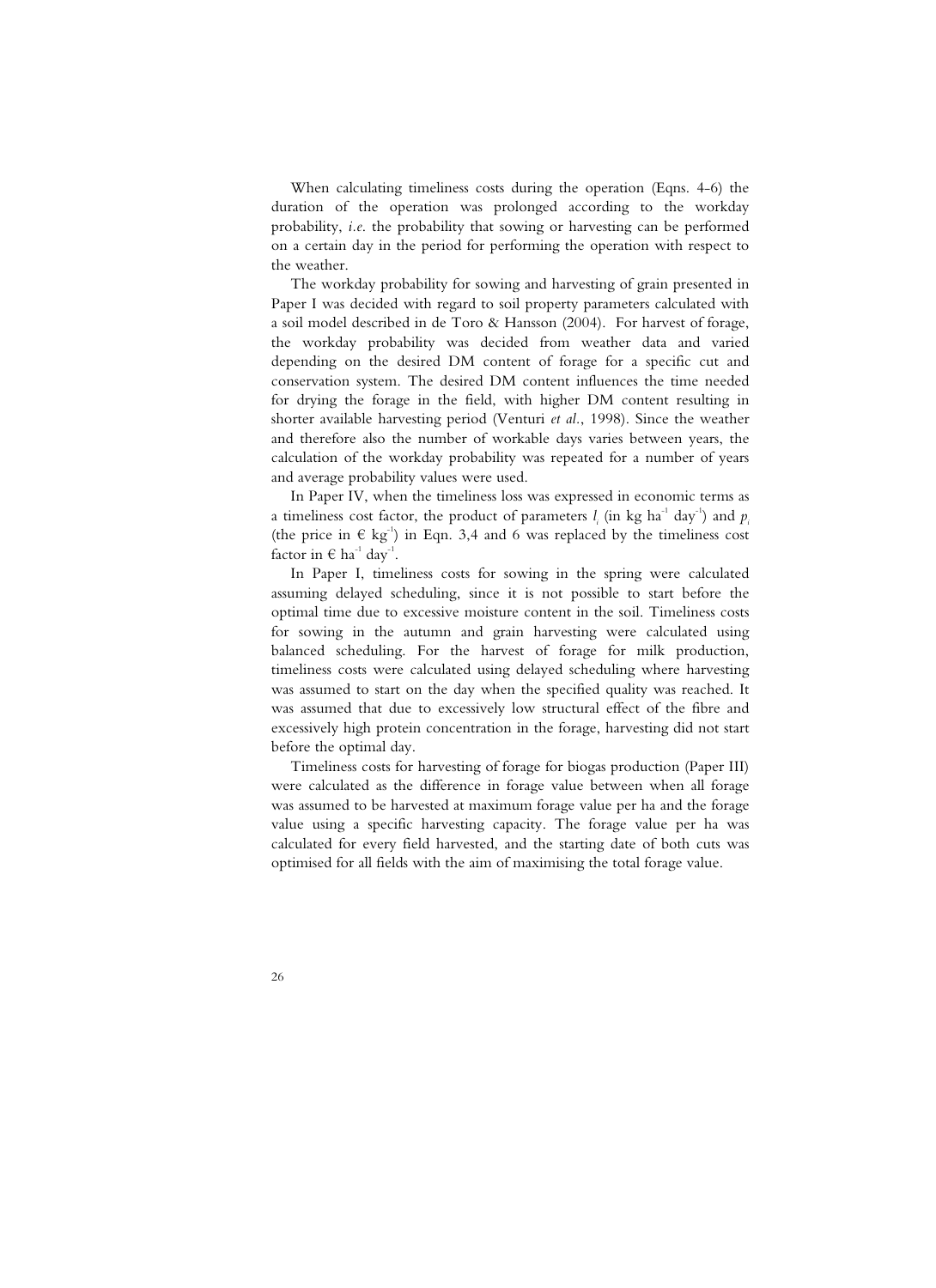When calculating timeliness costs during the operation (Eqns. 4-6) the duration of the operation was prolonged according to the workday probability, *i.e.* the probability that sowing or harvesting can be performed on a certain day in the period for performing the operation with respect to the weather.

The workday probability for sowing and harvesting of grain presented in Paper I was decided with regard to soil property parameters calculated with a soil model described in de Toro & Hansson (2004). For harvest of forage, the workday probability was decided from weather data and varied depending on the desired DM content of forage for a specific cut and conservation system. The desired DM content influences the time needed for drying the forage in the field, with higher DM content resulting in shorter available harvesting period (Venturi *et al.*, 1998). Since the weather and therefore also the number of workable days varies between years, the calculation of the workday probability was repeated for a number of years and average probability values were used.

In Paper IV, when the timeliness loss was expressed in economic terms as a timeliness cost factor, the product of parameters $l_i$ (in kg ha$^{-1}$ day$^{-1}$) and $p_i$ (the price in € kg$^{-1}$) in Eqn. 3,4 and 6 was replaced by the timeliness cost factor in € ha$^{-1}$ day$^{-1}$.

In Paper I, timeliness costs for sowing in the spring were calculated assuming delayed scheduling, since it is not possible to start before the optimal time due to excessive moisture content in the soil. Timeliness costs for sowing in the autumn and grain harvesting were calculated using balanced scheduling. For the harvest of forage for milk production, timeliness costs were calculated using delayed scheduling where harvesting was assumed to start on the day when the specified quality was reached. It was assumed that due to excessively low structural effect of the fibre and excessively high protein concentration in the forage, harvesting did not start before the optimal day.

Timeliness costs for harvesting of forage for biogas production (Paper III) were calculated as the difference in forage value between when all forage was assumed to be harvested at maximum forage value per ha and the forage value using a specific harvesting capacity. The forage value per ha was calculated for every field harvested, and the starting date of both cuts was optimised for all fields with the aim of maximising the total forage value.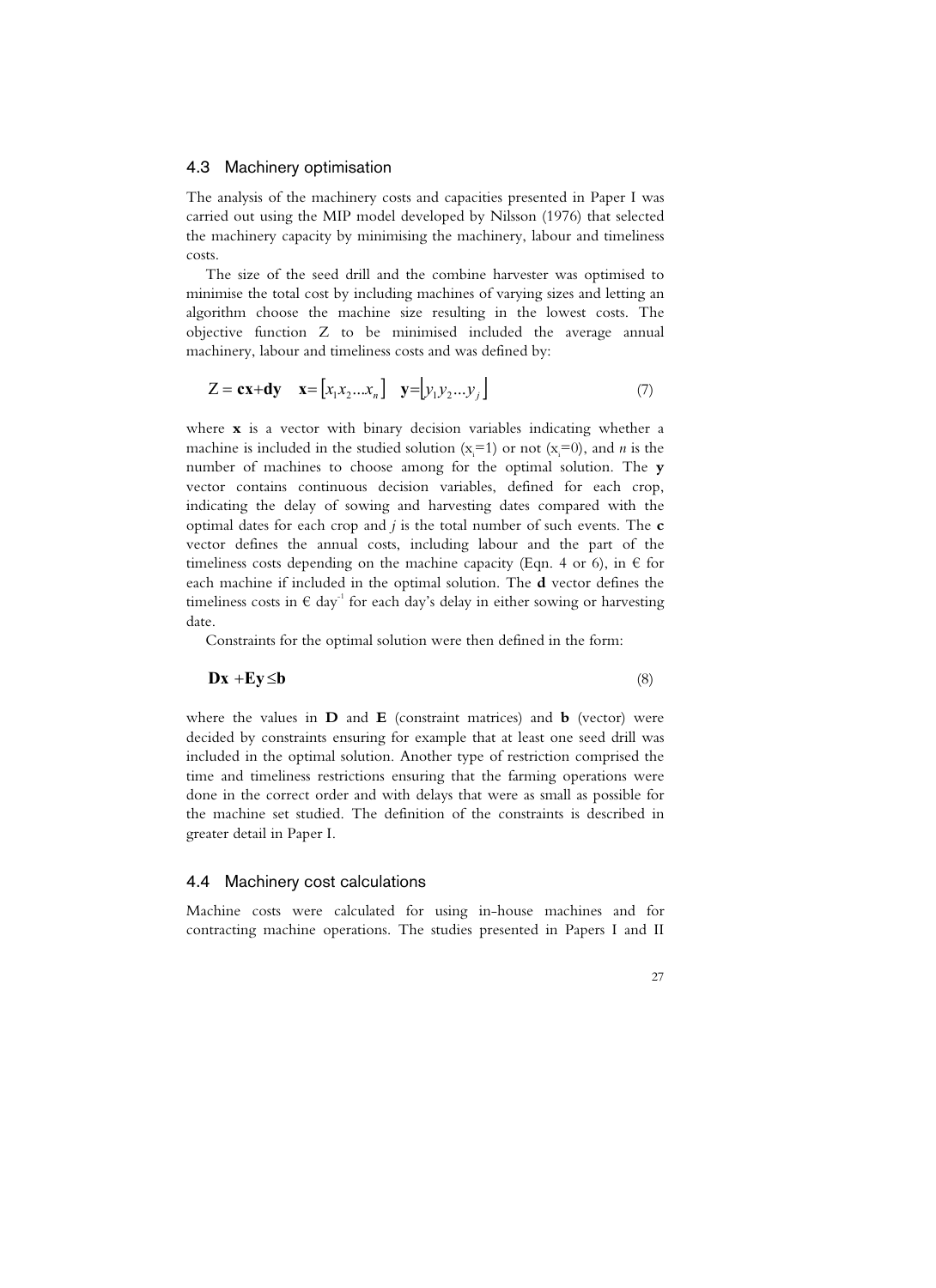## 4.3 Machinery optimisation

The analysis of the machinery costs and capacities presented in Paper I was carried out using the MIP model developed by Nilsson (1976) that selected the machinery capacity by minimising the machinery, labour and timeliness costs.

The size of the seed drill and the combine harvester was optimised to minimise the total cost by including machines of varying sizes and letting an algorithm choose the machine size resulting in the lowest costs. The objective function Z to be minimised included the average annual machinery, labour and timeliness costs and was defined by:

$$Z = \mathbf{cx} + \mathbf{dy} \quad \mathbf{x} = \left[x_1 x_2 ... x_n\right] \quad \mathbf{y} = \left[y_1 y_2 ... y_j\right] \tag{7}$$

where **x** is a vector with binary decision variables indicating whether a machine is included in the studied solution ($x_i$=1) or not ($x_i$=0), and $n$ is the number of machines to choose among for the optimal solution. The **y** vector contains continuous decision variables, defined for each crop, indicating the delay of sowing and harvesting dates compared with the optimal dates for each crop and $j$ is the total number of such events. The **c** vector defines the annual costs, including labour and the part of the timeliness costs depending on the machine capacity (Eqn. 4 or 6), in € for each machine if included in the optimal solution. The **d** vector defines the timeliness costs in € day$^{-1}$ for each day's delay in either sowing or harvesting date.

Constraints for the optimal solution were then defined in the form:

$$\mathbf{Dx} + \mathbf{Ey} \leq \mathbf{b} \tag{8}$$

where the values in **D** and **E** (constraint matrices) and **b** (vector) were decided by constraints ensuring for example that at least one seed drill was included in the optimal solution. Another type of restriction comprised the time and timeliness restrictions ensuring that the farming operations were done in the correct order and with delays that were as small as possible for the machine set studied. The definition of the constraints is described in greater detail in Paper I.

## 4.4 Machinery cost calculations

Machine costs were calculated for using in-house machines and for contracting machine operations. The studies presented in Papers I and II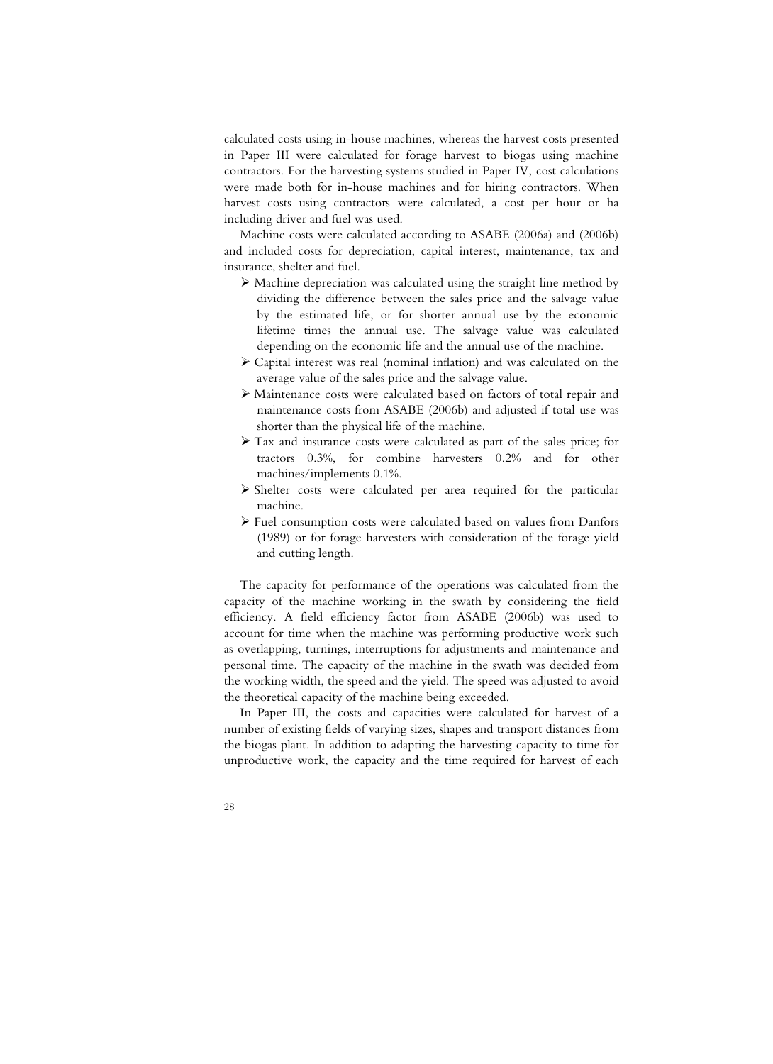calculated costs using in-house machines, whereas the harvest costs presented in Paper III were calculated for forage harvest to biogas using machine contractors. For the harvesting systems studied in Paper IV, cost calculations were made both for in-house machines and for hiring contractors. When harvest costs using contractors were calculated, a cost per hour or ha including driver and fuel was used.

Machine costs were calculated according to ASABE (2006a) and (2006b) and included costs for depreciation, capital interest, maintenance, tax and insurance, shelter and fuel.

- Machine depreciation was calculated using the straight line method by dividing the difference between the sales price and the salvage value by the estimated life, or for shorter annual use by the economic lifetime times the annual use. The salvage value was calculated depending on the economic life and the annual use of the machine.
- Capital interest was real (nominal inflation) and was calculated on the average value of the sales price and the salvage value.
- Maintenance costs were calculated based on factors of total repair and maintenance costs from ASABE (2006b) and adjusted if total use was shorter than the physical life of the machine.
- Tax and insurance costs were calculated as part of the sales price; for tractors 0.3%, for combine harvesters 0.2% and for other machines/implements 0.1%.
- Shelter costs were calculated per area required for the particular machine.
- Fuel consumption costs were calculated based on values from Danfors (1989) or for forage harvesters with consideration of the forage yield and cutting length.

The capacity for performance of the operations was calculated from the capacity of the machine working in the swath by considering the field efficiency. A field efficiency factor from ASABE (2006b) was used to account for time when the machine was performing productive work such as overlapping, turnings, interruptions for adjustments and maintenance and personal time. The capacity of the machine in the swath was decided from the working width, the speed and the yield. The speed was adjusted to avoid the theoretical capacity of the machine being exceeded.

In Paper III, the costs and capacities were calculated for harvest of a number of existing fields of varying sizes, shapes and transport distances from the biogas plant. In addition to adapting the harvesting capacity to time for unproductive work, the capacity and the time required for harvest of each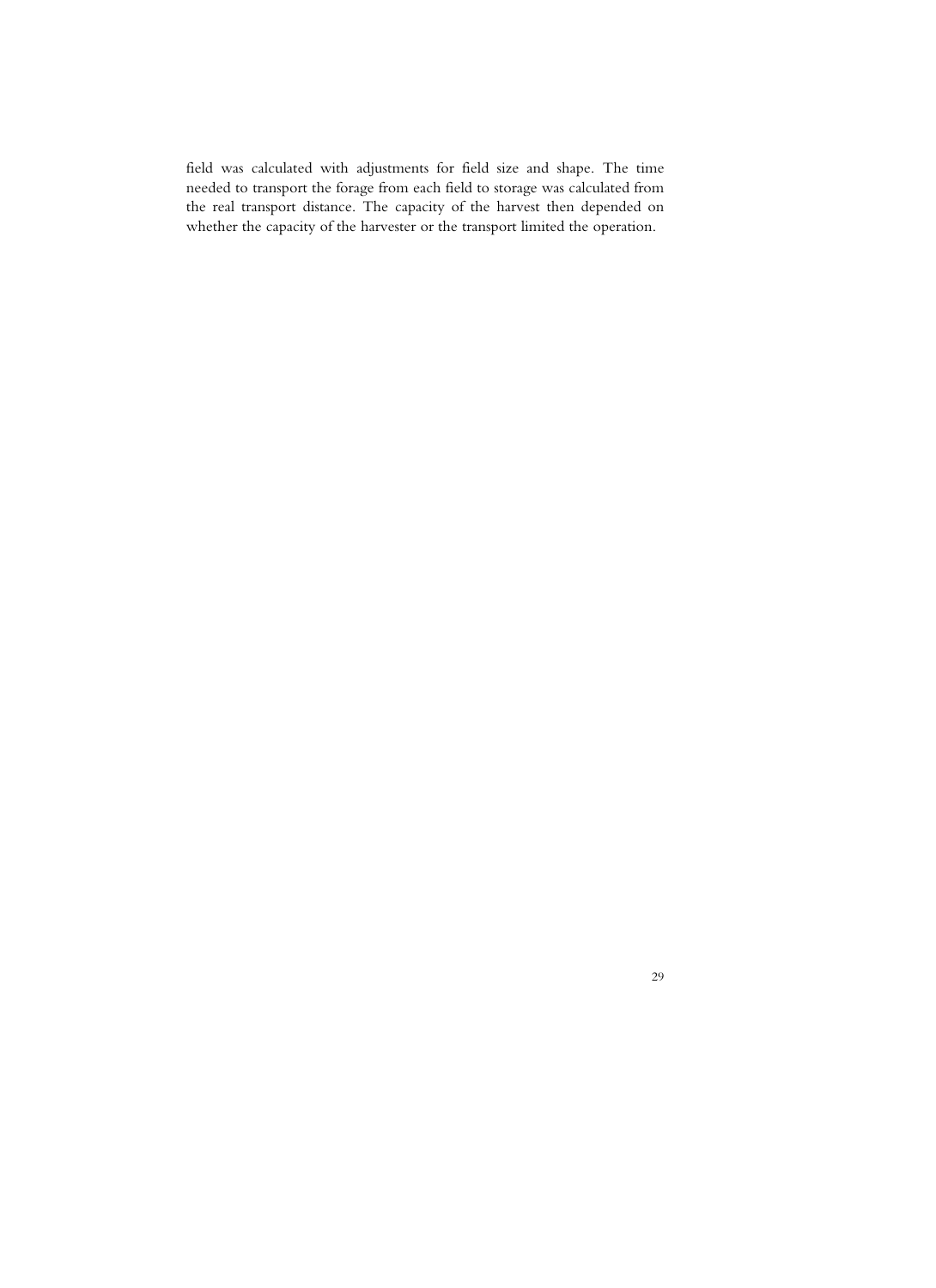field was calculated with adjustments for field size and shape. The time needed to transport the forage from each field to storage was calculated from the real transport distance. The capacity of the harvest then depended on whether the capacity of the harvester or the transport limited the operation.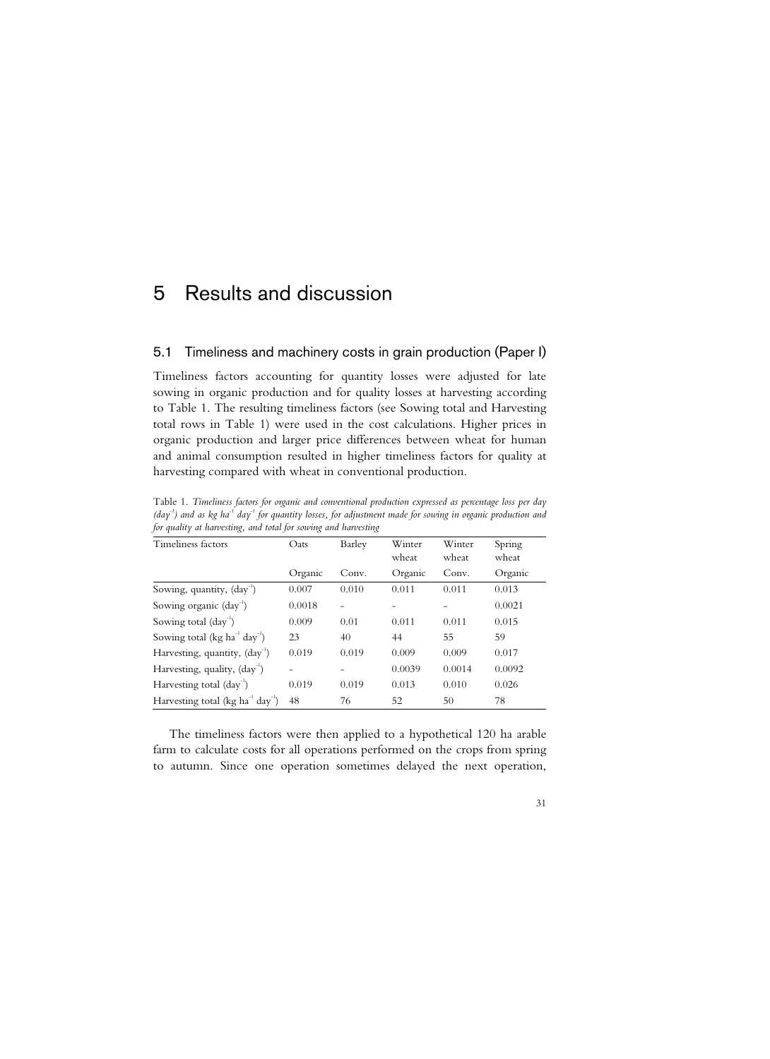# 5 Results and discussion

## 5.1 Timeliness and machinery costs in grain production (Paper I)

Timeliness factors accounting for quantity losses were adjusted for late sowing in organic production and for quality losses at harvesting according to Table 1. The resulting timeliness factors (see Sowing total and Harvesting total rows in Table 1) were used in the cost calculations. Higher prices in organic production and larger price differences between wheat for human and animal consumption resulted in higher timeliness factors for quality at harvesting compared with wheat in conventional production.

Table 1. *Timeliness factors for organic and conventional production expressed as percentage loss per day ($day^{-1}$) and as kg $ha^{-1}$ $day^{-1}$ for quantity losses, for adjustment made for sowing in organic production and for quality at harvesting, and total for sowing and harvesting*

| Timeliness factors | Oats | Barley | Winter wheat | Winter wheat | Spring wheat |
|---|---|---|---|---|---|
| | Organic | Conv. | Organic | Conv. | Organic |
| Sowing, quantity, ($day^{-1}$) | 0.007 | 0.010 | 0.011 | 0.011 | 0.013 |
| Sowing organic ($day^{-1}$) | 0.0018 | – | – | – | 0.0021 |
| Sowing total ($day^{-1}$) | 0.009 | 0.01 | 0.011 | 0.011 | 0.015 |
| Sowing total (kg $ha^{-1}$ $day^{-1}$) | 23 | 40 | 44 | 55 | 59 |
| Harvesting, quantity, ($day^{-1}$) | 0.019 | 0.019 | 0.009 | 0.009 | 0.017 |
| Harvesting, quality, ($day^{-1}$) | – | – | 0.0039 | 0.0014 | 0.0092 |
| Harvesting total ($day^{-1}$) | 0.019 | 0.019 | 0.013 | 0.010 | 0.026 |
| Harvesting total (kg $ha^{-1}$ $day^{-1}$) | 48 | 76 | 52 | 50 | 78 |

The timeliness factors were then applied to a hypothetical 120 ha arable farm to calculate costs for all operations performed on the crops from spring to autumn. Since one operation sometimes delayed the next operation,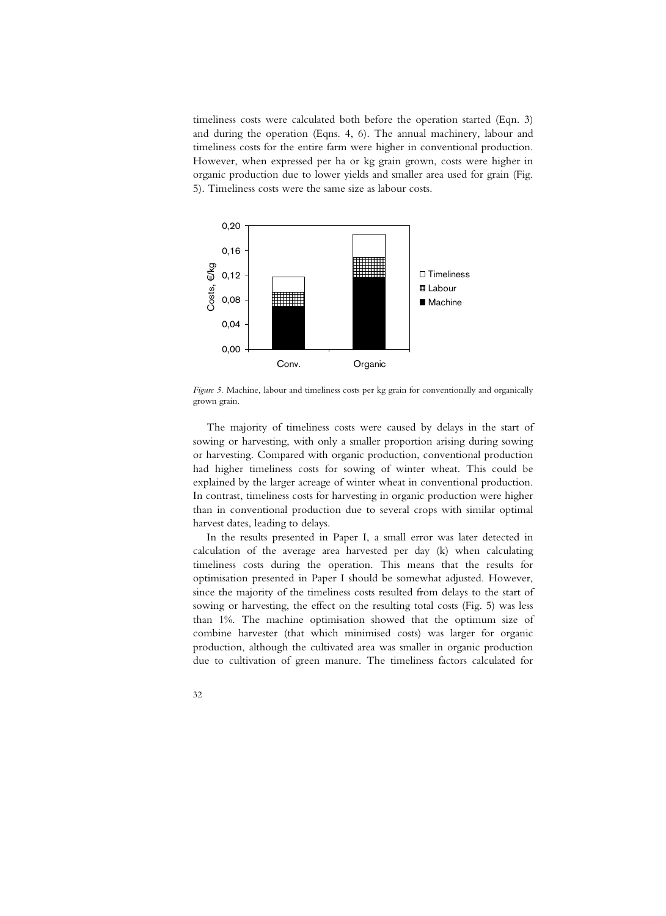timeliness costs were calculated both before the operation started (Eqn. 3) and during the operation (Eqns. 4, 6). The annual machinery, labour and timeliness costs for the entire farm were higher in conventional production. However, when expressed per ha or kg grain grown, costs were higher in organic production due to lower yields and smaller area used for grain (Fig. 5). Timeliness costs were the same size as labour costs.

*Figure 5.* Machine, labour and timeliness costs per kg grain for conventionally and organically grown grain.

The majority of timeliness costs were caused by delays in the start of sowing or harvesting, with only a smaller proportion arising during sowing or harvesting. Compared with organic production, conventional production had higher timeliness costs for sowing of winter wheat. This could be explained by the larger acreage of winter wheat in conventional production. In contrast, timeliness costs for harvesting in organic production were higher than in conventional production due to several crops with similar optimal harvest dates, leading to delays.

In the results presented in Paper I, a small error was later detected in calculation of the average area harvested per day ($k$) when calculating timeliness costs during the operation. This means that the results for optimisation presented in Paper I should be somewhat adjusted. However, since the majority of the timeliness costs resulted from delays to the start of sowing or harvesting, the effect on the resulting total costs (Fig. 5) was less than 1%. The machine optimisation showed that the optimum size of combine harvester (that which minimised costs) was larger for organic production, although the cultivated area was smaller in organic production due to cultivation of green manure. The timeliness factors calculated for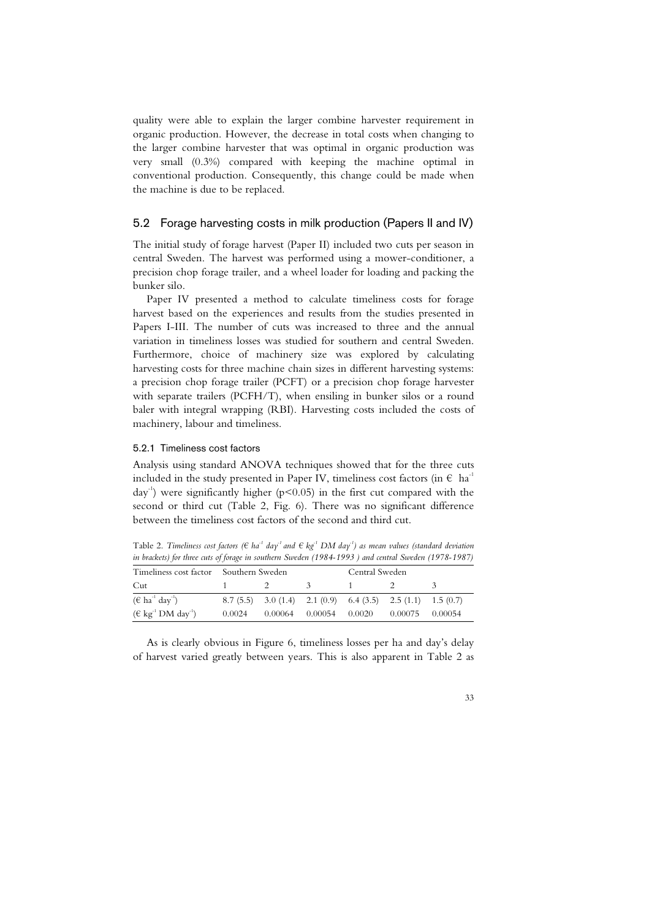quality were able to explain the larger combine harvester requirement in organic production. However, the decrease in total costs when changing to the larger combine harvester that was optimal in organic production was very small (0.3%) compared with keeping the machine optimal in conventional production. Consequently, this change could be made when the machine is due to be replaced.

## 5.2 Forage harvesting costs in milk production (Papers II and IV)

The initial study of forage harvest (Paper II) included two cuts per season in central Sweden. The harvest was performed using a mower-conditioner, a precision chop forage trailer, and a wheel loader for loading and packing the bunker silo.

Paper IV presented a method to calculate timeliness costs for forage harvest based on the experiences and results from the studies presented in Papers I-III. The number of cuts was increased to three and the annual variation in timeliness losses was studied for southern and central Sweden. Furthermore, choice of machinery size was explored by calculating harvesting costs for three machine chain sizes in different harvesting systems: a precision chop forage trailer (PCFT) or a precision chop forage harvester with separate trailers (PCFH/T), when ensiling in bunker silos or a round baler with integral wrapping (RBI). Harvesting costs included the costs of machinery, labour and timeliness.

### 5.2.1 Timeliness cost factors

Analysis using standard ANOVA techniques showed that for the three cuts included in the study presented in Paper IV, timeliness cost factors (in € $ha^{-1}$ $day^{-1}$) were significantly higher ($p<0.05$) in the first cut compared with the second or third cut (Table 2, Fig. 6). There was no significant difference between the timeliness cost factors of the second and third cut.

Table 2. *Timeliness cost factors (€ $ha^{-1}$ $day^{-1}$ and € $kg^{-1}$ DM $day^{-1}$) as mean values (standard deviation in brackets) for three cuts of forage in southern Sweden (1984-1993 ) and central Sweden (1978-1987)*

| Timeliness cost factor | Southern Sweden | | | Central Sweden | | |
|---|---|---|---|---|---|---|
| Cut | 1 | 2 | 3 | 1 | 2 | 3 |
| (€ $ha^{-1}$ $day^{-1}$) | 8.7 (5.5) | 3.0 (1.4) | 2.1 (0.9) | 6.4 (3.5) | 2.5 (1.1) | 1.5 (0.7) |
| (€ $kg^{-1}$ DM $day^{-1}$) | 0.0024 | 0.00064 | 0.00054 | 0.0020 | 0.00075 | 0.00054 |

As is clearly obvious in Figure 6, timeliness losses per ha and day's delay of harvest varied greatly between years. This is also apparent in Table 2 as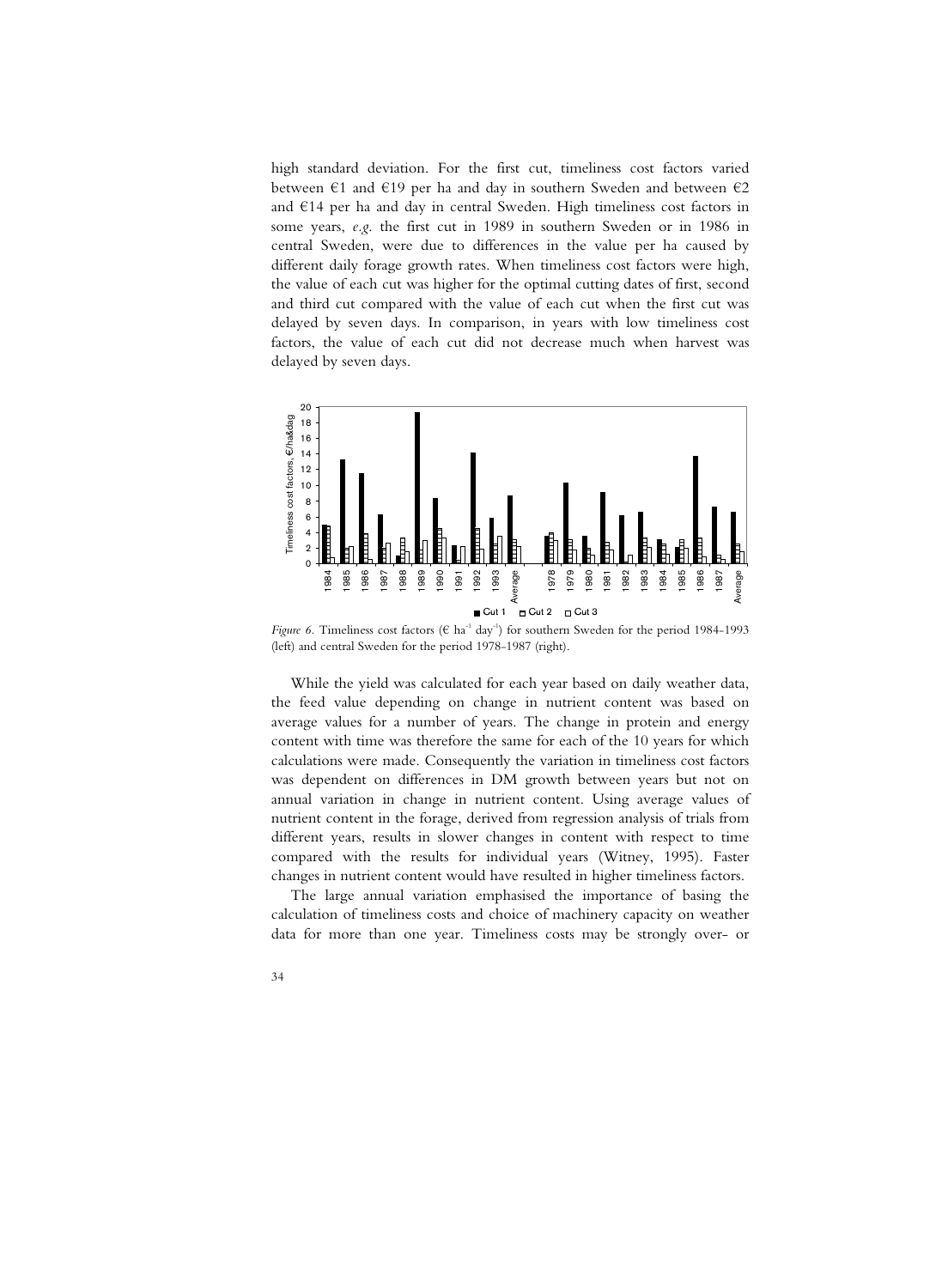high standard deviation. For the first cut, timeliness cost factors varied between €1 and €19 per ha and day in southern Sweden and between €2 and €14 per ha and day in central Sweden. High timeliness cost factors in some years, *e.g.* the first cut in 1989 in southern Sweden or in 1986 in central Sweden, were due to differences in the value per ha caused by different daily forage growth rates. When timeliness cost factors were high, the value of each cut was higher for the optimal cutting dates of first, second and third cut compared with the value of each cut when the first cut was delayed by seven days. In comparison, in years with low timeliness cost factors, the value of each cut did not decrease much when harvest was delayed by seven days.

*Figure 6.* Timeliness cost factors (€ $ha^{-1}$ $day^{-1}$) for southern Sweden for the period 1984-1993 (left) and central Sweden for the period 1978-1987 (right).

While the yield was calculated for each year based on daily weather data, the feed value depending on change in nutrient content was based on average values for a number of years. The change in protein and energy content with time was therefore the same for each of the 10 years for which calculations were made. Consequently the variation in timeliness cost factors was dependent on differences in DM growth between years but not on annual variation in change in nutrient content. Using average values of nutrient content in the forage, derived from regression analysis of trials from different years, results in slower changes in content with respect to time compared with the results for individual years (Witney, 1995). Faster changes in nutrient content would have resulted in higher timeliness factors.

The large annual variation emphasised the importance of basing the calculation of timeliness costs and choice of machinery capacity on weather data for more than one year. Timeliness costs may be strongly over- or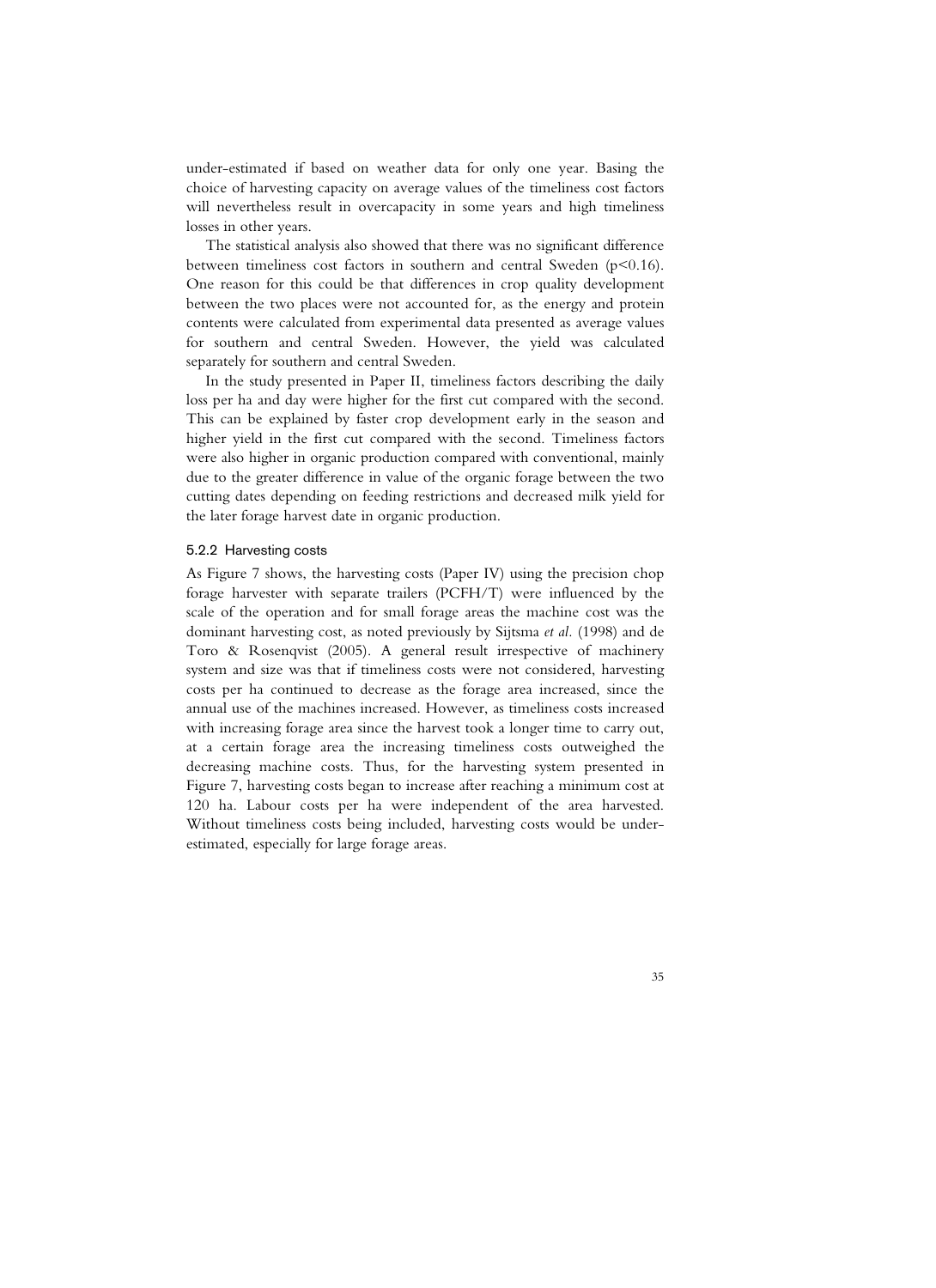under-estimated if based on weather data for only one year. Basing the choice of harvesting capacity on average values of the timeliness cost factors will nevertheless result in overcapacity in some years and high timeliness losses in other years.

The statistical analysis also showed that there was no significant difference between timeliness cost factors in southern and central Sweden ($p<0.16$). One reason for this could be that differences in crop quality development between the two places were not accounted for, as the energy and protein contents were calculated from experimental data presented as average values for southern and central Sweden. However, the yield was calculated separately for southern and central Sweden.

In the study presented in Paper II, timeliness factors describing the daily loss per ha and day were higher for the first cut compared with the second. This can be explained by faster crop development early in the season and higher yield in the first cut compared with the second. Timeliness factors were also higher in organic production compared with conventional, mainly due to the greater difference in value of the organic forage between the two cutting dates depending on feeding restrictions and decreased milk yield for the later forage harvest date in organic production.

### 5.2.2 Harvesting costs

As Figure 7 shows, the harvesting costs (Paper IV) using the precision chop forage harvester with separate trailers (PCFH/T) were influenced by the scale of the operation and for small forage areas the machine cost was the dominant harvesting cost, as noted previously by Sijtsma *et al.* (1998) and de Toro & Rosenqvist (2005). A general result irrespective of machinery system and size was that if timeliness costs were not considered, harvesting costs per ha continued to decrease as the forage area increased, since the annual use of the machines increased. However, as timeliness costs increased with increasing forage area since the harvest took a longer time to carry out, at a certain forage area the increasing timeliness costs outweighed the decreasing machine costs. Thus, for the harvesting system presented in Figure 7, harvesting costs began to increase after reaching a minimum cost at 120 ha. Labour costs per ha were independent of the area harvested. Without timeliness costs being included, harvesting costs would be under-estimated, especially for large forage areas.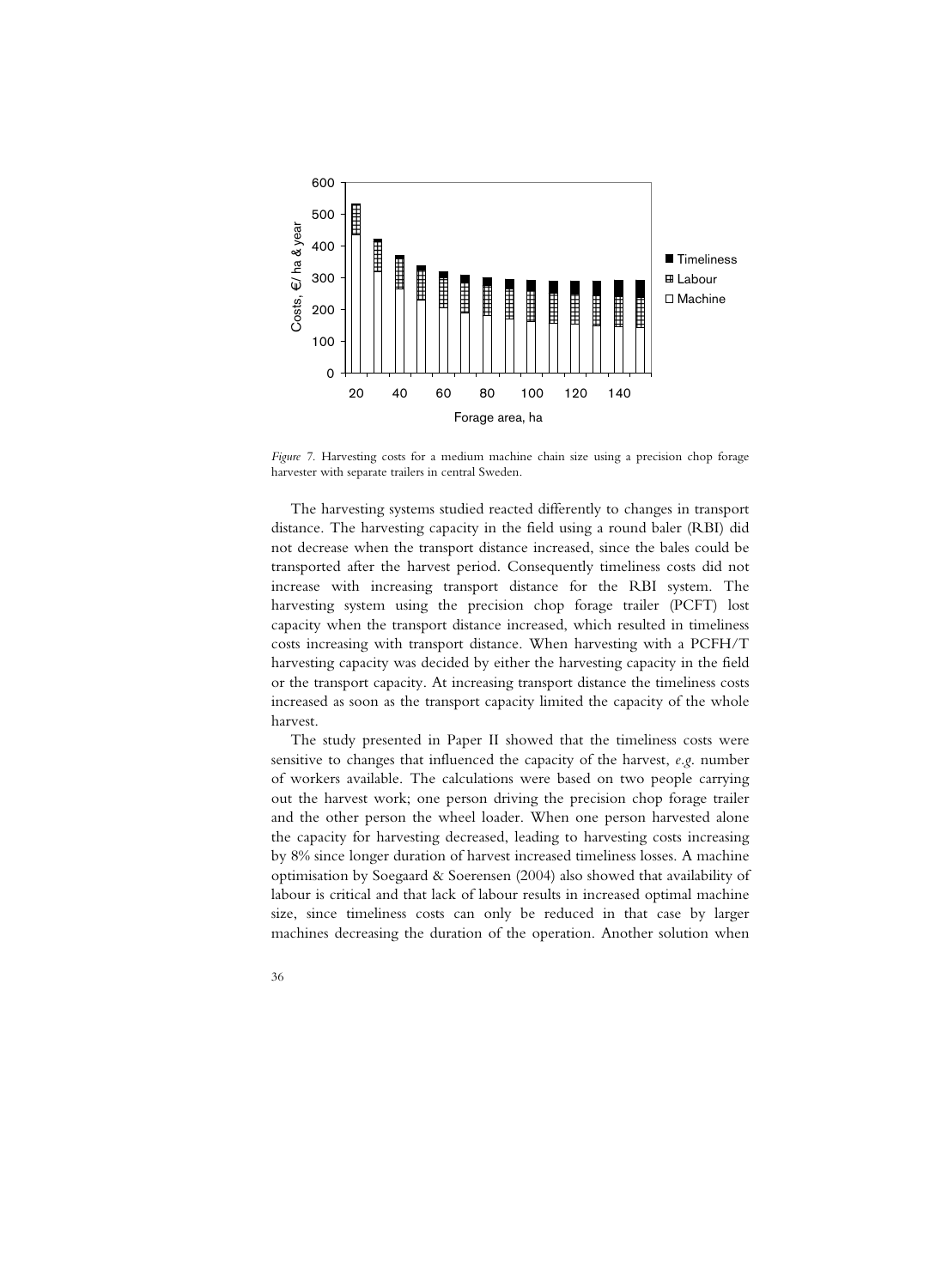*Figure 7.* Harvesting costs for a medium machine chain size using a precision chop forage harvester with separate trailers in central Sweden.

The harvesting systems studied reacted differently to changes in transport distance. The harvesting capacity in the field using a round baler (RBI) did not decrease when the transport distance increased, since the bales could be transported after the harvest period. Consequently timeliness costs did not increase with increasing transport distance for the RBI system. The harvesting system using the precision chop forage trailer (PCFT) lost capacity when the transport distance increased, which resulted in timeliness costs increasing with transport distance. When harvesting with a PCFH/T harvesting capacity was decided by either the harvesting capacity in the field or the transport capacity. At increasing transport distance the timeliness costs increased as soon as the transport capacity limited the capacity of the whole harvest.

The study presented in Paper II showed that the timeliness costs were sensitive to changes that influenced the capacity of the harvest, *e.g.* number of workers available. The calculations were based on two people carrying out the harvest work; one person driving the precision chop forage trailer and the other person the wheel loader. When one person harvested alone the capacity for harvesting decreased, leading to harvesting costs increasing by 8% since longer duration of harvest increased timeliness losses. A machine optimisation by Soegaard & Soerensen (2004) also showed that availability of labour is critical and that lack of labour results in increased optimal machine size, since timeliness costs can only be reduced in that case by larger machines decreasing the duration of the operation. Another solution when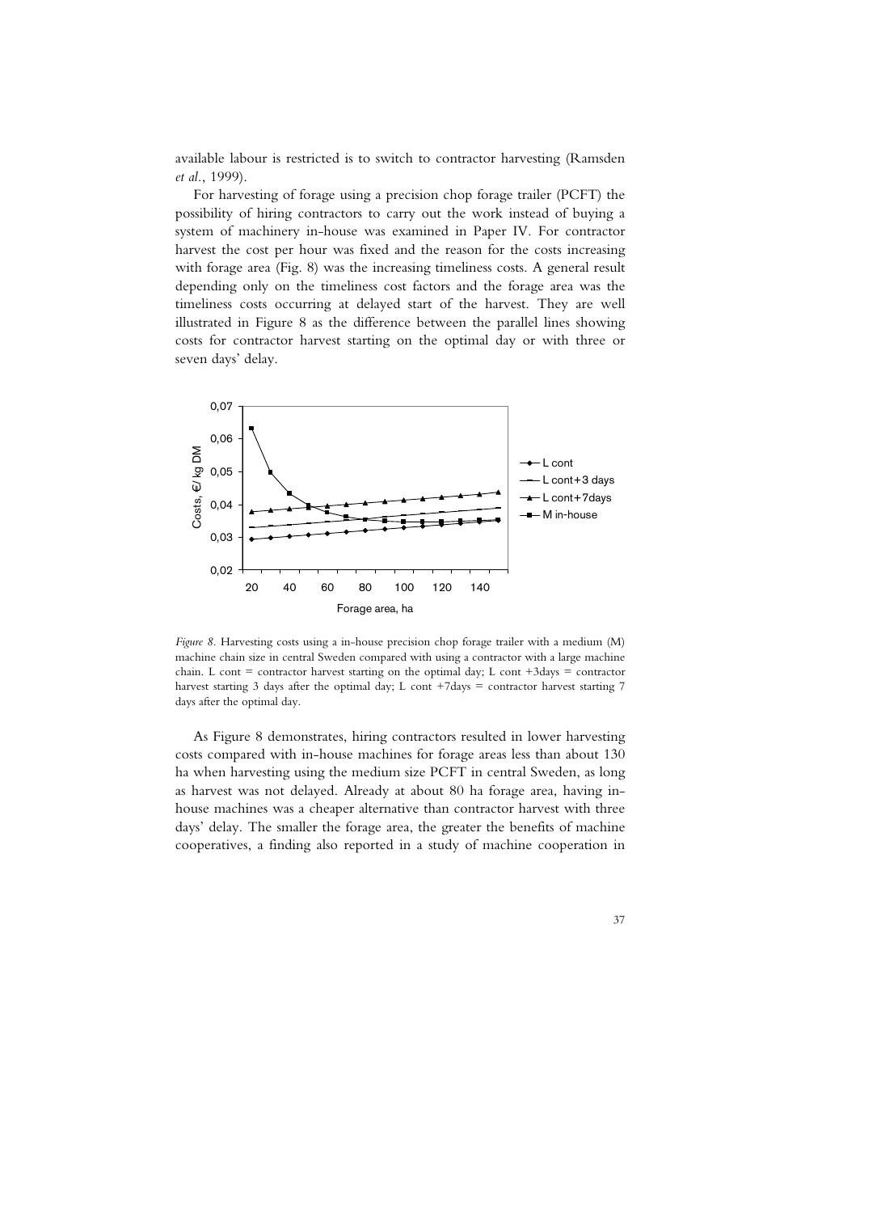available labour is restricted is to switch to contractor harvesting (Ramsden *et al.*, 1999).

For harvesting of forage using a precision chop forage trailer (PCFT) the possibility of hiring contractors to carry out the work instead of buying a system of machinery in-house was examined in Paper IV. For contractor harvest the cost per hour was fixed and the reason for the costs increasing with forage area (Fig. 8) was the increasing timeliness costs. A general result depending only on the timeliness cost factors and the forage area was the timeliness costs occurring at delayed start of the harvest. They are well illustrated in Figure 8 as the difference between the parallel lines showing costs for contractor harvest starting on the optimal day or with three or seven days' delay.

*Figure 8.* Harvesting costs using a in-house precision chop forage trailer with a medium (M) machine chain size in central Sweden compared with using a contractor with a large machine chain. L cont = contractor harvest starting on the optimal day; L cont +3days = contractor harvest starting 3 days after the optimal day; L cont +7days = contractor harvest starting 7 days after the optimal day.

As Figure 8 demonstrates, hiring contractors resulted in lower harvesting costs compared with in-house machines for forage areas less than about 130 ha when harvesting using the medium size PCFT in central Sweden, as long as harvest was not delayed. Already at about 80 ha forage area, having in-house machines was a cheaper alternative than contractor harvest with three days' delay. The smaller the forage area, the greater the benefits of machine cooperatives, a finding also reported in a study of machine cooperation in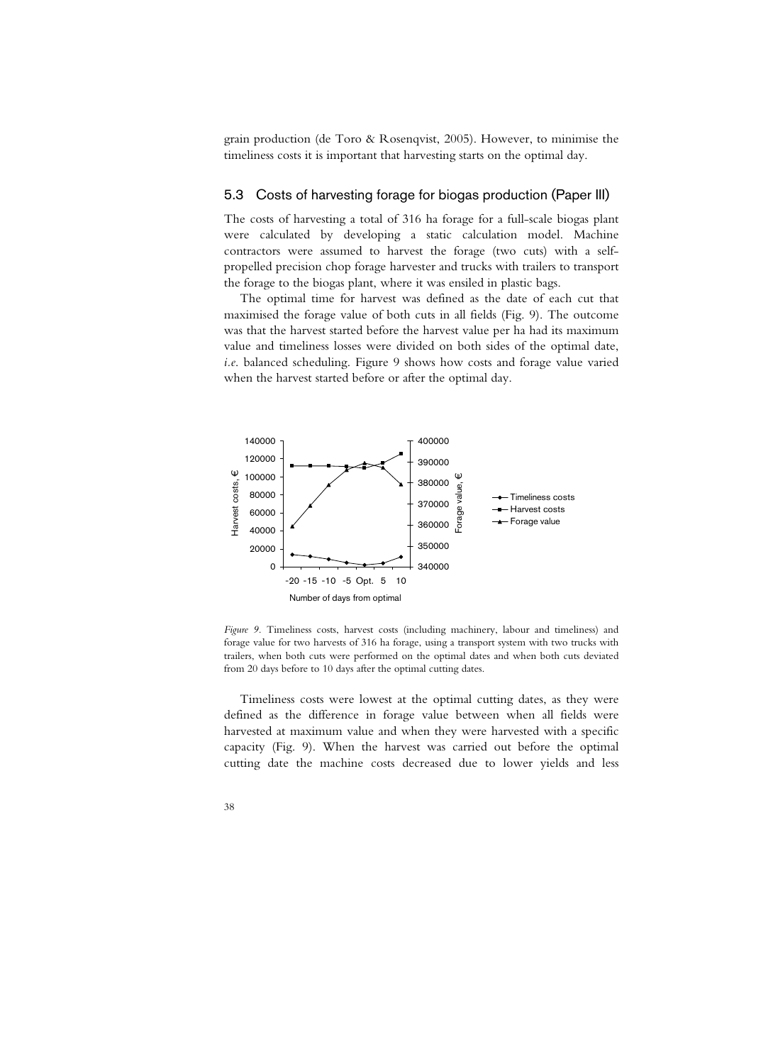grain production (de Toro & Rosenqvist, 2005). However, to minimise the timeliness costs it is important that harvesting starts on the optimal day.

## 5.3 Costs of harvesting forage for biogas production (Paper III)

The costs of harvesting a total of 316 ha forage for a full-scale biogas plant were calculated by developing a static calculation model. Machine contractors were assumed to harvest the forage (two cuts) with a self-propelled precision chop forage harvester and trucks with trailers to transport the forage to the biogas plant, where it was ensiled in plastic bags.

The optimal time for harvest was defined as the date of each cut that maximised the forage value of both cuts in all fields (Fig. 9). The outcome was that the harvest started before the harvest value per ha had its maximum value and timeliness losses were divided on both sides of the optimal date, *i.e.* balanced scheduling. Figure 9 shows how costs and forage value varied when the harvest started before or after the optimal day.

*Figure 9.* Timeliness costs, harvest costs (including machinery, labour and timeliness) and forage value for two harvests of 316 ha forage, using a transport system with two trucks with trailers, when both cuts were performed on the optimal dates and when both cuts deviated from 20 days before to 10 days after the optimal cutting dates.

Timeliness costs were lowest at the optimal cutting dates, as they were defined as the difference in forage value between when all fields were harvested at maximum value and when they were harvested with a specific capacity (Fig. 9). When the harvest was carried out before the optimal cutting date the machine costs decreased due to lower yields and less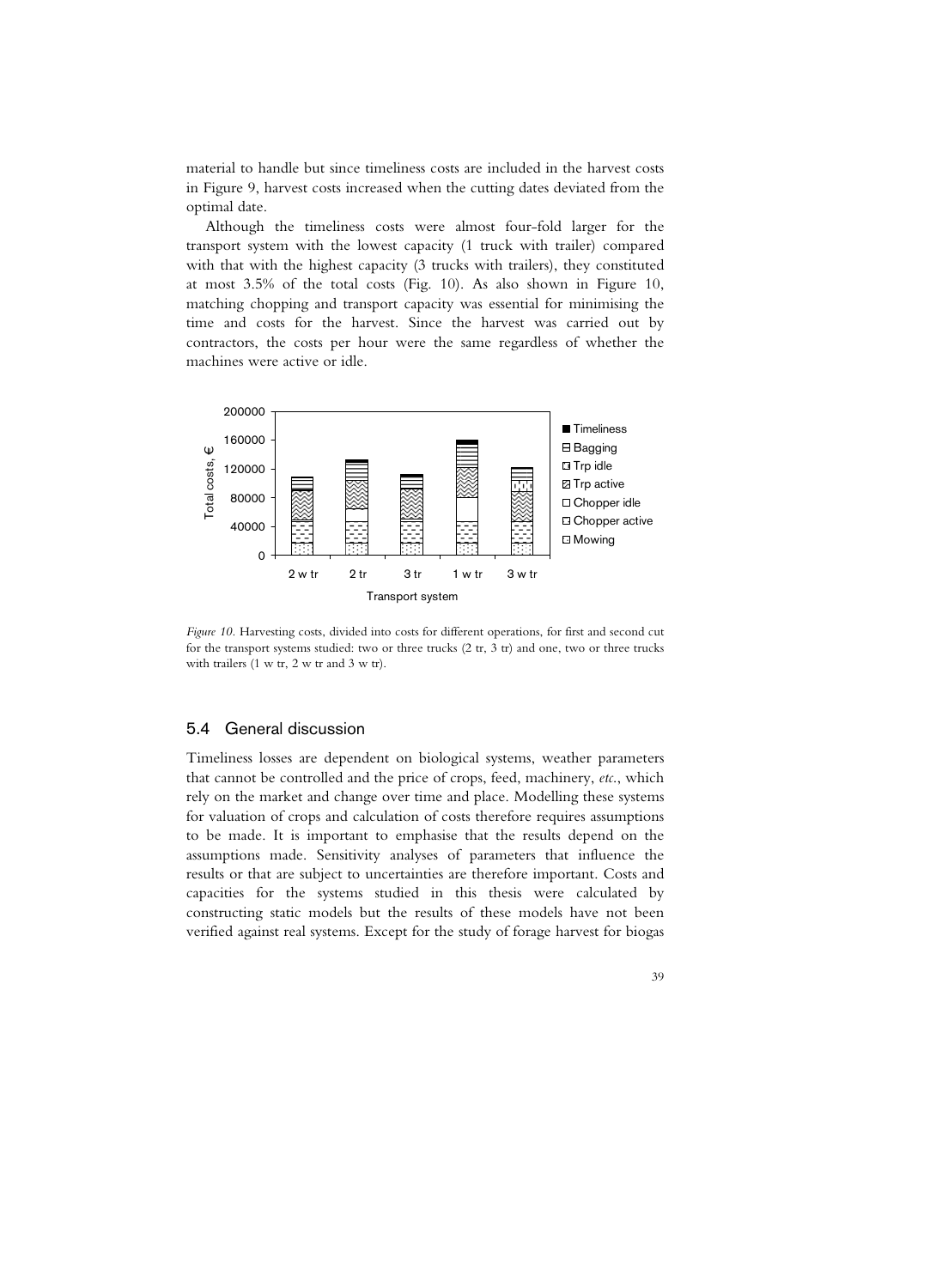material to handle but since timeliness costs are included in the harvest costs in Figure 9, harvest costs increased when the cutting dates deviated from the optimal date.

Although the timeliness costs were almost four-fold larger for the transport system with the lowest capacity (1 truck with trailer) compared with that with the highest capacity (3 trucks with trailers), they constituted at most 3.5% of the total costs (Fig. 10). As also shown in Figure 10, matching chopping and transport capacity was essential for minimising the time and costs for the harvest. Since the harvest was carried out by contractors, the costs per hour were the same regardless of whether the machines were active or idle.

*Figure 10.* Harvesting costs, divided into costs for different operations, for first and second cut for the transport systems studied: two or three trucks (2 tr, 3 tr) and one, two or three trucks with trailers (1 w tr, 2 w tr and 3 w tr).

## 5.4 General discussion

Timeliness losses are dependent on biological systems, weather parameters that cannot be controlled and the price of crops, feed, machinery, *etc.*, which rely on the market and change over time and place. Modelling these systems for valuation of crops and calculation of costs therefore requires assumptions to be made. It is important to emphasise that the results depend on the assumptions made. Sensitivity analyses of parameters that influence the results or that are subject to uncertainties are therefore important. Costs and capacities for the systems studied in this thesis were calculated by constructing static models but the results of these models have not been verified against real systems. Except for the study of forage harvest for biogas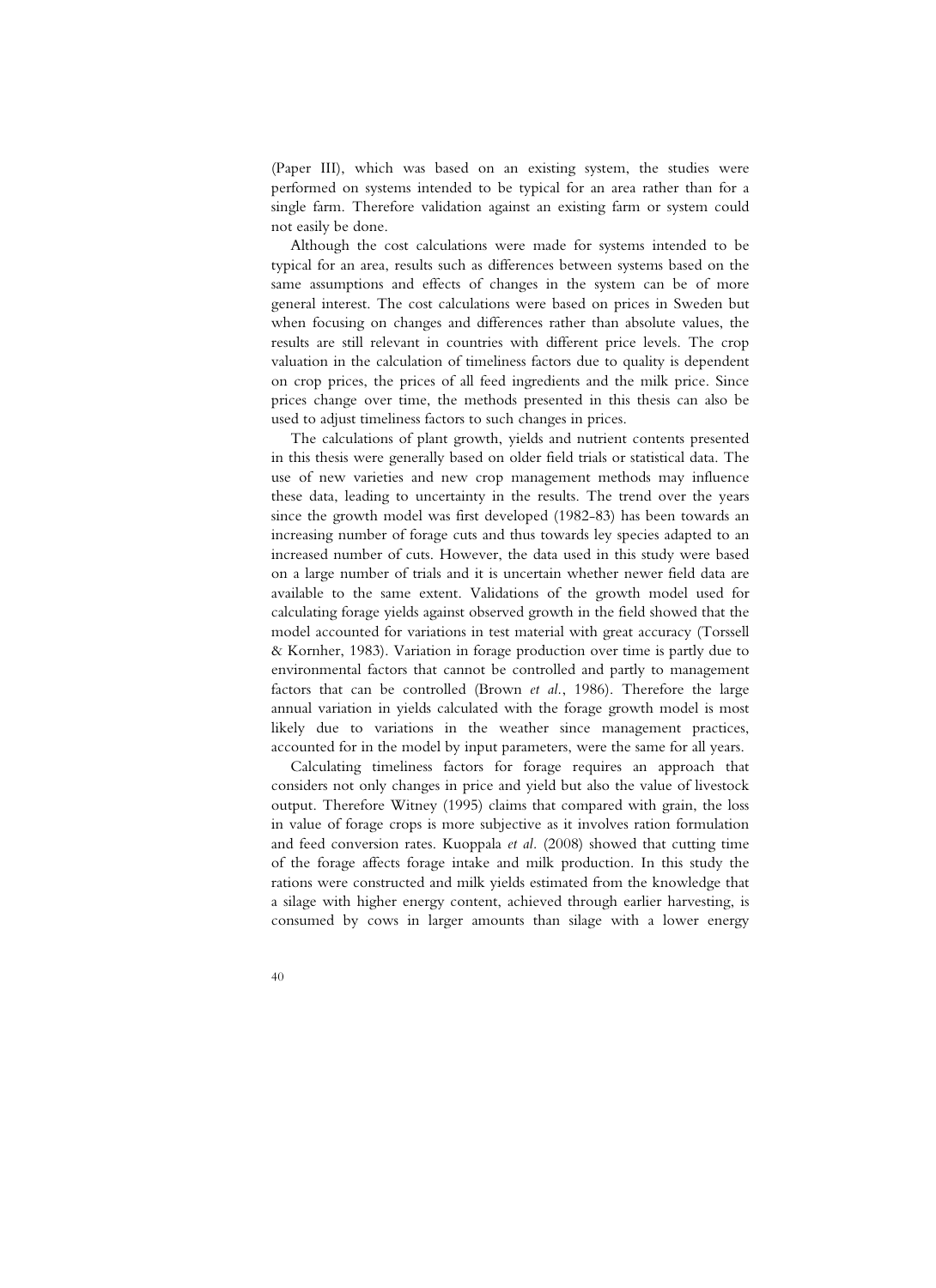(Paper III), which was based on an existing system, the studies were performed on systems intended to be typical for an area rather than for a single farm. Therefore validation against an existing farm or system could not easily be done.

Although the cost calculations were made for systems intended to be typical for an area, results such as differences between systems based on the same assumptions and effects of changes in the system can be of more general interest. The cost calculations were based on prices in Sweden but when focusing on changes and differences rather than absolute values, the results are still relevant in countries with different price levels. The crop valuation in the calculation of timeliness factors due to quality is dependent on crop prices, the prices of all feed ingredients and the milk price. Since prices change over time, the methods presented in this thesis can also be used to adjust timeliness factors to such changes in prices.

The calculations of plant growth, yields and nutrient contents presented in this thesis were generally based on older field trials or statistical data. The use of new varieties and new crop management methods may influence these data, leading to uncertainty in the results. The trend over the years since the growth model was first developed (1982-83) has been towards an increasing number of forage cuts and thus towards ley species adapted to an increased number of cuts. However, the data used in this study were based on a large number of trials and it is uncertain whether newer field data are available to the same extent. Validations of the growth model used for calculating forage yields against observed growth in the field showed that the model accounted for variations in test material with great accuracy (Torssell & Kornher, 1983). Variation in forage production over time is partly due to environmental factors that cannot be controlled and partly to management factors that can be controlled (Brown *et al.*, 1986). Therefore the large annual variation in yields calculated with the forage growth model is most likely due to variations in the weather since management practices, accounted for in the model by input parameters, were the same for all years.

Calculating timeliness factors for forage requires an approach that considers not only changes in price and yield but also the value of livestock output. Therefore Witney (1995) claims that compared with grain, the loss in value of forage crops is more subjective as it involves ration formulation and feed conversion rates. Kuoppala *et al.* (2008) showed that cutting time of the forage affects forage intake and milk production. In this study the rations were constructed and milk yields estimated from the knowledge that a silage with higher energy content, achieved through earlier harvesting, is consumed by cows in larger amounts than silage with a lower energy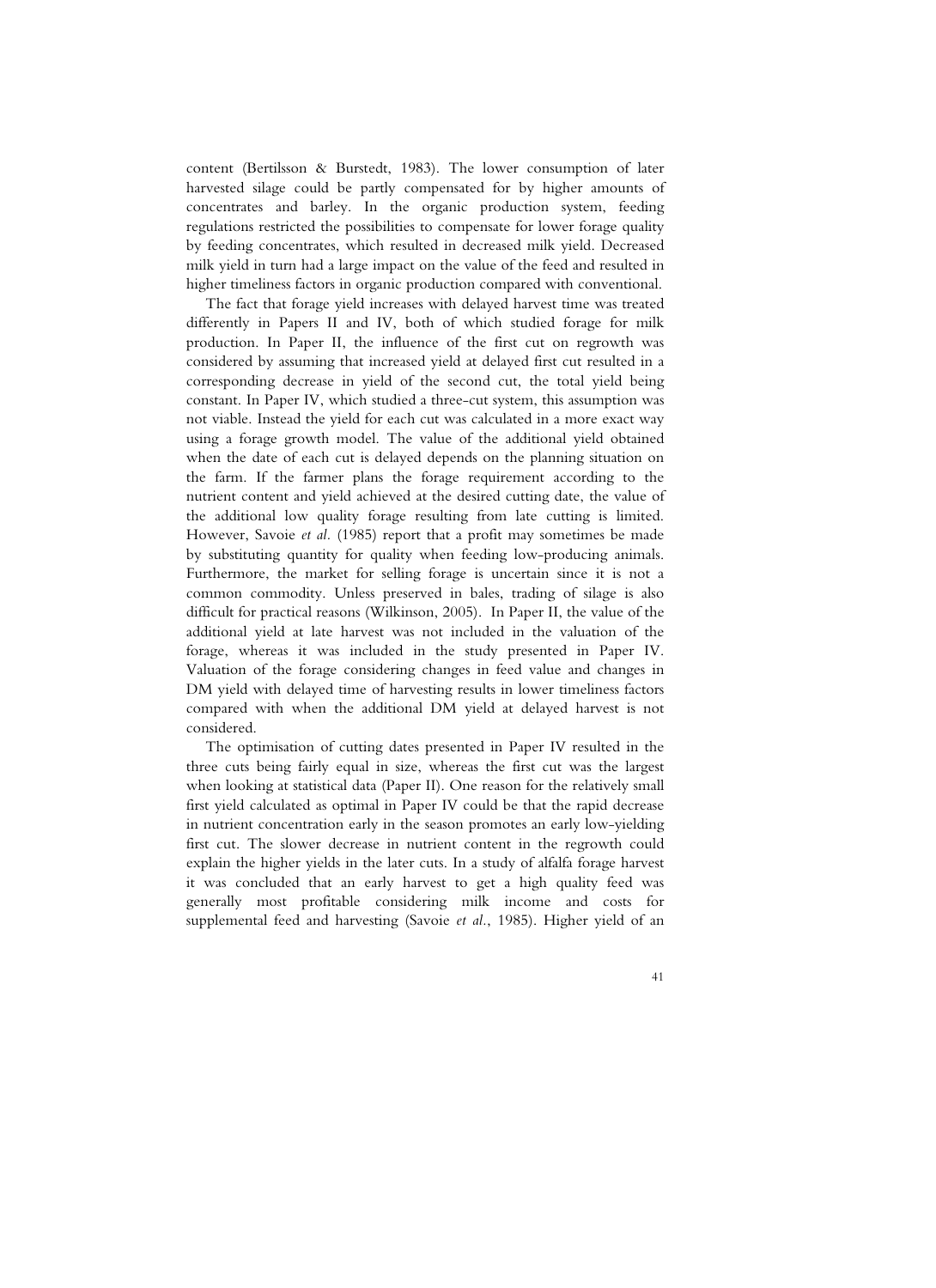content (Bertilsson & Burstedt, 1983). The lower consumption of later harvested silage could be partly compensated for by higher amounts of concentrates and barley. In the organic production system, feeding regulations restricted the possibilities to compensate for lower forage quality by feeding concentrates, which resulted in decreased milk yield. Decreased milk yield in turn had a large impact on the value of the feed and resulted in higher timeliness factors in organic production compared with conventional.

The fact that forage yield increases with delayed harvest time was treated differently in Papers II and IV, both of which studied forage for milk production. In Paper II, the influence of the first cut on regrowth was considered by assuming that increased yield at delayed first cut resulted in a corresponding decrease in yield of the second cut, the total yield being constant. In Paper IV, which studied a three-cut system, this assumption was not viable. Instead the yield for each cut was calculated in a more exact way using a forage growth model. The value of the additional yield obtained when the date of each cut is delayed depends on the planning situation on the farm. If the farmer plans the forage requirement according to the nutrient content and yield achieved at the desired cutting date, the value of the additional low quality forage resulting from late cutting is limited. However, Savoie *et al.* (1985) report that a profit may sometimes be made by substituting quantity for quality when feeding low-producing animals. Furthermore, the market for selling forage is uncertain since it is not a common commodity. Unless preserved in bales, trading of silage is also difficult for practical reasons (Wilkinson, 2005). In Paper II, the value of the additional yield at late harvest was not included in the valuation of the forage, whereas it was included in the study presented in Paper IV. Valuation of the forage considering changes in feed value and changes in DM yield with delayed time of harvesting results in lower timeliness factors compared with when the additional DM yield at delayed harvest is not considered.

The optimisation of cutting dates presented in Paper IV resulted in the three cuts being fairly equal in size, whereas the first cut was the largest when looking at statistical data (Paper II). One reason for the relatively small first yield calculated as optimal in Paper IV could be that the rapid decrease in nutrient concentration early in the season promotes an early low-yielding first cut. The slower decrease in nutrient content in the regrowth could explain the higher yields in the later cuts. In a study of alfalfa forage harvest it was concluded that an early harvest to get a high quality feed was generally most profitable considering milk income and costs for supplemental feed and harvesting (Savoie *et al.*, 1985). Higher yield of an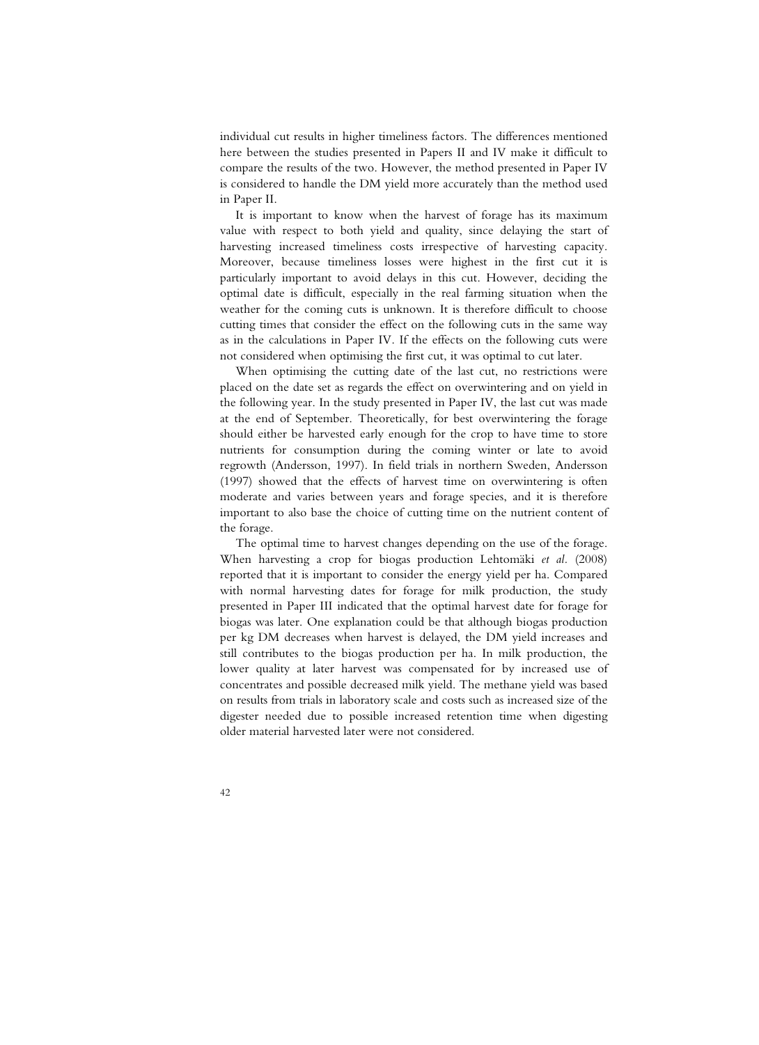individual cut results in higher timeliness factors. The differences mentioned here between the studies presented in Papers II and IV make it difficult to compare the results of the two. However, the method presented in Paper IV is considered to handle the DM yield more accurately than the method used in Paper II.

It is important to know when the harvest of forage has its maximum value with respect to both yield and quality, since delaying the start of harvesting increased timeliness costs irrespective of harvesting capacity. Moreover, because timeliness losses were highest in the first cut it is particularly important to avoid delays in this cut. However, deciding the optimal date is difficult, especially in the real farming situation when the weather for the coming cuts is unknown. It is therefore difficult to choose cutting times that consider the effect on the following cuts in the same way as in the calculations in Paper IV. If the effects on the following cuts were not considered when optimising the first cut, it was optimal to cut later.

When optimising the cutting date of the last cut, no restrictions were placed on the date set as regards the effect on overwintering and on yield in the following year. In the study presented in Paper IV, the last cut was made at the end of September. Theoretically, for best overwintering the forage should either be harvested early enough for the crop to have time to store nutrients for consumption during the coming winter or late to avoid regrowth (Andersson, 1997). In field trials in northern Sweden, Andersson (1997) showed that the effects of harvest time on overwintering is often moderate and varies between years and forage species, and it is therefore important to also base the choice of cutting time on the nutrient content of the forage.

The optimal time to harvest changes depending on the use of the forage. When harvesting a crop for biogas production Lehtomäki *et al*. (2008) reported that it is important to consider the energy yield per ha. Compared with normal harvesting dates for forage for milk production, the study presented in Paper III indicated that the optimal harvest date for forage for biogas was later. One explanation could be that although biogas production per kg DM decreases when harvest is delayed, the DM yield increases and still contributes to the biogas production per ha. In milk production, the lower quality at later harvest was compensated for by increased use of concentrates and possible decreased milk yield. The methane yield was based on results from trials in laboratory scale and costs such as increased size of the digester needed due to possible increased retention time when digesting older material harvested later were not considered.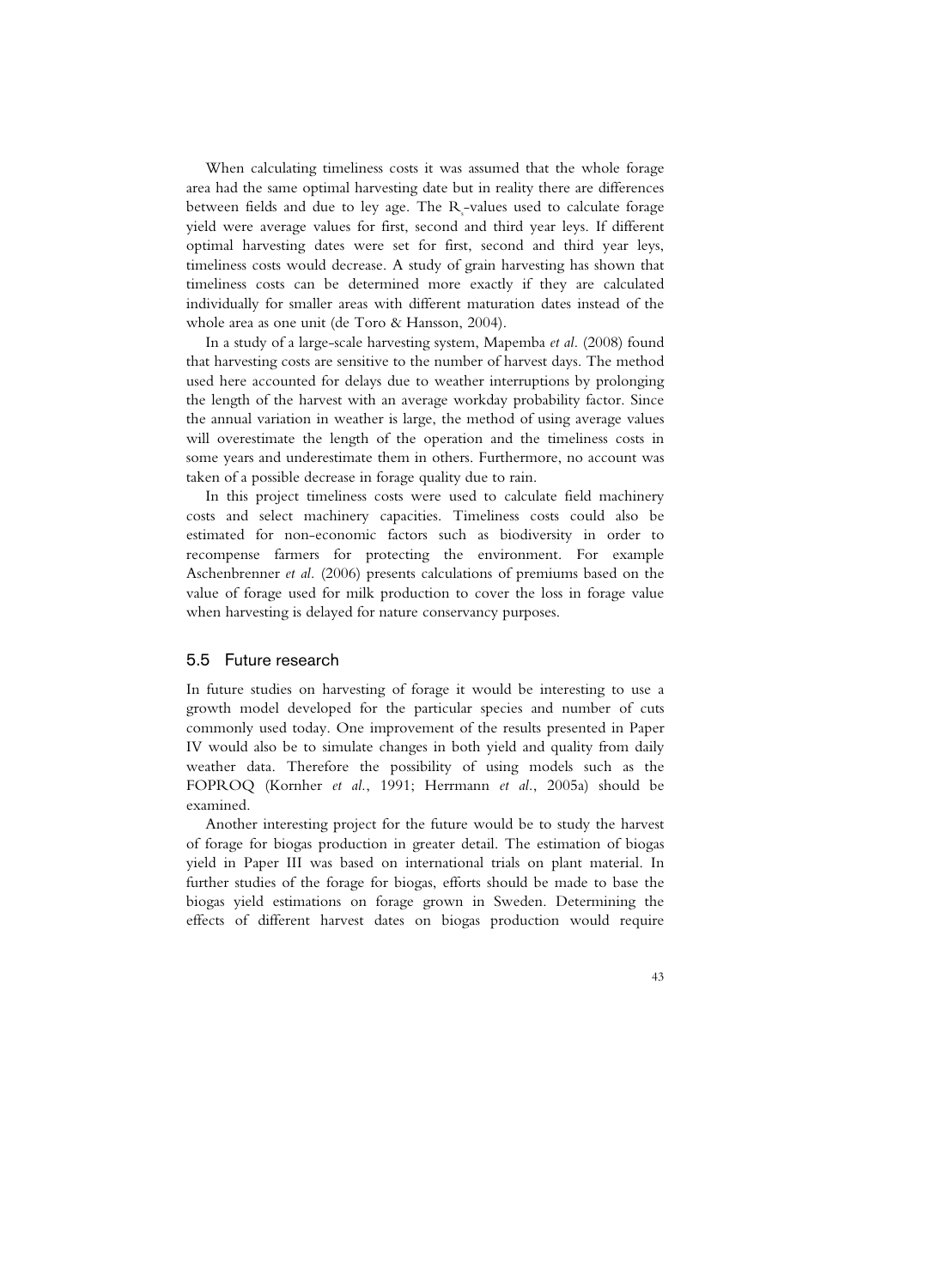When calculating timeliness costs it was assumed that the whole forage area had the same optimal harvesting date but in reality there are differences between fields and due to ley age. The $R_s$-values used to calculate forage yield were average values for first, second and third year leys. If different optimal harvesting dates were set for first, second and third year leys, timeliness costs would decrease. A study of grain harvesting has shown that timeliness costs can be determined more exactly if they are calculated individually for smaller areas with different maturation dates instead of the whole area as one unit (de Toro & Hansson, 2004).

In a study of a large-scale harvesting system, Mapemba *et al.* (2008) found that harvesting costs are sensitive to the number of harvest days. The method used here accounted for delays due to weather interruptions by prolonging the length of the harvest with an average workday probability factor. Since the annual variation in weather is large, the method of using average values will overestimate the length of the operation and the timeliness costs in some years and underestimate them in others. Furthermore, no account was taken of a possible decrease in forage quality due to rain.

In this project timeliness costs were used to calculate field machinery costs and select machinery capacities. Timeliness costs could also be estimated for non-economic factors such as biodiversity in order to recompense farmers for protecting the environment. For example Aschenbrenner *et al.* (2006) presents calculations of premiums based on the value of forage used for milk production to cover the loss in forage value when harvesting is delayed for nature conservancy purposes.

## 5.5 Future research

In future studies on harvesting of forage it would be interesting to use a growth model developed for the particular species and number of cuts commonly used today. One improvement of the results presented in Paper IV would also be to simulate changes in both yield and quality from daily weather data. Therefore the possibility of using models such as the FOPROQ (Kornher *et al.*, 1991; Herrmann *et al.*, 2005a) should be examined.

Another interesting project for the future would be to study the harvest of forage for biogas production in greater detail. The estimation of biogas yield in Paper III was based on international trials on plant material. In further studies of the forage for biogas, efforts should be made to base the biogas yield estimations on forage grown in Sweden. Determining the effects of different harvest dates on biogas production would require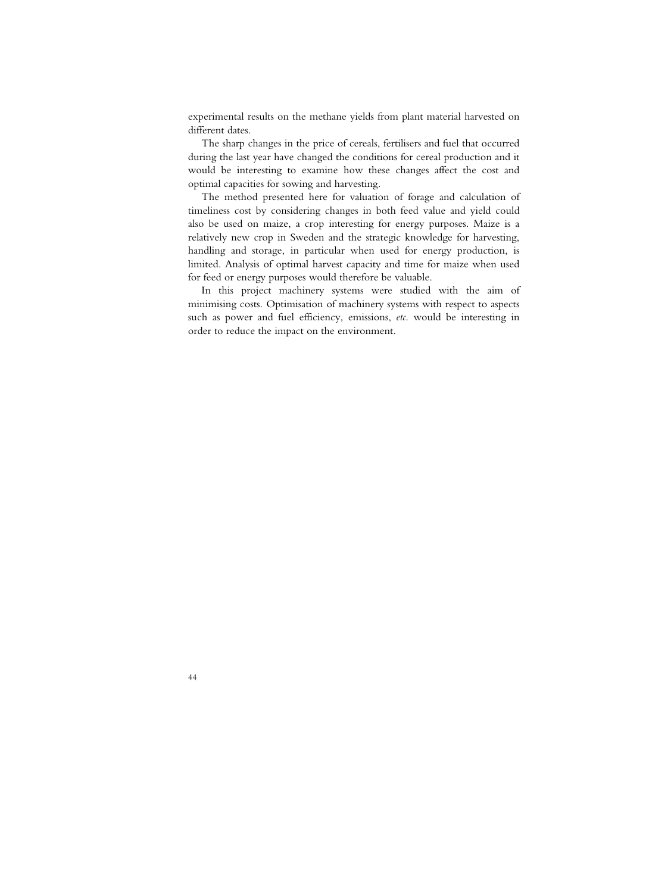experimental results on the methane yields from plant material harvested on different dates.

The sharp changes in the price of cereals, fertilisers and fuel that occurred during the last year have changed the conditions for cereal production and it would be interesting to examine how these changes affect the cost and optimal capacities for sowing and harvesting.

The method presented here for valuation of forage and calculation of timeliness cost by considering changes in both feed value and yield could also be used on maize, a crop interesting for energy purposes. Maize is a relatively new crop in Sweden and the strategic knowledge for harvesting, handling and storage, in particular when used for energy production, is limited. Analysis of optimal harvest capacity and time for maize when used for feed or energy purposes would therefore be valuable.

In this project machinery systems were studied with the aim of minimising costs. Optimisation of machinery systems with respect to aspects such as power and fuel efficiency, emissions, *etc.* would be interesting in order to reduce the impact on the environment.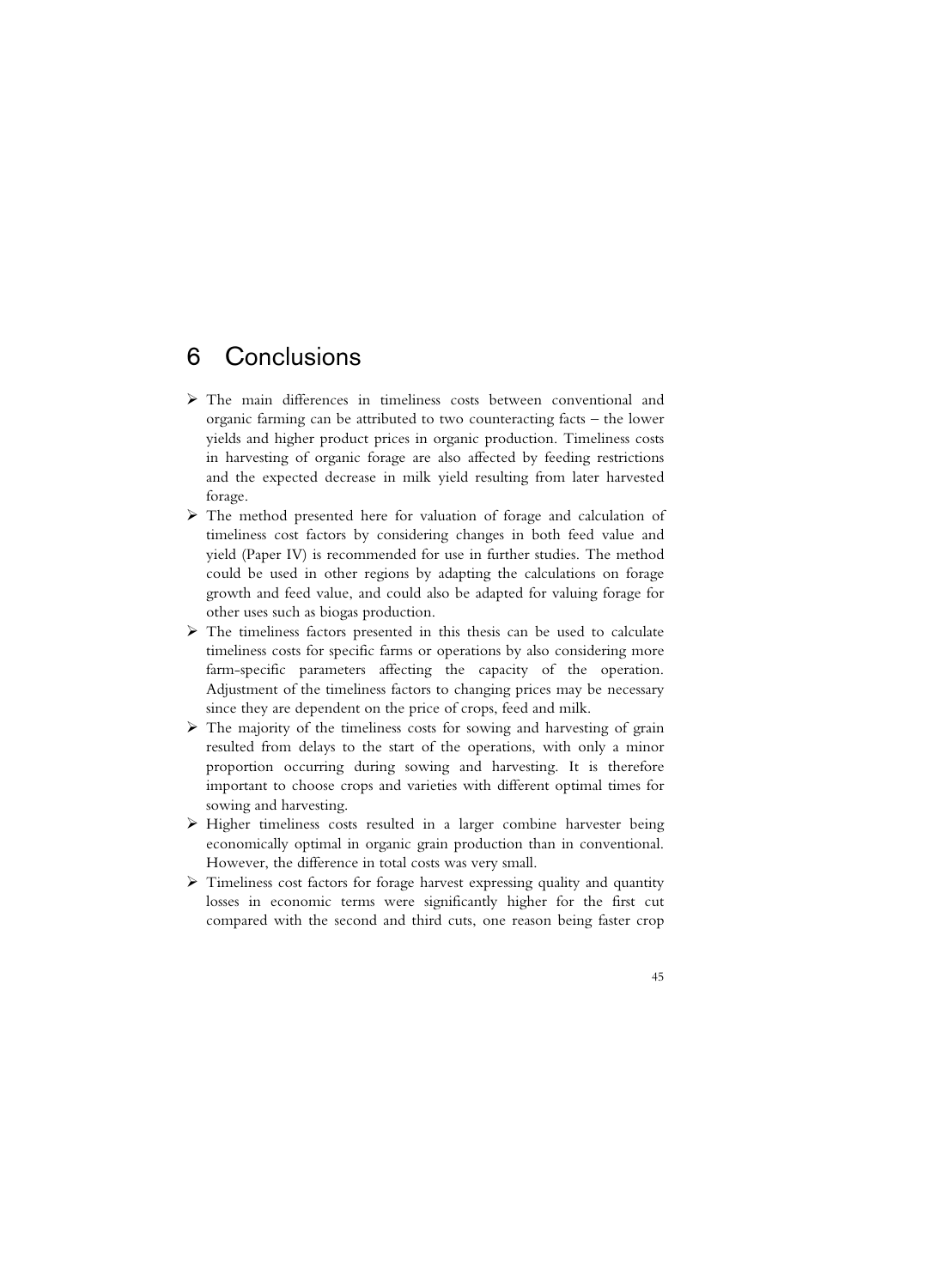# 6 Conclusions

- The main differences in timeliness costs between conventional and organic farming can be attributed to two counteracting facts – the lower yields and higher product prices in organic production. Timeliness costs in harvesting of organic forage are also affected by feeding restrictions and the expected decrease in milk yield resulting from later harvested forage.
- The method presented here for valuation of forage and calculation of timeliness cost factors by considering changes in both feed value and yield (Paper IV) is recommended for use in further studies. The method could be used in other regions by adapting the calculations on forage growth and feed value, and could also be adapted for valuing forage for other uses such as biogas production.
- The timeliness factors presented in this thesis can be used to calculate timeliness costs for specific farms or operations by also considering more farm-specific parameters affecting the capacity of the operation. Adjustment of the timeliness factors to changing prices may be necessary since they are dependent on the price of crops, feed and milk.
- The majority of the timeliness costs for sowing and harvesting of grain resulted from delays to the start of the operations, with only a minor proportion occurring during sowing and harvesting. It is therefore important to choose crops and varieties with different optimal times for sowing and harvesting.
- Higher timeliness costs resulted in a larger combine harvester being economically optimal in organic grain production than in conventional. However, the difference in total costs was very small.
- Timeliness cost factors for forage harvest expressing quality and quantity losses in economic terms were significantly higher for the first cut compared with the second and third cuts, one reason being faster crop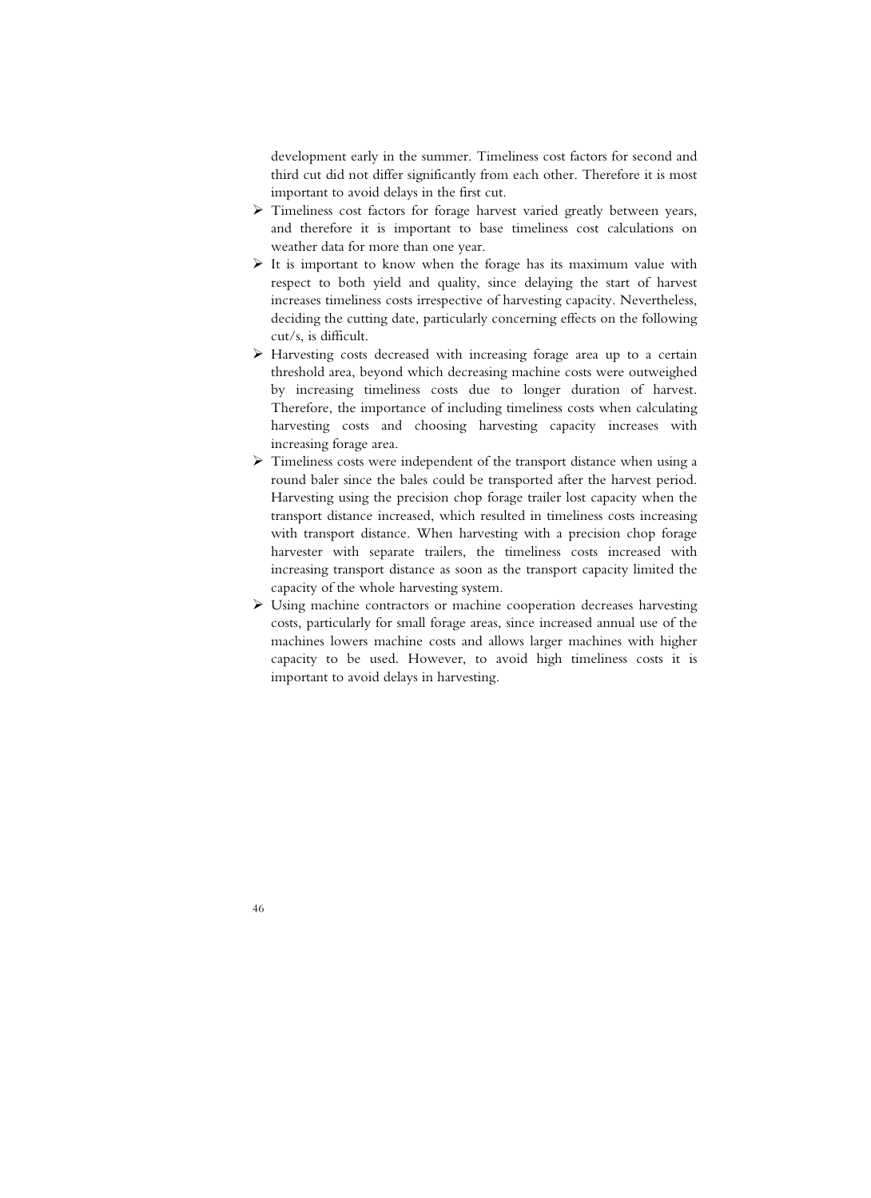development early in the summer. Timeliness cost factors for second and third cut did not differ significantly from each other. Therefore it is most important to avoid delays in the first cut.

- Timeliness cost factors for forage harvest varied greatly between years, and therefore it is important to base timeliness cost calculations on weather data for more than one year.
- It is important to know when the forage has its maximum value with respect to both yield and quality, since delaying the start of harvest increases timeliness costs irrespective of harvesting capacity. Nevertheless, deciding the cutting date, particularly concerning effects on the following cut/s, is difficult.
- Harvesting costs decreased with increasing forage area up to a certain threshold area, beyond which decreasing machine costs were outweighed by increasing timeliness costs due to longer duration of harvest. Therefore, the importance of including timeliness costs when calculating harvesting costs and choosing harvesting capacity increases with increasing forage area.
- Timeliness costs were independent of the transport distance when using a round baler since the bales could be transported after the harvest period. Harvesting using the precision chop forage trailer lost capacity when the transport distance increased, which resulted in timeliness costs increasing with transport distance. When harvesting with a precision chop forage harvester with separate trailers, the timeliness costs increased with increasing transport distance as soon as the transport capacity limited the capacity of the whole harvesting system.
- Using machine contractors or machine cooperation decreases harvesting costs, particularly for small forage areas, since increased annual use of the machines lowers machine costs and allows larger machines with higher capacity to be used. However, to avoid high timeliness costs it is important to avoid delays in harvesting.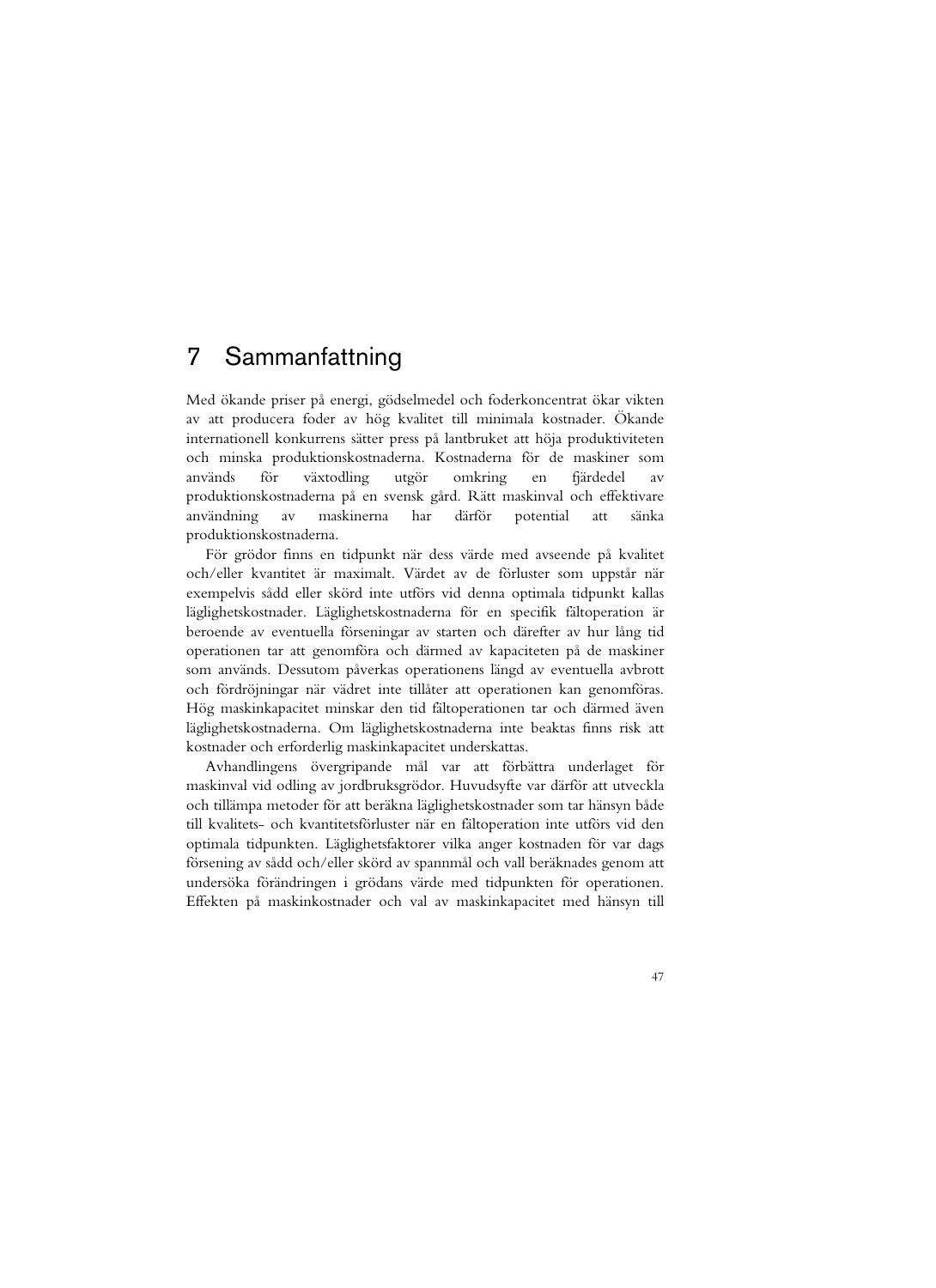# 7 Sammanfattning

Med ökande priser på energi, gödselmedel och foderkoncentrat ökar vikten av att producera foder av hög kvalitet till minimala kostnader. Ökande internationell konkurrens sätter press på lantbruket att höja produktiviteten och minska produktionskostnaderna. Kostnaderna för de maskiner som används för växtodling utgör omkring en fjärdedel av produktionskostnaderna på en svensk gård. Rätt maskinval och effektivare användning av maskinerna har därför potential att sänka produktionskostnaderna.

För grödor finns en tidpunkt när dess värde med avseende på kvalitet och/eller kvantitet är maximalt. Värdet av de förluster som uppstår när exempelvis sådd eller skörd inte utförs vid denna optimala tidpunkt kallas läglighetskostnader. Läglighetskostnaderna för en specifik fältoperation är beroende av eventuella förseningar av starten och därefter av hur lång tid operationen tar att genomföra och därmed av kapaciteten på de maskiner som används. Dessutom påverkas operationens längd av eventuella avbrott och fördröjningar när vädret inte tillåter att operationen kan genomföras. Hög maskinkapacitet minskar den tid fältoperationen tar och därmed även läglighetskostnaderna. Om läglighetskostnaderna inte beaktas finns risk att kostnader och erforderlig maskinkapacitet underskattas.

Avhandlingens övergripande mål var att förbättra underlaget för maskinval vid odling av jordbruksgrödor. Huvudsyfte var därför att utveckla och tillämpa metoder för att beräkna läglighetskostnader som tar hänsyn både till kvalitets- och kvantitetsförluster när en fältoperation inte utförs vid den optimala tidpunkten. Läglighetsfaktorer vilka anger kostnaden för var dags försening av sådd och/eller skörd av spannmål och vall beräknades genom att undersöka förändringen i grödans värde med tidpunkten för operationen. Effekten på maskinkostnader och val av maskinkapacitet med hänsyn till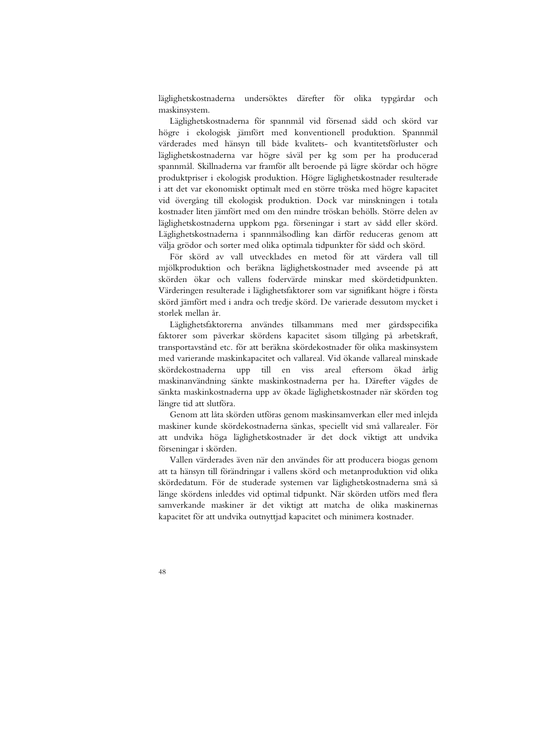läglighetskostnaderna undersöktes därefter för olika typgårdar och maskinsystem.

Läglighetskostnaderna för spannmål vid försenad sådd och skörd var högre i ekologisk jämfört med konventionell produktion. Spannmål värderades med hänsyn till både kvalitets- och kvantitetsförluster och läglighetskostnaderna var högre såväl per kg som per ha producerad spannmål. Skillnaderna var framför allt beroende på lägre skördar och högre produktpriser i ekologisk produktion. Högre läglighetskostnader resulterade i att det var ekonomiskt optimalt med en större tröska med högre kapacitet vid övergång till ekologisk produktion. Dock var minskningen i totala kostnader liten jämfört med om den mindre tröskan behölls. Större delen av läglighetskostnaderna uppkom pga. förseningar i start av sådd eller skörd. Läglighetskostnaderna i spannmålsodling kan därför reduceras genom att välja grödor och sorter med olika optimala tidpunkter för sådd och skörd.

För skörd av vall utvecklades en metod för att värdera vall till mjölkproduktion och beräkna läglighetskostnader med avseende på att skörden ökar och vallens fodervärde minskar med skördetidpunkten. Värderingen resulterade i läglighetsfaktorer som var signifikant högre i första skörd jämfört med i andra och tredje skörd. De varierade dessutom mycket i storlek mellan år.

Läglighetsfaktorerna användes tillsammans med mer gårdsspecifika faktorer som påverkar skördens kapacitet såsom tillgång på arbetskraft, transportavstånd etc. för att beräkna skördekostnader för olika maskinsystem med varierande maskinkapacitet och vallareal. Vid ökande vallareal minskade skördekostnaderna upp till en viss areal eftersom ökad årlig maskinanvändning sänkte maskinkostnaderna per ha. Därefter vägdes de sänkta maskinkostnaderna upp av ökade läglighetskostnader när skörden tog längre tid att slutföra.

Genom att låta skörden utföras genom maskinsamverkan eller med inlejda maskiner kunde skördekostnaderna sänkas, speciellt vid små vallarealer. För att undvika höga läglighetskostnader är det dock viktigt att undvika förseningar i skörden.

Vallen värderades även när den användes för att producera biogas genom att ta hänsyn till förändringar i vallens skörd och metanproduktion vid olika skördedatum. För de studerade systemen var läglighetskostnaderna små så länge skördens inleddes vid optimal tidpunkt. När skörden utförs med flera samverkande maskiner är det viktigt att matcha de olika maskinernas kapacitet för att undvika outnyttjad kapacitet och minimera kostnader.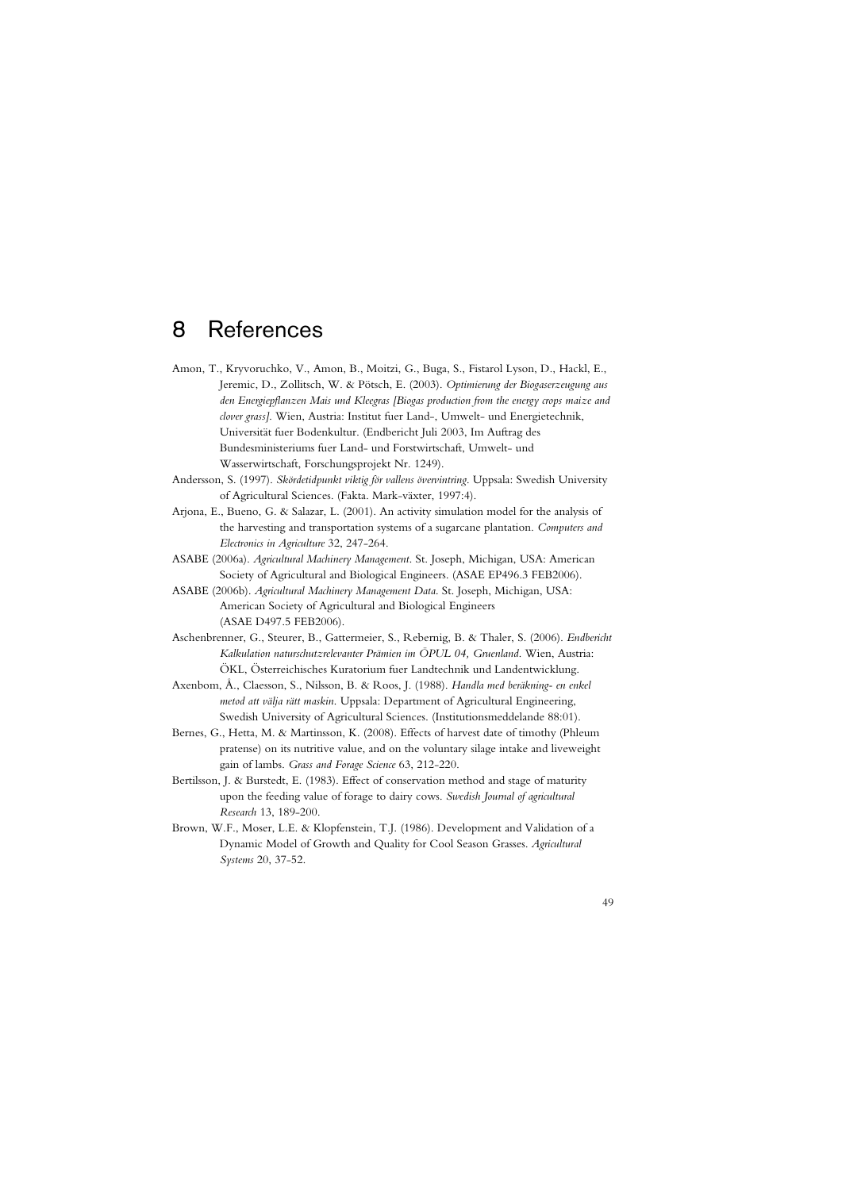# 8 References

Amon, T., Kryvoruchko, V., Amon, B., Moitzi, G., Buga, S., Fistarol Lyson, D., Hackl, E., Jeremic, D., Zollitsch, W. & Pötsch, E. (2003). *Optimierung der Biogaserzeugung aus den Energiepflanzen Mais und Kleegras [Biogas production from the energy crops maize and clover grass]*. Wien, Austria: Institut fuer Land-, Umwelt- und Energietechnik, Universität fuer Bodenkultur. (Endbericht Juli 2003, Im Auftrag des Bundesministeriums fuer Land- und Forstwirtschaft, Umwelt- und Wasserwirtschaft, Forschungsprojekt Nr. 1249).

Andersson, S. (1997). *Skördetidpunkt viktig för vallens övervintring*. Uppsala: Swedish University of Agricultural Sciences. (Fakta. Mark-växter, 1997:4).

Arjona, E., Bueno, G. & Salazar, L. (2001). An activity simulation model for the analysis of the harvesting and transportation systems of a sugarcane plantation. *Computers and Electronics in Agriculture* 32, 247-264.

ASABE (2006a). *Agricultural Machinery Management*. St. Joseph, Michigan, USA: American Society of Agricultural and Biological Engineers. (ASAE EP496.3 FEB2006).

ASABE (2006b). *Agricultural Machinery Management Data*. St. Joseph, Michigan, USA: American Society of Agricultural and Biological Engineers (ASAE D497.5 FEB2006).

Aschenbrenner, G., Steurer, B., Gattermeier, S., Rebernig, B. & Thaler, S. (2006). *Endbericht Kalkulation naturschutzrelevanter Prämien im ÖPUL 04, Gruenland*. Wien, Austria: ÖKL, Österreichisches Kuratorium fuer Landtechnik und Landentwicklung.

Axenbom, Å., Claesson, S., Nilsson, B. & Roos, J. (1988). *Handla med beräkning- en enkel metod att välja rätt maskin*. Uppsala: Department of Agricultural Engineering, Swedish University of Agricultural Sciences. (Institutionsmeddelande 88:01).

Bernes, G., Hetta, M. & Martinsson, K. (2008). Effects of harvest date of timothy (Phleum pratense) on its nutritive value, and on the voluntary silage intake and liveweight gain of lambs. *Grass and Forage Science* 63, 212-220.

Bertilsson, J. & Burstedt, E. (1983). Effect of conservation method and stage of maturity upon the feeding value of forage to dairy cows. *Swedish Journal of agricultural Research* 13, 189-200.

Brown, W.F., Moser, L.E. & Klopfenstein, T.J. (1986). Development and Validation of a Dynamic Model of Growth and Quality for Cool Season Grasses. *Agricultural Systems* 20, 37-52.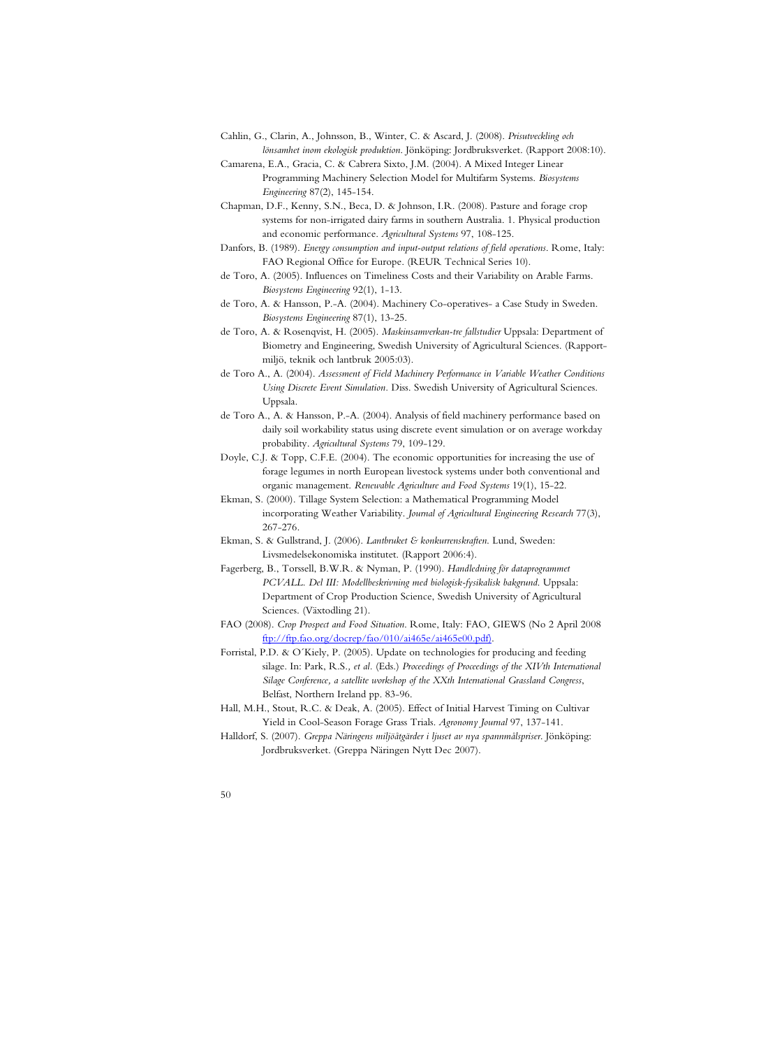Cahlin, G., Clarin, A., Johnsson, B., Winter, C. & Ascard, J. (2008). *Prisutveckling och lönsamhet inom ekologisk produktion*. Jönköping: Jordbruksverket. (Rapport 2008:10).

Camarena, E.A., Gracia, C. & Cabrera Sixto, J.M. (2004). A Mixed Integer Linear Programming Machinery Selection Model for Multifarm Systems. *Biosystems Engineering* 87(2), 145-154.

Chapman, D.F., Kenny, S.N., Beca, D. & Johnson, I.R. (2008). Pasture and forage crop systems for non-irrigated dairy farms in southern Australia. 1. Physical production and economic performance. *Agricultural Systems* 97, 108-125.

Danfors, B. (1989). *Energy consumption and input-output relations of field operations*. Rome, Italy: FAO Regional Office for Europe. (REUR Technical Series 10).

de Toro, A. (2005). Influences on Timeliness Costs and their Variability on Arable Farms. *Biosystems Engineering* 92(1), 1-13.

de Toro, A. & Hansson, P.-A. (2004). Machinery Co-operatives- a Case Study in Sweden. *Biosystems Engineering* 87(1), 13-25.

de Toro, A. & Rosenqvist, H. (2005). *Maskinsamverkan-tre fallstudier* Uppsala: Department of Biometry and Engineering, Swedish University of Agricultural Sciences. (Rapport-miljö, teknik och lantbruk 2005:03).

de Toro A., A. (2004). *Assessment of Field Machinery Performance in Variable Weather Conditions Using Discrete Event Simulation*. Diss. Swedish University of Agricultural Sciences. Uppsala.

de Toro A., A. & Hansson, P.-A. (2004). Analysis of field machinery performance based on daily soil workability status using discrete event simulation or on average workday probability. *Agricultural Systems* 79, 109-129.

Doyle, C.J. & Topp, C.F.E. (2004). The economic opportunities for increasing the use of forage legumes in north European livestock systems under both conventional and organic management. *Renewable Agriculture and Food Systems* 19(1), 15-22.

Ekman, S. (2000). Tillage System Selection: a Mathematical Programming Model incorporating Weather Variability. *Journal of Agricultural Engineering Research* 77(3), 267-276.

Ekman, S. & Gullstrand, J. (2006). *Lantbruket & konkurrenskraften*. Lund, Sweden: Livsmedelsekonomiska institutet. (Rapport 2006:4).

Fagerberg, B., Torssell, B.W.R. & Nyman, P. (1990). *Handledning för dataprogrammet PCVALL. Del III: Modellbeskrivning med biologisk-fysikalisk bakgrund*. Uppsala: Department of Crop Production Science, Swedish University of Agricultural Sciences. (Växtodling 21).

FAO (2008). *Crop Prospect and Food Situation*. Rome, Italy: FAO, GIEWS (No 2 April 2008 ftp://ftp.fao.org/docrep/fao/010/ai465e/ai465e00.pdf).

Forristal, P.D. & O´Kiely, P. (2005). Update on technologies for producing and feeding silage. In: Park, R.S.*, et al.* (Eds.) *Proceedings of Proceedings of the XIVth International Silage Conference, a satellite workshop of the XXth International Grassland Congress*, Belfast, Northern Ireland pp. 83-96.

Hall, M.H., Stout, R.C. & Deak, A. (2005). Effect of Initial Harvest Timing on Cultivar Yield in Cool-Season Forage Grass Trials. *Agronomy Journal* 97, 137-141.

Halldorf, S. (2007). *Greppa Näringens miljöåtgärder i ljuset av nya spannmålspriser*. Jönköping: Jordbruksverket. (Greppa Näringen Nytt Dec 2007).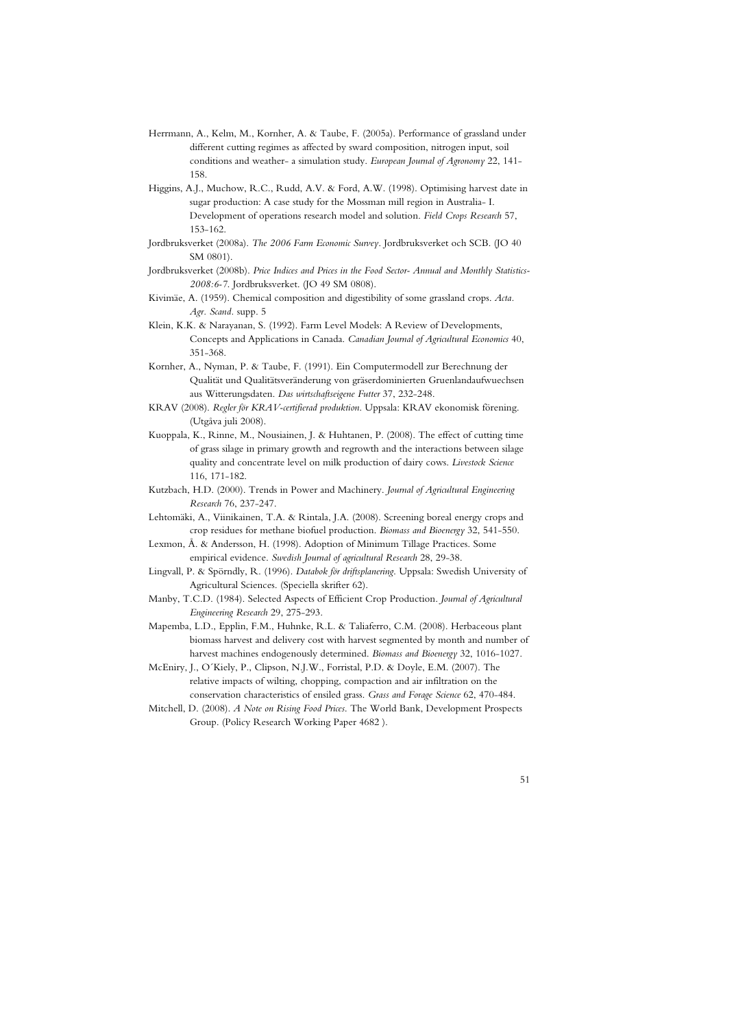Herrmann, A., Kelm, M., Kornher, A. & Taube, F. (2005a). Performance of grassland under different cutting regimes as affected by sward composition, nitrogen input, soil conditions and weather- a simulation study. *European Journal of Agronomy* 22, 141-158.

Higgins, A.J., Muchow, R.C., Rudd, A.V. & Ford, A.W. (1998). Optimising harvest date in sugar production: A case study for the Mossman mill region in Australia- I. Development of operations research model and solution. *Field Crops Research* 57, 153-162.

Jordbruksverket (2008a). *The 2006 Farm Economic Survey*. Jordbruksverket och SCB. (JO 40 SM 0801).

Jordbruksverket (2008b). *Price Indices and Prices in the Food Sector- Annual and Monthly Statistics- 2008:6-7*. Jordbruksverket. (JO 49 SM 0808).

Kivimäe, A. (1959). Chemical composition and digestibility of some grassland crops. *Acta. Agr. Scand.* supp. 5

Klein, K.K. & Narayanan, S. (1992). Farm Level Models: A Review of Developments, Concepts and Applications in Canada. *Canadian Journal of Agricultural Economics* 40, 351-368.

Kornher, A., Nyman, P. & Taube, F. (1991). Ein Computermodell zur Berechnung der Qualität und Qualitätsveränderung von gräserdominierten Gruenlandaufwuechsen aus Witterungsdaten. *Das wirtschaftseigene Futter* 37, 232-248.

KRAV (2008). *Regler för KRAV-certifierad produktion*. Uppsala: KRAV ekonomisk förening. (Utgåva juli 2008).

Kuoppala, K., Rinne, M., Nousiainen, J. & Huhtanen, P. (2008). The effect of cutting time of grass silage in primary growth and regrowth and the interactions between silage quality and concentrate level on milk production of dairy cows. *Livestock Science* 116, 171-182.

Kutzbach, H.D. (2000). Trends in Power and Machinery. *Journal of Agricultural Engineering Research* 76, 237-247.

Lehtomäki, A., Viinikainen, T.A. & Rintala, J.A. (2008). Screening boreal energy crops and crop residues for methane biofuel production. *Biomass and Bioenergy* 32, 541-550.

Lexmon, Å. & Andersson, H. (1998). Adoption of Minimum Tillage Practices. Some empirical evidence. *Swedish Journal of agricultural Research* 28, 29-38.

Lingvall, P. & Spörndly, R. (1996). *Databok för driftsplanering*. Uppsala: Swedish University of Agricultural Sciences. (Speciella skrifter 62).

Manby, T.C.D. (1984). Selected Aspects of Efficient Crop Production. *Journal of Agricultural Engineering Research* 29, 275-293.

Mapemba, L.D., Epplin, F.M., Huhnke, R.L. & Taliaferro, C.M. (2008). Herbaceous plant biomass harvest and delivery cost with harvest segmented by month and number of harvest machines endogenously determined. *Biomass and Bioenergy* 32, 1016-1027.

McEniry, J., O´Kiely, P., Clipson, N.J.W., Forristal, P.D. & Doyle, E.M. (2007). The relative impacts of wilting, chopping, compaction and air infiltration on the conservation characteristics of ensiled grass. *Grass and Forage Science* 62, 470-484.

Mitchell, D. (2008). *A Note on Rising Food Prices*. The World Bank, Development Prospects Group. (Policy Research Working Paper 4682 ).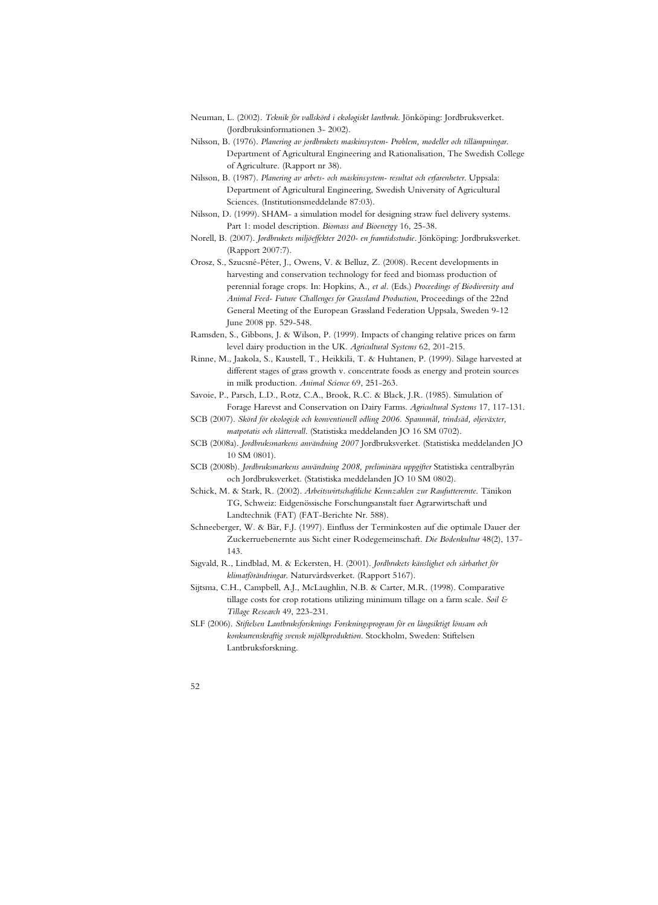Neuman, L. (2002). *Teknik för vallskörd i ekologiskt lantbruk*. Jönköping: Jordbruksverket. (Jordbruksinformationen 3- 2002).

Nilsson, B. (1976). *Planering av jordbrukets maskinsystem- Problem, modeller och tillämpningar*. Department of Agricultural Engineering and Rationalisation, The Swedish College of Agriculture. (Rapport nr 38).

Nilsson, B. (1987). *Planering av arbets- och maskinsystem- resultat och erfarenheter*. Uppsala: Department of Agricultural Engineering, Swedish University of Agricultural Sciences. (Institutionsmeddelande 87:03).

Nilsson, D. (1999). SHAM- a simulation model for designing straw fuel delivery systems. Part 1: model description. *Biomass and Bioenergy* 16, 25-38.

Norell, B. (2007). *Jordbrukets miljöeffekter 2020- en framtidsstudie*. Jönköping: Jordbruksverket. (Rapport 2007:7).

Orosz, S., Szucsné-Péter, J., Owens, V. & Belluz, Z. (2008). Recent developments in harvesting and conservation technology for feed and biomass production of perennial forage crops. In: Hopkins, A., *et al.* (Eds.) *Proceedings of Biodiversity and Animal Feed- Future Challenges for Grassland Production*, Proceedings of the 22nd General Meeting of the European Grassland Federation Uppsala, Sweden 9-12 June 2008 pp. 529-548.

Ramsden, S., Gibbons, J. & Wilson, P. (1999). Impacts of changing relative prices on farm level dairy production in the UK. *Agricultural Systems* 62, 201-215.

Rinne, M., Jaakola, S., Kaustell, T., Heikkilä, T. & Huhtanen, P. (1999). Silage harvested at different stages of grass growth v. concentrate foods as energy and protein sources in milk production. *Animal Science* 69, 251-263.

Savoie, P., Parsch, L.D., Rotz, C.A., Brook, R.C. & Black, J.R. (1985). Simulation of Forage Harevst and Conservation on Dairy Farms. *Agricultural Systems* 17, 117-131.

SCB (2007). *Skörd för ekologisk och konventionell odling 2006. Spannmål, trindsäd, oljeväxter, matpotatis och slättervall*. (Statistiska meddelanden JO 16 SM 0702).

SCB (2008a). *Jordbruksmarkens användning 2007* Jordbruksverket. (Statistiska meddelanden JO 10 SM 0801).

SCB (2008b). *Jordbruksmarkens användning 2008, preliminära uppgifter* Statistiska centralbyrån och Jordbruksverket. (Statistiska meddelanden JO 10 SM 0802).

Schick, M. & Stark, R. (2002). *Arbeitswirtschaftliche Kennzahlen zur Raufutterernte*. Tänikon TG, Schweiz: Eidgenössische Forschungsanstalt fuer Agrarwirtschaft und Landtechnik (FAT) (FAT-Berichte Nr. 588).

Schneeberger, W. & Bär, F.J. (1997). Einfluss der Terminkosten auf die optimale Dauer der Zuckerruebenernte aus Sicht einer Rodegemeinschaft. *Die Bodenkultur* 48(2), 137-143.

Sigvald, R., Lindblad, M. & Eckersten, H. (2001). *Jordbrukets känslighet och sårbarhet för klimatförändringar*. Naturvårdsverket. (Rapport 5167).

Sijtsma, C.H., Campbell, A.J., McLaughlin, N.B. & Carter, M.R. (1998). Comparative tillage costs for crop rotations utilizing minimum tillage on a farm scale. *Soil & Tillage Research* 49, 223-231.

SLF (2006). *Stiftelsen Lantbruksforsknings Forskningsprogram för en långsiktigt lönsam och konkurrenskraftig svensk mjölkproduktion*. Stockholm, Sweden: Stiftelsen Lantbruksforskning.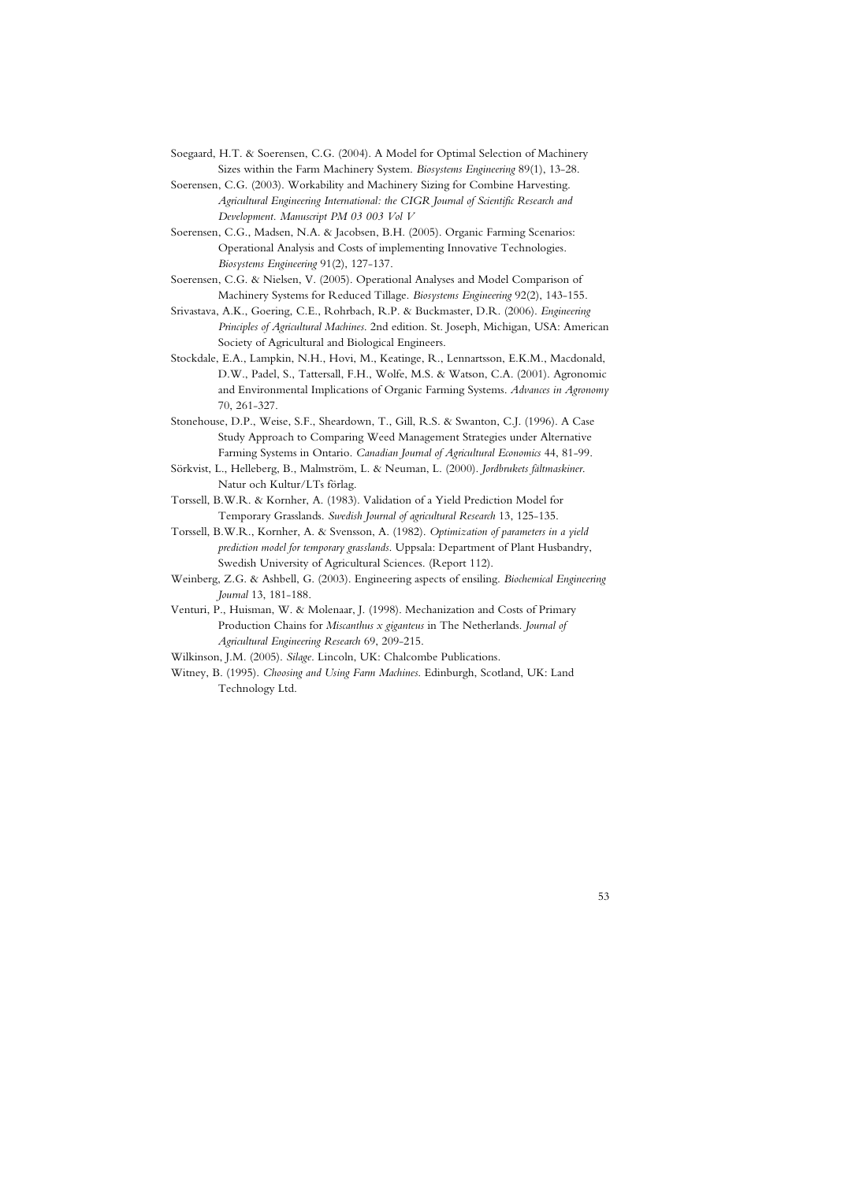Soegaard, H.T. & Soerensen, C.G. (2004). A Model for Optimal Selection of Machinery Sizes within the Farm Machinery System. *Biosystems Engineering* 89(1), 13-28.

Soerensen, C.G. (2003). Workability and Machinery Sizing for Combine Harvesting. *Agricultural Engineering International: the CIGR Journal of Scientific Research and Development. Manuscript PM 03 003 Vol V*

Soerensen, C.G., Madsen, N.A. & Jacobsen, B.H. (2005). Organic Farming Scenarios: Operational Analysis and Costs of implementing Innovative Technologies. *Biosystems Engineering* 91(2), 127-137.

Soerensen, C.G. & Nielsen, V. (2005). Operational Analyses and Model Comparison of Machinery Systems for Reduced Tillage. *Biosystems Engineering* 92(2), 143-155.

Srivastava, A.K., Goering, C.E., Rohrbach, R.P. & Buckmaster, D.R. (2006). *Engineering Principles of Agricultural Machines*. 2nd edition. St. Joseph, Michigan, USA: American Society of Agricultural and Biological Engineers.

Stockdale, E.A., Lampkin, N.H., Hovi, M., Keatinge, R., Lennartsson, E.K.M., Macdonald, D.W., Padel, S., Tattersall, F.H., Wolfe, M.S. & Watson, C.A. (2001). Agronomic and Environmental Implications of Organic Farming Systems. *Advances in Agronomy* 70, 261-327.

Stonehouse, D.P., Weise, S.F., Sheardown, T., Gill, R.S. & Swanton, C.J. (1996). A Case Study Approach to Comparing Weed Management Strategies under Alternative Farming Systems in Ontario. *Canadian Journal of Agricultural Economics* 44, 81-99.

Sörkvist, L., Helleberg, B., Malmström, L. & Neuman, L. (2000). *Jordbrukets fältmaskiner*. Natur och Kultur/LTs förlag.

Torssell, B.W.R. & Kornher, A. (1983). Validation of a Yield Prediction Model for Temporary Grasslands. *Swedish Journal of agricultural Research* 13, 125-135.

Torssell, B.W.R., Kornher, A. & Svensson, A. (1982). *Optimization of parameters in a yield prediction model for temporary grasslands*. Uppsala: Department of Plant Husbandry, Swedish University of Agricultural Sciences. (Report 112).

Weinberg, Z.G. & Ashbell, G. (2003). Engineering aspects of ensiling. *Biochemical Engineering Journal* 13, 181-188.

Venturi, P., Huisman, W. & Molenaar, J. (1998). Mechanization and Costs of Primary Production Chains for *Miscanthus x giganteus* in The Netherlands. *Journal of Agricultural Engineering Research* 69, 209-215.

Wilkinson, J.M. (2005). *Silage*. Lincoln, UK: Chalcombe Publications.

Witney, B. (1995). *Choosing and Using Farm Machines*. Edinburgh, Scotland, UK: Land Technology Ltd.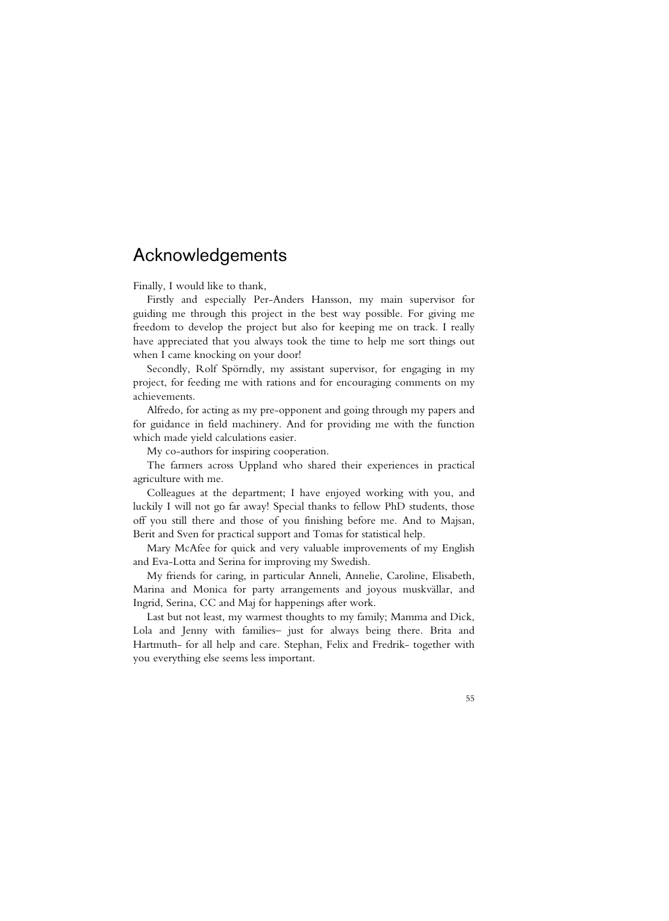# Acknowledgements

Finally, I would like to thank,

Firstly and especially Per-Anders Hansson, my main supervisor for guiding me through this project in the best way possible. For giving me freedom to develop the project but also for keeping me on track. I really have appreciated that you always took the time to help me sort things out when I came knocking on your door!

Secondly, Rolf Spörndly, my assistant supervisor, for engaging in my project, for feeding me with rations and for encouraging comments on my achievements.

Alfredo, for acting as my pre-opponent and going through my papers and for guidance in field machinery. And for providing me with the function which made yield calculations easier.

My co-authors for inspiring cooperation.

The farmers across Uppland who shared their experiences in practical agriculture with me.

Colleagues at the department; I have enjoyed working with you, and luckily I will not go far away! Special thanks to fellow PhD students, those off you still there and those of you finishing before me. And to Majsan, Berit and Sven for practical support and Tomas for statistical help.

Mary McAfee for quick and very valuable improvements of my English and Eva-Lotta and Serina for improving my Swedish.

My friends for caring, in particular Anneli, Annelie, Caroline, Elisabeth, Marina and Monica for party arrangements and joyous muskvällar, and Ingrid, Serina, CC and Maj for happenings after work.

Last but not least, my warmest thoughts to my family; Mamma and Dick, Lola and Jenny with families– just for always being there. Brita and Hartmuth- for all help and care. Stephan, Felix and Fredrik- together with you everything else seems less important.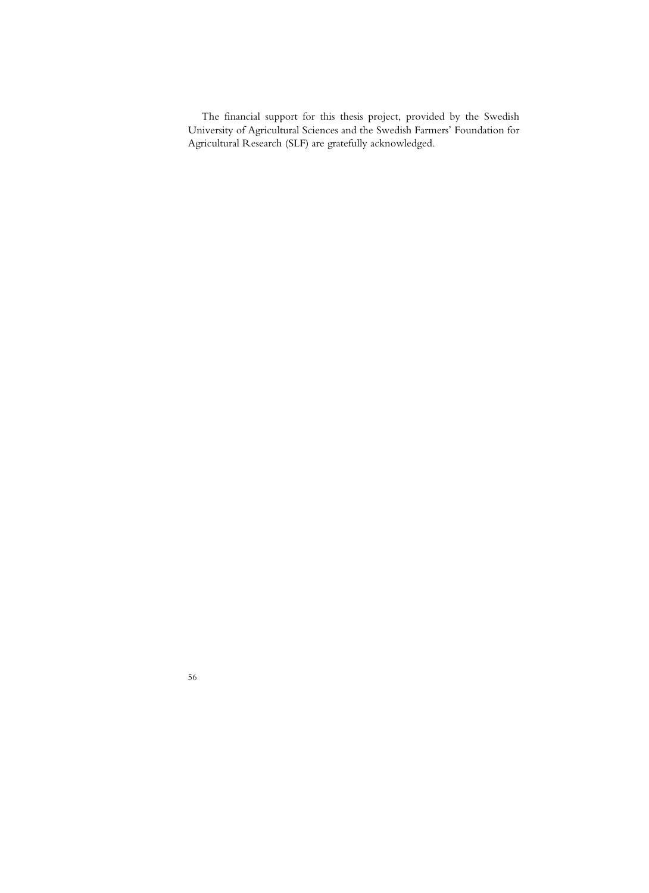The financial support for this thesis project, provided by the Swedish University of Agricultural Sciences and the Swedish Farmers' Foundation for Agricultural Research (SLF) are gratefully acknowledged.